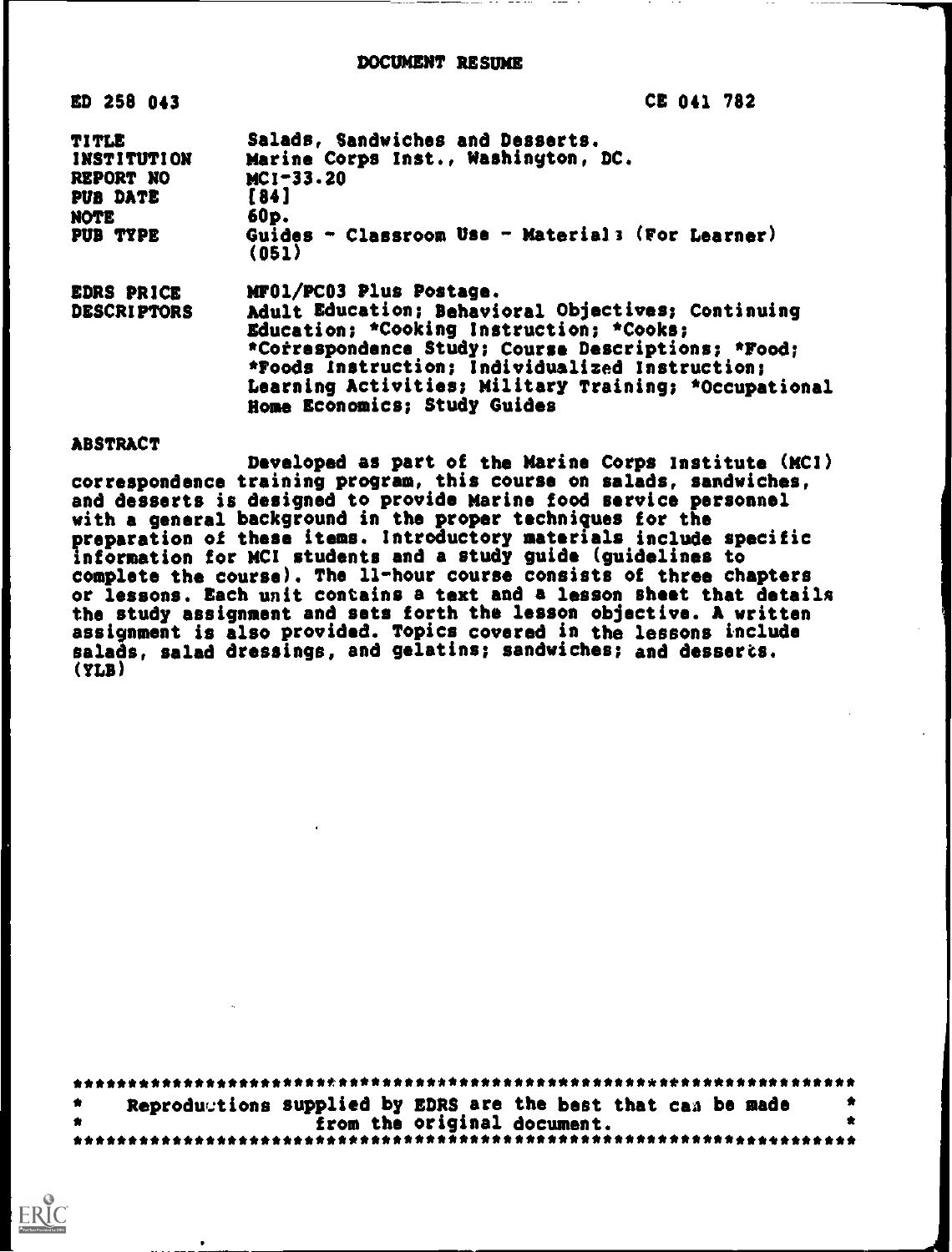# DOCUMENT RESUME

ED 258 043 CE 041 782

| | |
|---|---|
| TITLE | Salads, Sandwiches and Desserts. |
| INSTITUTION | Marine Corps Inst., Washington, DC. |
| REPORT NO | MCI-33.20 |
| PUB DATE | [84] |
| NOTE | 60p. |
| PUB TYPE | Guides - Classroom Use - Materials (For Learner) (051) |
| EDRS PRICE | MF01/PC03 Plus Postage. |
| DESCRIPTORS | Adult Education; Behavioral Objectives; Continuing Education; *Cooking Instruction; *Cooks; *Correspondence Study; Course Descriptions; *Food; *Foods Instruction; Individualized Instruction; Learning Activities; Military Training; *Occupational Home Economics; Study Guides |

## ABSTRACT

Developed as part of the Marine Corps Institute (MCI) correspondence training program, this course on salads, sandwiches, and desserts is designed to provide Marine food service personnel with a general background in the proper techniques for the preparation of these items. Introductory materials include specific information for MCI students and a study guide (guidelines to complete the course). The 11-hour course consists of three chapters or lessons. Each unit contains a text and a lesson sheet that details the study assignment and sets forth the lesson objective. A written assignment is also provided. Topics covered in the lessons include salads, salad dressings, and gelatins; sandwiches; and desserts. (YLB)

***********************************************************************
* Reproductions supplied by EDRS are the best that can be made *
* from the original document. *
***********************************************************************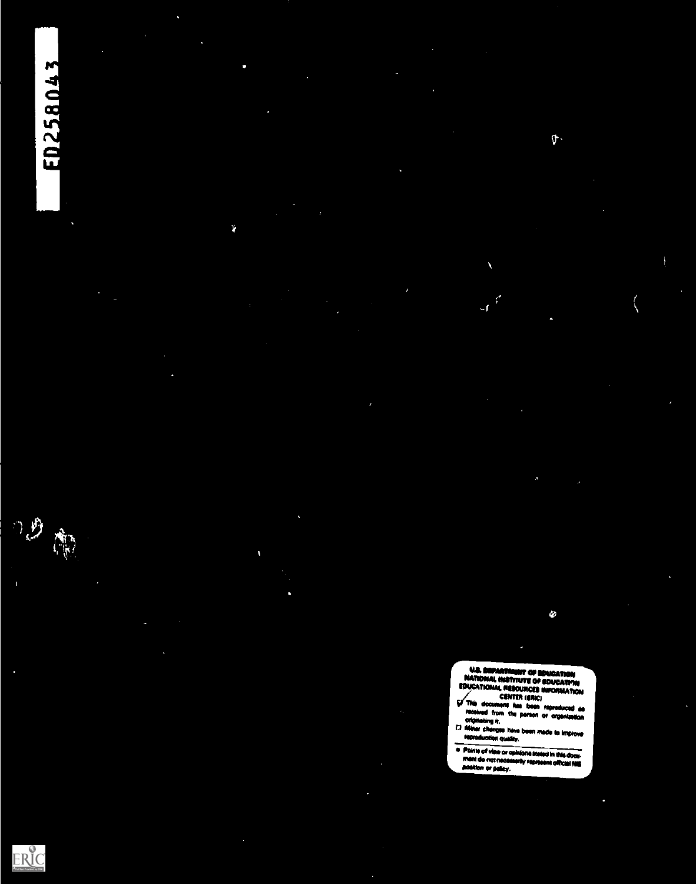ED258043

U.S. DEPARTMENT OF EDUCATION
NATIONAL INSTITUTE OF EDUCATION
EDUCATIONAL RESOURCES INFORMATION
CENTER (ERIC)

- [x] This document has been reproduced as received from the person or organization originating it.
- [ ] Minor changes have been made to improve reproduction quality.

- Points of view or opinions stated in this document do not necessarily represent official NIE position or policy.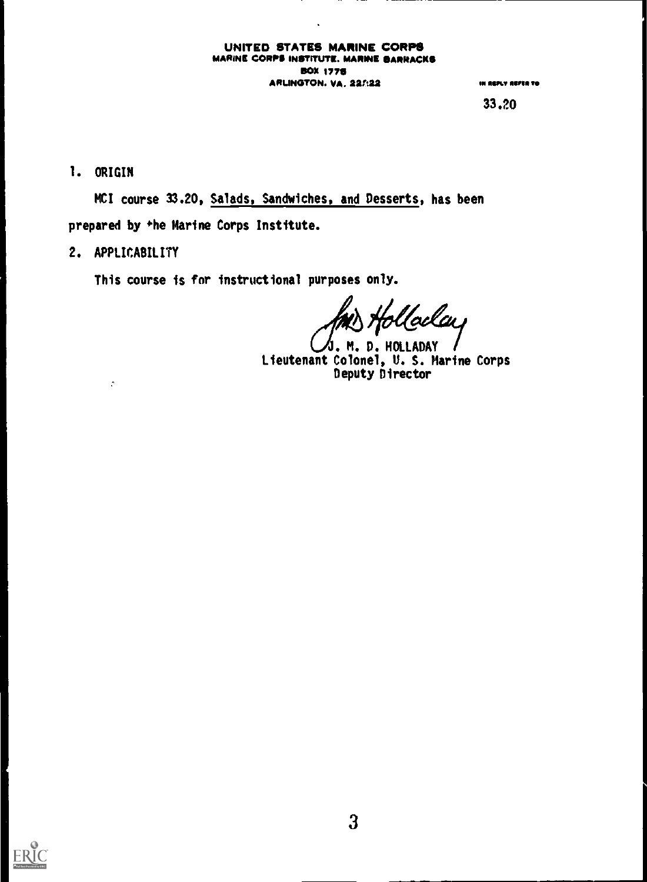UNITED STATES MARINE CORPS
MARINE CORPS INSTITUTE, MARINE BARRACKS
BOX 1775
ARLINGTON, VA. 22222

IN REPLY REFER TO

33.20

1. ORIGIN

MCI course 33.20, Salads, Sandwiches, and Desserts, has been prepared by the Marine Corps Institute.

2. APPLICABILITY

This course is for instructional purposes only.

J. M. D. HOLLADAY
Lieutenant Colonel, U. S. Marine Corps
Deputy Director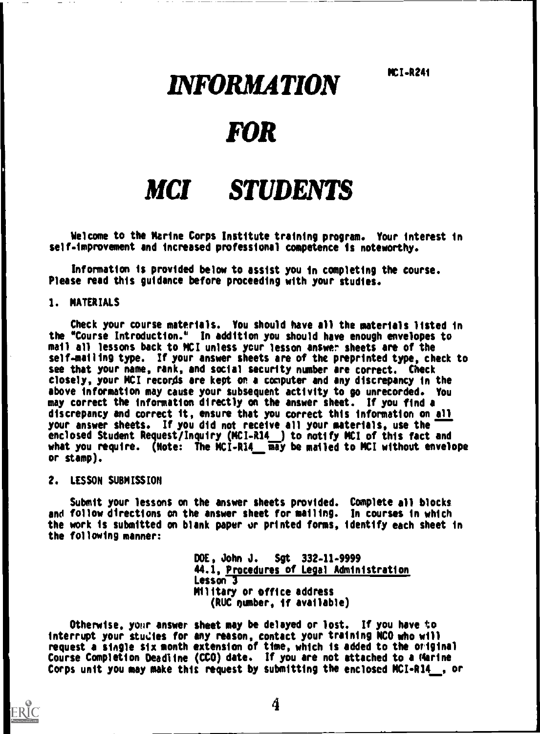MCI-R241

# *INFORMATION*

# *FOR*

# *MCI STUDENTS*

Welcome to the Marine Corps Institute training program. Your interest in self-improvement and increased professional competence is noteworthy.

Information is provided below to assist you in completing the course. Please read this guidance before proceeding with your studies.

## 1. MATERIALS

Check your course materials. You should have all the materials listed in the "Course Introduction." In addition you should have enough envelopes to mail all lessons back to MCI unless your lesson answer sheets are of the self-mailing type. If your answer sheets are of the preprinted type, check to see that your name, rank, and social security number are correct. Check closely, your MCI records are kept on a computer and any discrepancy in the above information may cause your subsequent activity to go unrecorded. You may correct the information directly on the answer sheet. If you find a discrepancy and correct it, ensure that you correct this information on <u>all</u> your answer sheets. If you did not receive all your materials, use the enclosed Student Request/Inquiry (MCI-R14__) to notify MCI of this fact and what you require. (Note: The MCI-R14__ may be mailed to MCI without envelope or stamp).

## 2. LESSON SUBMISSION

Submit your lessons on the answer sheets provided. Complete all blocks and follow directions on the answer sheet for mailing. In courses in which the work is submitted on blank paper or printed forms, identify each sheet in the following manner:

> DOE, John J. Sgt 332-11-9999
> 44.1, <u>Procedures of Legal Administration</u>
> <u>Lesson 3</u>
> Military or office address
> (RUC number, if available)

Otherwise, your answer sheet may be delayed or lost. If you have to interrupt your studies for any reason, contact your training NCO who will request a single six month extension of time, which is added to the original Course Completion Deadline (CCD) date. If you are not attached to a Marine Corps unit you may make this request by submitting the enclosed MCI-R14__, or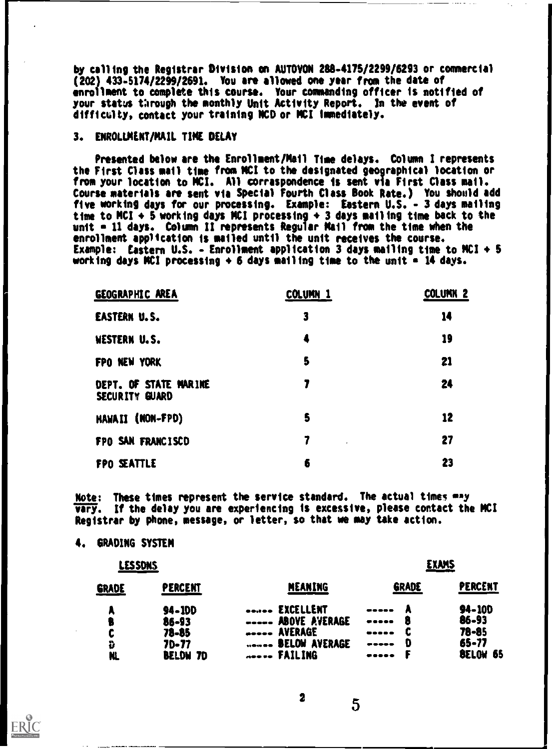by calling the Registrar Division on AUTOVON 288-4175/2299/6293 or commercial (202) 433-5174/2299/2691. You are allowed one year from the date of enrollment to complete this course. Your commanding officer is notified of your status through the monthly Unit Activity Report. In the event of difficulty, contact your training NCO or MCI immediately.

## 3. ENROLLMENT/MAIL TIME DELAY

Presented below are the Enrollment/Mail Time delays. Column I represents the First Class mail time from MCI to the designated geographical location or from your location to MCI. All correspondence is sent via First Class mail. Course materials are sent via Special Fourth Class Book Rate.) You should add five working days for our processing. Example: Eastern U.S. - 3 days mailing time to MCI + 5 working days MCI processing + 3 days mailing time back to the unit = 11 days. Column II represents Regular Mail from the time when the enrollment application is mailed until the unit receives the course. Example: Eastern U.S. - Enrollment application 3 days mailing time to MCI + 5 working days MCI processing + 6 days mailing time to the unit = 14 days.

| GEOGRAPHIC AREA | COLUMN 1 | COLUMN 2 |
|---|---|---|
| EASTERN U.S. | 3 | 14 |
| WESTERN U.S. | 4 | 19 |
| FPO NEW YORK | 5 | 21 |
| DEPT. OF STATE MARINE SECURITY GUARD | 7 | 24 |
| HAWAII (NON-FPO) | 5 | 12 |
| FPO SAN FRANCISCO | 7 | 27 |
| FPO SEATTLE | 6 | 23 |

Note: These times represent the service standard. The actual times may vary. If the delay you are experiencing is excessive, please contact the MCI Registrar by phone, message, or letter, so that we may take action.

## 4. GRADING SYSTEM

| LESSONS | | | EXAMS | |
|---|---|---|---|---|
| GRADE | PERCENT | MEANING | GRADE | PERCENT |
| A | 94-100 | EXCELLENT | A | 94-100 |
| B | 86-93 | ABOVE AVERAGE | B | 86-93 |
| C | 78-85 | AVERAGE | C | 78-85 |
| D | 70-77 | BELOW AVERAGE | D | 65-77 |
| NL | BELOW 70 | FAILING | F | BELOW 65 |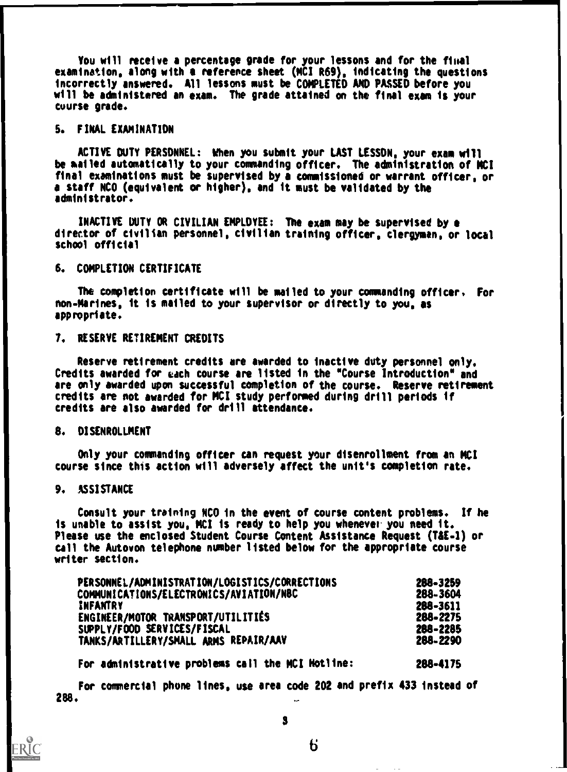You will receive a percentage grade for your lessons and for the final examination, along with a reference sheet (MCI R69), indicating the questions incorrectly answered. All lessons must be COMPLETED AND PASSED before you will be administered an exam. The grade attained on the final exam is your course grade.

## 5. FINAL EXAMINATION

ACTIVE DUTY PERSONNEL: When you submit your LAST LESSON, your exam will be mailed automatically to your commanding officer. The administration of MCI final examinations must be supervised by a commissioned or warrant officer, or a staff NCO (equivalent or higher), and it must be validated by the administrator.

INACTIVE DUTY OR CIVILIAN EMPLOYEE: The exam may be supervised by a director of civilian personnel, civilian training officer, clergyman, or local school official

## 6. COMPLETION CERTIFICATE

The completion certificate will be mailed to your commanding officer. For non-Marines, it is mailed to your supervisor or directly to you, as appropriate.

## 7. RESERVE RETIREMENT CREDITS

Reserve retirement credits are awarded to inactive duty personnel only. Credits awarded for each course are listed in the "Course Introduction" and are only awarded upon successful completion of the course. Reserve retirement credits are not awarded for MCI study performed during drill periods if credits are also awarded for drill attendance.

## 8. DISENROLLMENT

Only your commanding officer can request your disenrollment from an MCI course since this action will adversely affect the unit's completion rate.

## 9. ASSISTANCE

Consult your training NCO in the event of course content problems. If he is unable to assist you, MCI is ready to help you whenever you need it. Please use the enclosed Student Course Content Assistance Request (T&E-1) or call the Autovon telephone number listed below for the appropriate course writer section.

| | |
|---|---|
| PERSONNEL/ADMINISTRATION/LOGISTICS/CORRECTIONS | 288-3259 |
| COMMUNICATIONS/ELECTRONICS/AVIATION/NBC | 288-3604 |
| INFANTRY | 288-3611 |
| ENGINEER/MOTOR TRANSPORT/UTILITIES | 288-2275 |
| SUPPLY/FOOD SERVICES/FISCAL | 288-2285 |
| TANKS/ARTILLERY/SMALL ARMS REPAIR/AAV | 288-2290 |
| For administrative problems call the MCI Hotline: | 288-4175 |

For commercial phone lines, use area code 202 and prefix 433 instead of 288.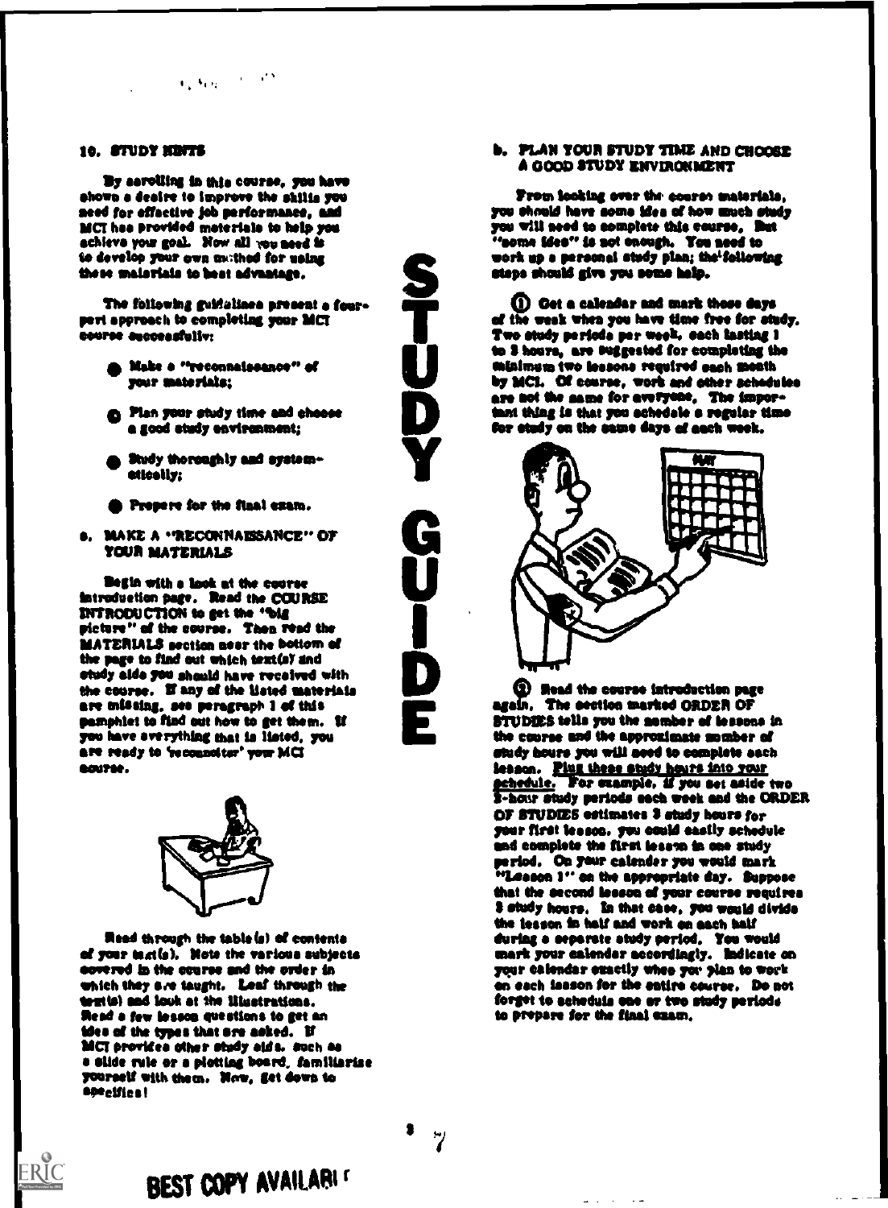## 10. STUDY HINTS

By enrolling in this course, you have shown a desire to improve the skills you need for effective job performance, and MCI has provided materials to help you achieve your goal. Now all you need is to develop your own method for using these materials to best advantage.

The following guidelines present a four-part approach to completing your MCI course successfully:

- Make a "reconnaissance" of your materials;
- Plan your study time and choose a good study environment;
- Study thoroughly and systematically;
- Prepare for the final exam.

### a. MAKE A "RECONNAISSANCE" OF YOUR MATERIALS

Begin with a look at the course introduction page. Read the COURSE INTRODUCTION to get the "big picture" of the course. Then read the MATERIALS section near the bottom of the page to find out which text(s) and study aids you should have received with the course. If any of the listed materials are missing, see paragraph 1 of this pamphlet to find out how to get them. If you have everything that is listed, you are ready to 'reconnoiter' your MCI course.

Read through the table(s) of contents of your text(s). Note the various subjects covered in the course and the order in which they are taught. Leaf through the text(s) and look at the illustrations. Read a few lesson questions to get an idea of the types that are asked. If MCI provides other study aids, such as a slide rule or a plotting board, familiarize yourself with them. Now, get down to specifics!

# STUDY GUIDE

### b. PLAN YOUR STUDY TIME AND CHOOSE A GOOD STUDY ENVIRONMENT

From looking over the course materials, you should have some idea of how much study you will need to complete this course. But "some idea" is not enough. You need to work up a personal study plan; the following steps should give you some help.

① Get a calendar and mark those days of the week when you have time free for study. Two study periods per week, each lasting 1 to 3 hours, are suggested for completing the minimum two lessons required each month by MCI. Of course, work and other schedules are not the same for everyone. The important thing is that you schedule a regular time for study on the same days of each week.

② Read the course introduction page again. The section marked ORDER OF STUDIES tells you the number of lessons in the course and the approximate number of study hours you will need to complete each lesson. Plug these study hours into your schedule. For example, if you set aside two 3-hour study periods each week and the ORDER OF STUDIES estimates 3 study hours for your first lesson, you could easily schedule and complete the first lesson in one study period. On your calendar you would mark "Lesson 1" on the appropriate day. Suppose that the second lesson of your course requires 5 study hours. In that case, you would divide the lesson in half and work on each half during a separate study period. You would mark your calendar accordingly. Indicate on your calendar exactly when you plan to work on each lesson for the entire course. Do not forget to schedule one or two study periods to prepare for the final exam.

BEST COPY AVAILABLE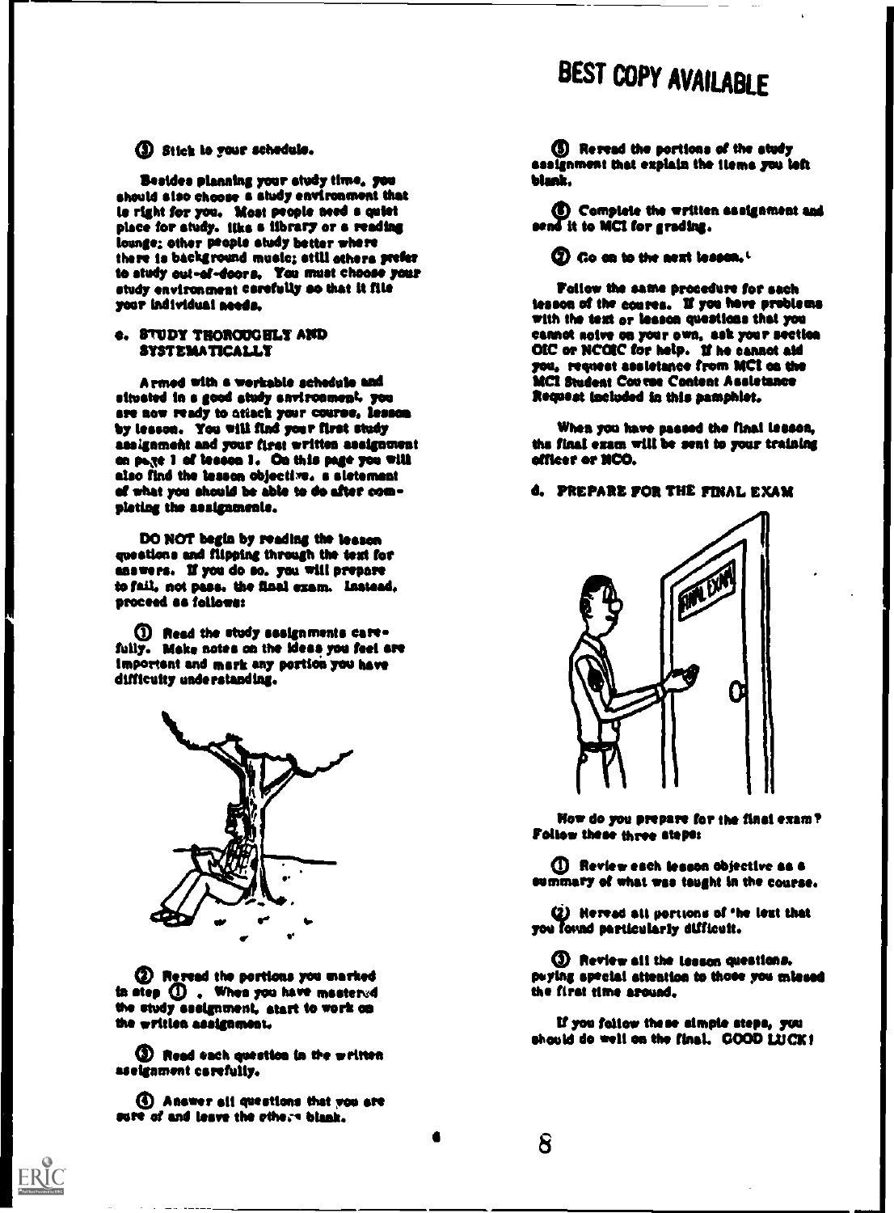③ Stick to your schedule.

Besides planning your study time, you should also choose a study environment that is right for you. Most people need a quiet place for study, like a library or a reading lounge; other people study better where there is background music; still others prefer to study out-of-doors. You must choose your study environment carefully so that it fits your individual needs.

## c. STUDY THOROUGHLY AND SYSTEMATICALLY

Armed with a workable schedule and situated in a good study environment, you are now ready to attack your course, lesson by lesson. You will find your first study assignment and your first written assignment on page 1 of lesson 1. On this page you will also find the lesson objective, a statement of what you should be able to do after completing the assignments.

DO NOT begin by reading the lesson questions and flipping through the text for answers. If you do so, you will prepare to fail, not pass, the final exam. Instead, proceed as follows:

① Read the study assignments carefully. Make notes on the ideas you feel are important and mark any portion you have difficulty understanding.

② Reread the portions you marked in step ①. When you have mastered the study assignment, start to work on the written assignment.

③ Read each question in the written assignment carefully.

④ Answer all questions that you are sure of and leave the others blank.

⑤ Reread the portions of the study assignment that explain the items you left blank.

⑥ Complete the written assignment and send it to MCI for grading.

⑦ Go on to the next lesson.

Follow the same procedure for each lesson of the course. If you have problems with the text or lesson questions that you cannot solve on your own, ask your section OIC or NCOIC for help. If he cannot aid you, request assistance from MCI on the MCI Student Course Content Assistance Request included in this pamphlet.

When you have passed the final lesson, the final exam will be sent to your training officer or NCO.

## d. PREPARE FOR THE FINAL EXAM

How do you prepare for the final exam? Follow these three steps:

① Review each lesson objective as a summary of what was taught in the course.

② Reread all portions of the text that you found particularly difficult.

③ Review all the lesson questions, paying special attention to those you missed the first time around.

If you follow these simple steps, you should do well on the final. GOOD LUCK!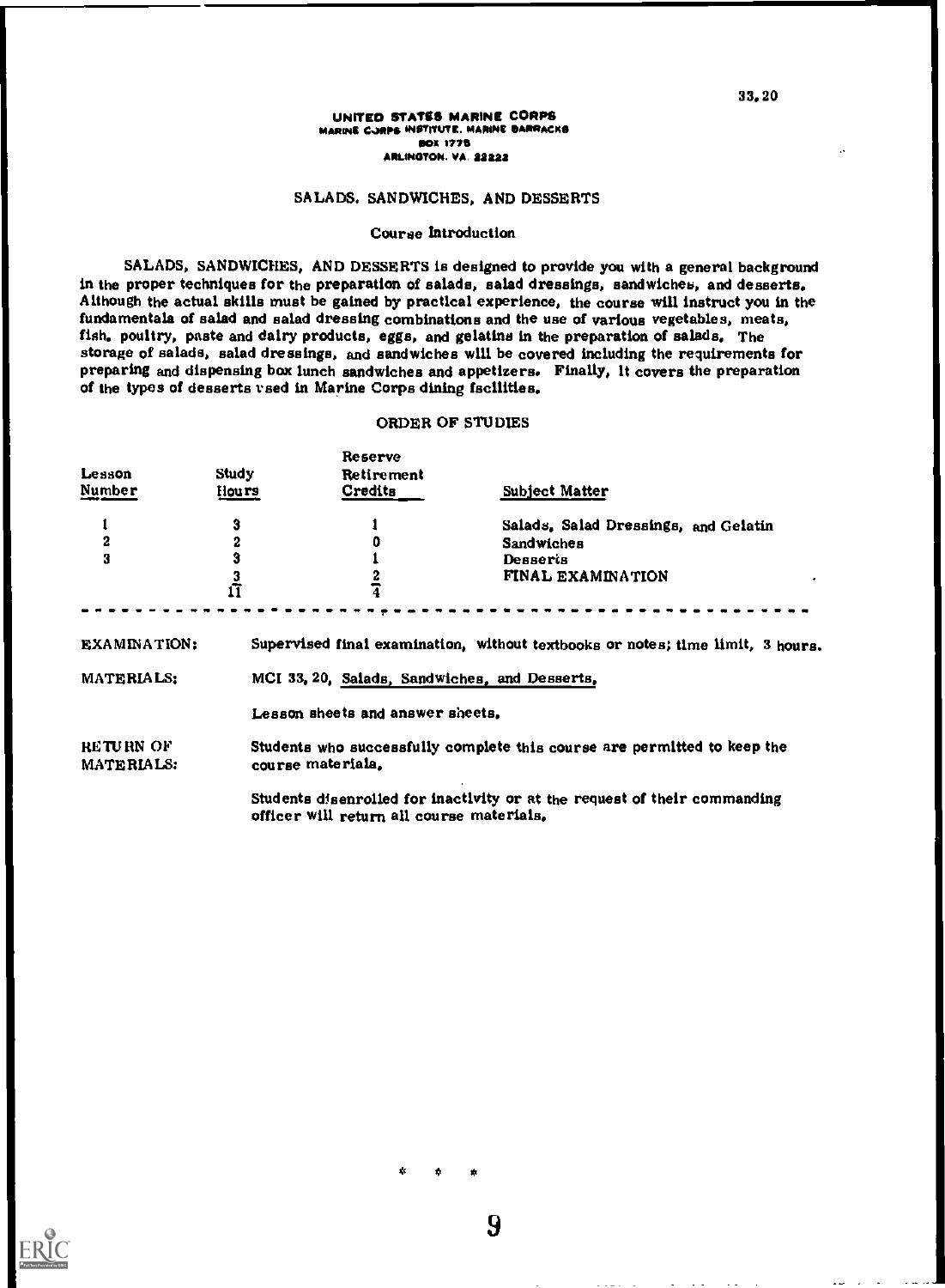UNITED STATES MARINE CORPS
MARINE CORPS INSTITUTE, MARINE BARRACKS
BOX 1775
ARLINGTON, VA 22222

## SALADS, SANDWICHES, AND DESSERTS

### Course Introduction

SALADS, SANDWICHES, AND DESSERTS is designed to provide you with a general background in the proper techniques for the preparation of salads, salad dressings, sandwiches, and desserts. Although the actual skills must be gained by practical experience, the course will instruct you in the fundamentals of salad and salad dressing combinations and the use of various vegetables, meats, fish, poultry, paste and dairy products, eggs, and gelatins in the preparation of salads. The storage of salads, salad dressings, and sandwiches will be covered including the requirements for preparing and dispensing box lunch sandwiches and appetizers. Finally, it covers the preparation of the types of desserts used in Marine Corps dining facilities.

### ORDER OF STUDIES

| Lesson Number | Study Hours | Reserve Retirement Credits | Subject Matter |
|---|---|---|---|
| 1 | 3 | 1 | Salads, Salad Dressings, and Gelatin |
| 2 | 2 | 0 | Sandwiches |
| 3 | 3 | 1 | Desserts |
| | 3 | 2 | FINAL EXAMINATION |
| | 11 | 4 | |

EXAMINATION: Supervised final examination, without textbooks or notes; time limit, 3 hours.

MATERIALS: MCI 33.20, Salads, Sandwiches, and Desserts.

Lesson sheets and answer sheets.

RETURN OF MATERIALS: Students who successfully complete this course are permitted to keep the course materials.

Students disenrolled for inactivity or at the request of their commanding officer will return all course materials.

\* \* \*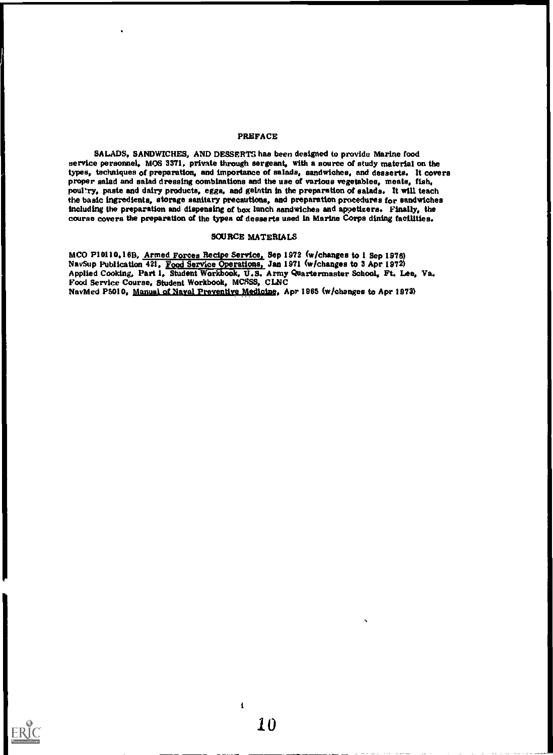# PREFACE

SALADS, SANDWICHES, AND DESSERTS has been designed to provide Marine food service personnel, MOS 3371, private through sergeant, with a source of study material on the types, techniques of preparation, and importance of salads, sandwiches, and desserts. It covers proper salad and salad dressing combinations and the use of various vegetables, meats, fish, poultry, paste and dairy products, eggs, and gelatin in the preparation of salads. It will teach the basic ingredients, storage sanitary precautions, and preparation procedures for sandwiches including the preparation and dispensing of box lunch sandwiches and appetizers. Finally, the course covers the preparation of the types of desserts used in Marine Corps dining facilities.

## SOURCE MATERIALS

MCO P10110.16B, Armed Forces Recipe Service, Sep 1972 (w/changes to 1 Sep 1976)
NavSup Publication 421, Food Service Operations, Jan 1971 (w/changes to 3 Apr 1972)
Applied Cooking, Part 1, Student Workbook, U.S. Army Quartermaster School, Ft. Lee, Va.
Food Service Course, Student Workbook, MCSSS, CLNC
NavMed P5010, Manual of Naval Preventive Medicine, Apr 1965 (w/changes to Apr 1973)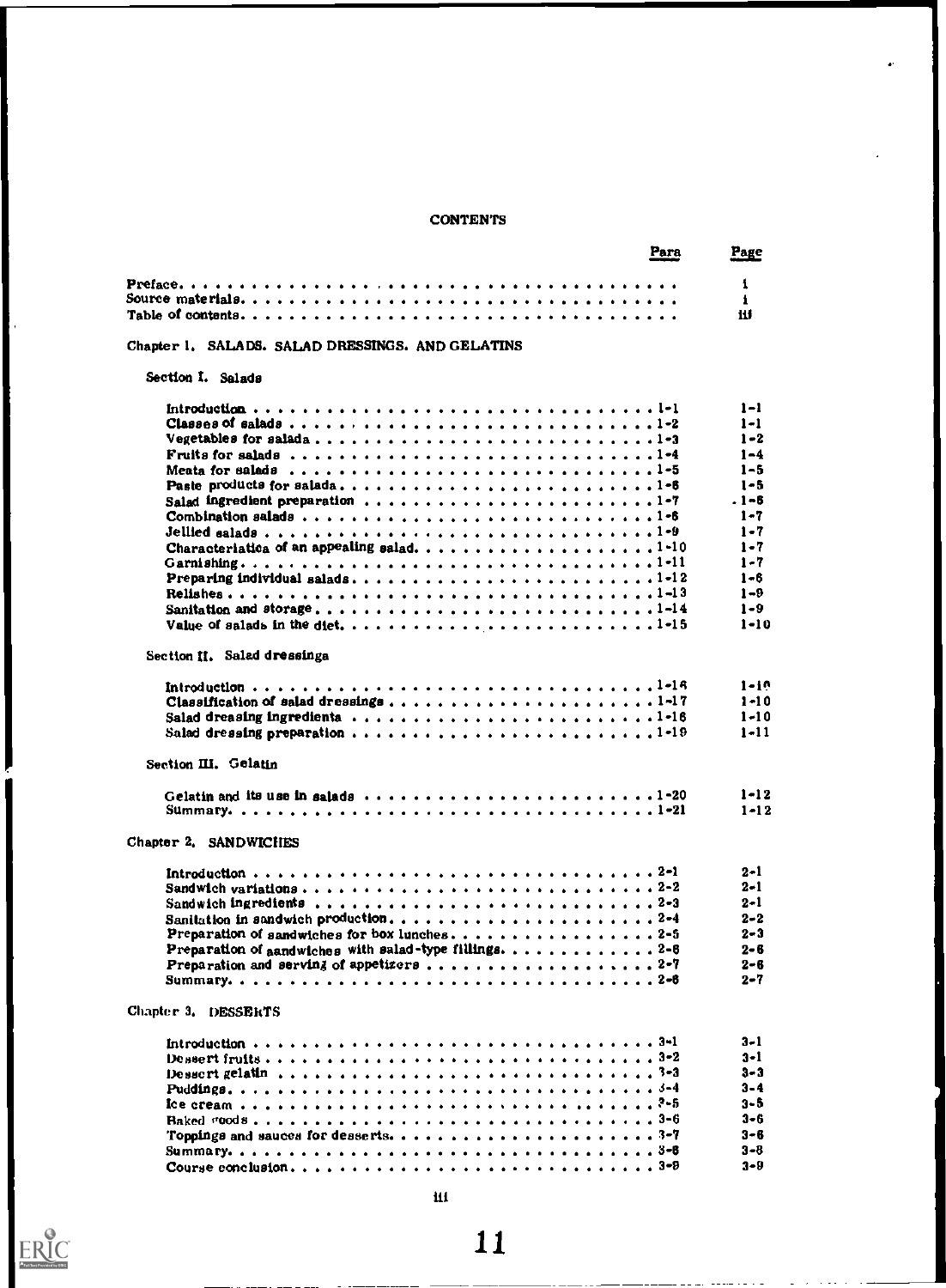# CONTENTS

| | Para | Page |
|---|---|---|
| Preface | | i |
| Source materials | | i |
| Table of contents | | iii |
| **Chapter 1. SALADS. SALAD DRESSINGS. AND GELATINS** | | |
| **Section I. Salads** | | |
| Introduction | 1-1 | 1-1 |
| Classes of salads | 1-2 | 1-1 |
| Vegetables for salads | 1-3 | 1-2 |
| Fruits for salads | 1-4 | 1-4 |
| Meats for salads | 1-5 | 1-5 |
| Paste products for salads | 1-6 | 1-5 |
| Salad ingredient preparation | 1-7 | 1-6 |
| Combination salads | 1-6 | 1-7 |
| Jellied salads | 1-9 | 1-7 |
| Characteristics of an appealing salad | 1-10 | 1-7 |
| Garnishing | 1-11 | 1-7 |
| Preparing individual salads | 1-12 | 1-6 |
| Relishes | 1-13 | 1-9 |
| Sanitation and storage | 1-14 | 1-9 |
| Value of salads in the diet | 1-15 | 1-10 |
| **Section II. Salad dressings** | | |
| Introduction | 1-16 | 1-10 |
| Classification of salad dressings | 1-17 | 1-10 |
| Salad dressing ingredients | 1-16 | 1-10 |
| Salad dressing preparation | 1-19 | 1-11 |
| **Section III. Gelatin** | | |
| Gelatin and its use in salads | 1-20 | 1-12 |
| Summary | 1-21 | 1-12 |
| **Chapter 2. SANDWICHES** | | |
| Introduction | 2-1 | 2-1 |
| Sandwich variations | 2-2 | 2-1 |
| Sandwich ingredients | 2-3 | 2-1 |
| Sanitation in sandwich production | 2-4 | 2-2 |
| Preparation of sandwiches for box lunches | 2-5 | 2-3 |
| Preparation of sandwiches with salad-type fillings | 2-6 | 2-6 |
| Preparation and serving of appetizers | 2-7 | 2-6 |
| Summary | 2-6 | 2-7 |
| **Chapter 3. DESSERTS** | | |
| Introduction | 3-1 | 3-1 |
| Dessert fruits | 3-2 | 3-1 |
| Dessert gelatin | 3-3 | 3-3 |
| Puddings | 3-4 | 3-4 |
| Ice cream | 3-5 | 3-5 |
| Baked goods | 3-6 | 3-6 |
| Toppings and sauces for desserts | 3-7 | 3-6 |
| Summary | 3-8 | 3-8 |
| Course conclusion | 3-9 | 3-9 |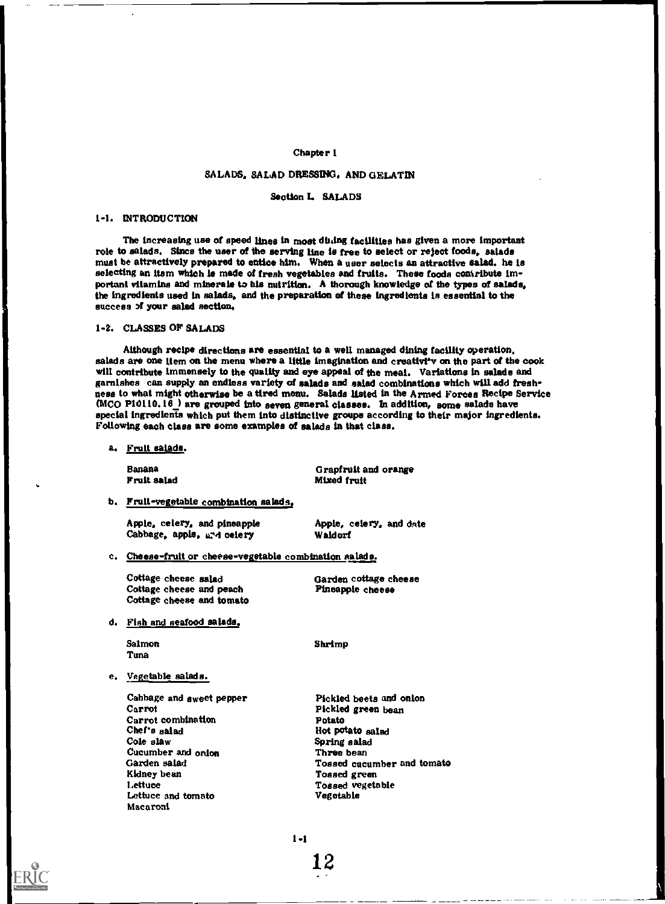Chapter 1

# SALADS, SALAD DRESSING, AND GELATIN

## Section I. SALADS

### 1-1. INTRODUCTION

The increasing use of speed lines in most dining facilities has given a more important role to salads. Since the user of the serving line is free to select or reject foods, salads must be attractively prepared to entice him. When a user selects an attractive salad, he is selecting an item which is made of fresh vegetables and fruits. These foods contribute important vitamins and minerals to his nutrition. A thorough knowledge of the types of salads, the ingredients used in salads, and the preparation of these ingredients is essential to the success of your salad section.

### 1-2. CLASSES OF SALADS

Although recipe directions are essential to a well managed dining facility operation, salads are one item on the menu where a little imagination and creativity on the part of the cook will contribute immensely to the quality and eye appeal of the meal. Variations in salads and garnishes can supply an endless variety of salads and salad combinations which will add freshness to what might otherwise be a tired menu. Salads listed in the Armed Forces Recipe Service (MCO P10110.16_) are grouped into seven general classes. In addition, some salads have special ingredients which put them into distinctive groups according to their major ingredients. Following each class are some examples of salads in that class.

a. Fruit salads.

- Banana
- Fruit salad
- Grapfruit and orange
- Mixed fruit

b. Fruit-vegetable combination salads.

- Apple, celery, and pineapple
- Cabbage, apple, and celery
- Apple, celery, and date
- Waldorf

c. Cheese-fruit or cheese-vegetable combination salads.

- Cottage cheese salad
- Cottage cheese and peach
- Cottage cheese and tomato
- Garden cottage cheese
- Pineapple cheese

d. Fish and seafood salads.

- Salmon
- Tuna
- Shrimp

e. Vegetable salads.

- Cabbage and sweet pepper
- Carrot
- Carrot combination
- Chef's salad
- Cole slaw
- Cucumber and onion
- Garden salad
- Kidney bean
- Lettuce
- Lettuce and tomato
- Macaroni
- Pickled beets and onion
- Pickled green bean
- Potato
- Hot potato salad
- Spring salad
- Three bean
- Tossed cucumber and tomato
- Tossed green
- Tossed vegetable
- Vegetable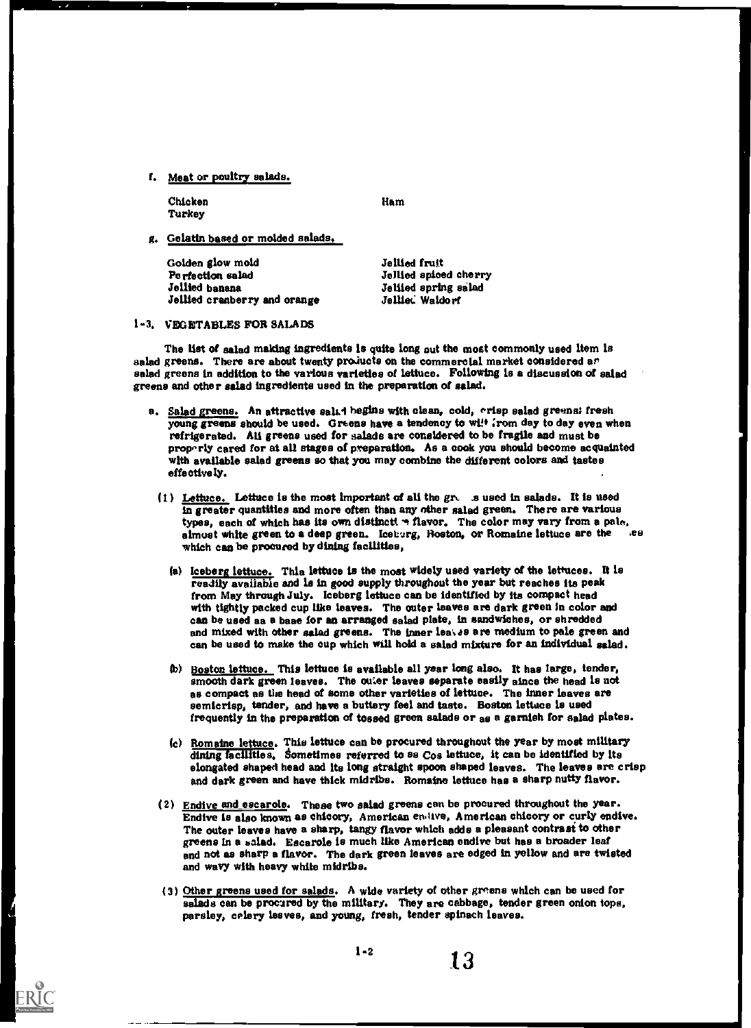f. Meat or poultry salads.

| | |
|---|---|
| Chicken | Ham |
| Turkey | |

g. Gelatin based or molded salads.

| | |
|---|---|
| Golden glow mold | Jellied fruit |
| Perfection salad | Jellied spiced cherry |
| Jellied banana | Jellied spring salad |
| Jellied cranberry and orange | Jellied Waldorf |

## 1-3. VEGETABLES FOR SALADS

The list of salad making ingredients is quite long but the most commonly used item is salad greens. There are about twenty products on the commercial market considered as salad greens in addition to the various varieties of lettuce. Following is a discussion of salad greens and other salad ingredients used in the preparation of salad.

a. Salad greens. An attractive salad begins with clean, cold, crisp salad greens; fresh young greens should be used. Greens have a tendency to wilt from day to day even when refrigerated. All greens used for salads are considered to be fragile and must be properly cared for at all stages of preparation. As a cook you should become acquainted with available salad greens so that you may combine the different colors and tastes effectively.

(1) Lettuce. Lettuce is the most important of all the greens used in salads. It is used in greater quantities and more often than any other salad green. There are various types, each of which has its own distinctive flavor. The color may vary from a pale, almost white green to a deep green. Iceberg, Boston, or Romaine lettuce are the ones which can be procured by dining facilities.

(a) Iceberg lettuce. This lettuce is the most widely used variety of the lettuces. It is readily available and is in good supply throughout the year but reaches its peak from May through July. Iceberg lettuce can be identified by its compact head with tightly packed cup like leaves. The outer leaves are dark green in color and can be used as a base for an arranged salad plate, in sandwiches, or shredded and mixed with other salad greens. The inner leaves are medium to pale green and can be used to make the cup which will hold a salad mixture for an individual salad.

(b) Boston lettuce. This lettuce is available all year long also. It has large, tender, smooth dark green leaves. The outer leaves separate easily since the head is not as compact as the head of some other varieties of lettuce. The inner leaves are semicrisp, tender, and have a buttery feel and taste. Boston lettuce is used frequently in the preparation of tossed green salads or as a garnish for salad plates.

(c) Romaine lettuce. This lettuce can be procured throughout the year by most military dining facilities. Sometimes referred to as Cos lettuce, it can be identified by its elongated shaped head and its long straight spoon shaped leaves. The leaves are crisp and dark green and have thick midribs. Romaine lettuce has a sharp nutty flavor.

(2) Endive and escarole. These two salad greens can be procured throughout the year. Endive is also known as chicory, American endive, American chicory or curly endive. The outer leaves have a sharp, tangy flavor which adds a pleasant contrast to other greens in a salad. Escarole is much like American endive but has a broader leaf and not as sharp a flavor. The dark green leaves are edged in yellow and are twisted and wavy with heavy white midribs.

(3) Other greens used for salads. A wide variety of other greens which can be used for salads can be procured by the military. They are cabbage, tender green onion tops, parsley, celery leaves, and young, fresh, tender spinach leaves.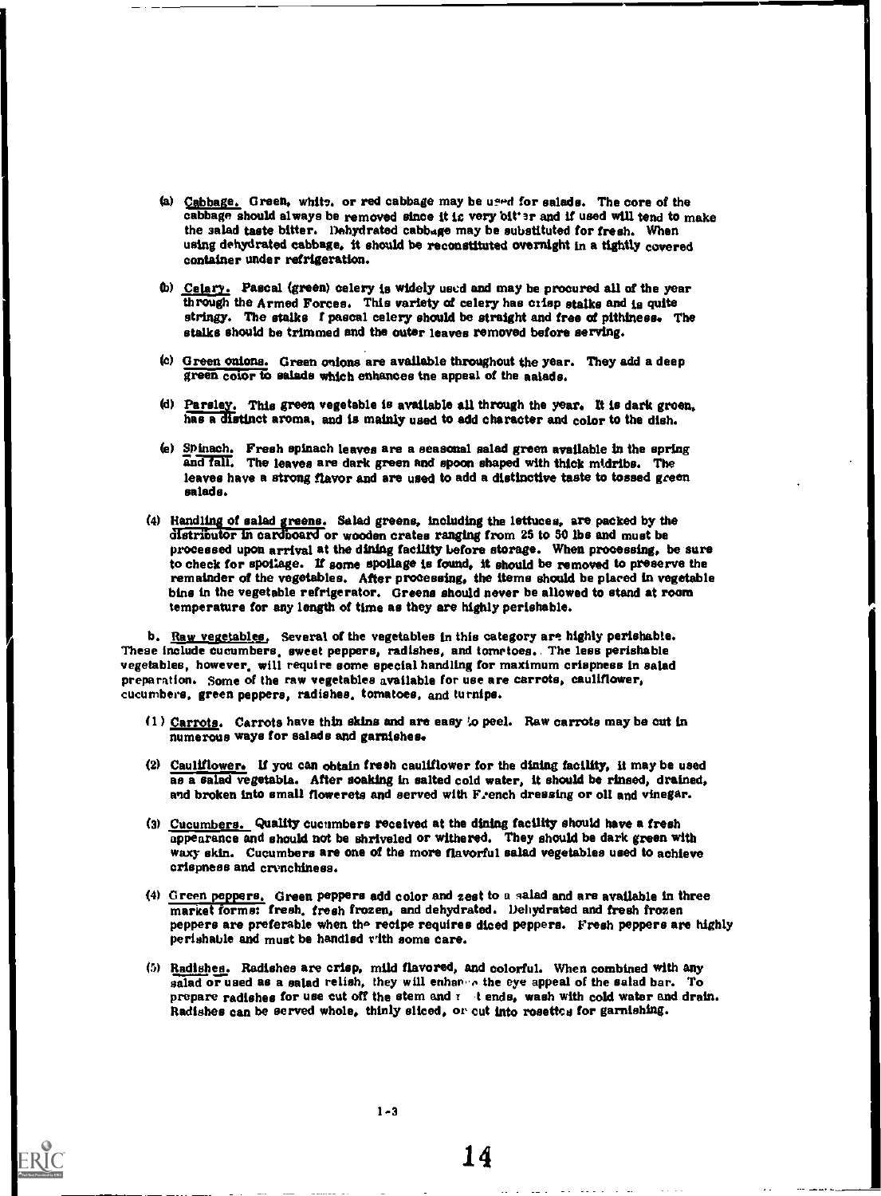(a) Cabbage. Green, white, or red cabbage may be used for salads. The core of the cabbage should always be removed since it is very bitter and if used will tend to make the salad taste bitter. Dehydrated cabbage may be substituted for fresh. When using dehydrated cabbage, it should be reconstituted overnight in a tightly covered container under refrigeration.

(b) Celery. Pascal (green) celery is widely used and may be procured all of the year through the Armed Forces. This variety of celery has crisp stalks and is quite stringy. The stalks of pascal celery should be straight and free of pithiness. The stalks should be trimmed and the outer leaves removed before serving.

(c) Green onions. Green onions are available throughout the year. They add a deep green color to salads which enhances the appeal of the salads.

(d) Parsley. This green vegetable is available all through the year. It is dark green, has a distinct aroma, and is mainly used to add character and color to the dish.

(e) Spinach. Fresh spinach leaves are a seasonal salad green available in the spring and fall. The leaves are dark green and spoon shaped with thick midribs. The leaves have a strong flavor and are used to add a distinctive taste to tossed green salads.

(4) Handling of salad greens. Salad greens, including the lettuces, are packed by the distributor in cardboard or wooden crates ranging from 25 to 50 lbs and must be processed upon arrival at the dining facility before storage. When processing, be sure to check for spoilage. If some spoilage is found, it should be removed to preserve the remainder of the vegetables. After processing, the items should be placed in vegetable bins in the vegetable refrigerator. Greens should never be allowed to stand at room temperature for any length of time as they are highly perishable.

b. Raw vegetables. Several of the vegetables in this category are highly perishable. These include cucumbers, sweet peppers, radishes, and tomatoes. The less perishable vegetables, however, will require some special handling for maximum crispness in salad preparation. Some of the raw vegetables available for use are carrots, cauliflower, cucumbers, green peppers, radishes, tomatoes, and turnips.

(1) Carrots. Carrots have thin skins and are easy to peel. Raw carrots may be cut in numerous ways for salads and garnishes.

(2) Cauliflower. If you can obtain fresh cauliflower for the dining facility, it may be used as a salad vegetable. After soaking in salted cold water, it should be rinsed, drained, and broken into small flowerets and served with French dressing or oil and vinegar.

(3) Cucumbers. Quality cucumbers received at the dining facility should have a fresh appearance and should not be shriveled or withered. They should be dark green with waxy skin. Cucumbers are one of the more flavorful salad vegetables used to achieve crispness and crunchiness.

(4) Green peppers. Green peppers add color and zest to a salad and are available in three market forms: fresh, fresh frozen, and dehydrated. Dehydrated and fresh frozen peppers are preferable when the recipe requires diced peppers. Fresh peppers are highly perishable and must be handled with some care.

(5) Radishes. Radishes are crisp, mild flavored, and colorful. When combined with any salad or used as a salad relish, they will enhance the eye appeal of the salad bar. To prepare radishes for use cut off the stem and root ends, wash with cold water and drain. Radishes can be served whole, thinly sliced, or cut into rosettes for garnishing.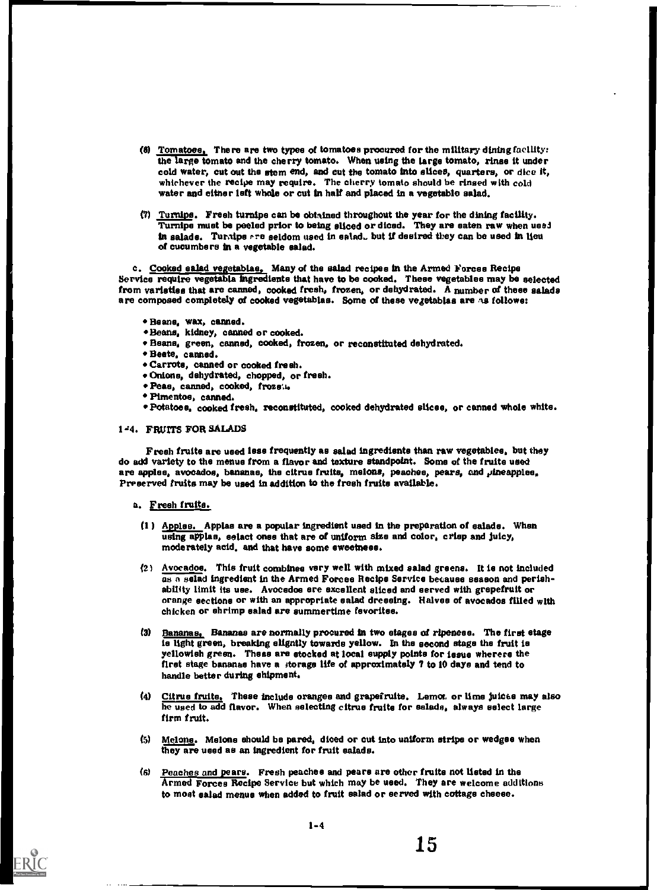(6) Tomatoes. There are two types of tomatoes procured for the military dining facility: the large tomato and the cherry tomato. When using the large tomato, rinse it under cold water, cut out the stem end, and cut the tomato into slices, quarters, or dice it, whichever the recipe may require. The cherry tomato should be rinsed with cold water and either left whole or cut in half and placed in a vegetable salad.

(7) Turnips. Fresh turnips can be obtained throughout the year for the dining facility. Turnips must be peeled prior to being sliced or diced. They are eaten raw when used in salads. Turnips are seldom used in salads but if desired they can be used in lieu of cucumbers in a vegetable salad.

c. Cooked salad vegetables. Many of the salad recipes in the Armed Forces Recipe Service require vegetable ingredients that have to be cooked. These vegetables may be selected from varieties that are canned, cooked fresh, frozen, or dehydrated. A number of these salads are composed completely of cooked vegetables. Some of these vegetables are as follows:

- Beans, wax, canned.
- Beans, kidney, canned or cooked.
- Beans, green, canned, cooked, frozen, or reconstituted dehydrated.
- Beets, canned.
- Carrots, canned or cooked fresh.
- Onions, dehydrated, chopped, or fresh.
- Peas, canned, cooked, frozen.
- Pimentos, canned.
- Potatoes, cooked fresh, reconstituted, cooked dehydrated slices, or canned whole white.

## 1-4. FRUITS FOR SALADS

Fresh fruits are used less frequently as salad ingredients than raw vegetables, but they do add variety to the menus from a flavor and texture standpoint. Some of the fruits used are apples, avocados, bananas, the citrus fruits, melons, peaches, pears, and pineapples. Preserved fruits may be used in addition to the fresh fruits available.

a. Fresh fruits.

(1) Apples. Apples are a popular ingredient used in the preparation of salads. When using apples, select ones that are of uniform size and color, crisp and juicy, moderately acid, and that have some sweetness.

(2) Avocados. This fruit combines very well with mixed salad greens. It is not included as a salad ingredient in the Armed Forces Recipe Service because season and perishability limit its use. Avocados are excellent sliced and served with grapefruit or orange sections or with an appropriate salad dressing. Halves of avocados filled with chicken or shrimp salad are summertime favorites.

(3) Bananas. Bananas are normally procured in two stages of ripeness. The first stage is light green, breaking slightly towards yellow. In the second stage the fruit is yellowish green. These are stocked at local supply points for issue whereas the first stage bananas have a storage life of approximately 7 to 10 days and tend to handle better during shipment.

(4) Citrus fruits. These include oranges and grapefruits. Lemon or lime juices may also be used to add flavor. When selecting citrus fruits for salads, always select large firm fruit.

(5) Melons. Melons should be pared, diced or cut into uniform strips or wedges when they are used as an ingredient for fruit salads.

(6) Peaches and pears. Fresh peaches and pears are other fruits not listed in the Armed Forces Recipe Service but which may be used. They are welcome additions to most salad menus when added to fruit salad or served with cottage cheese.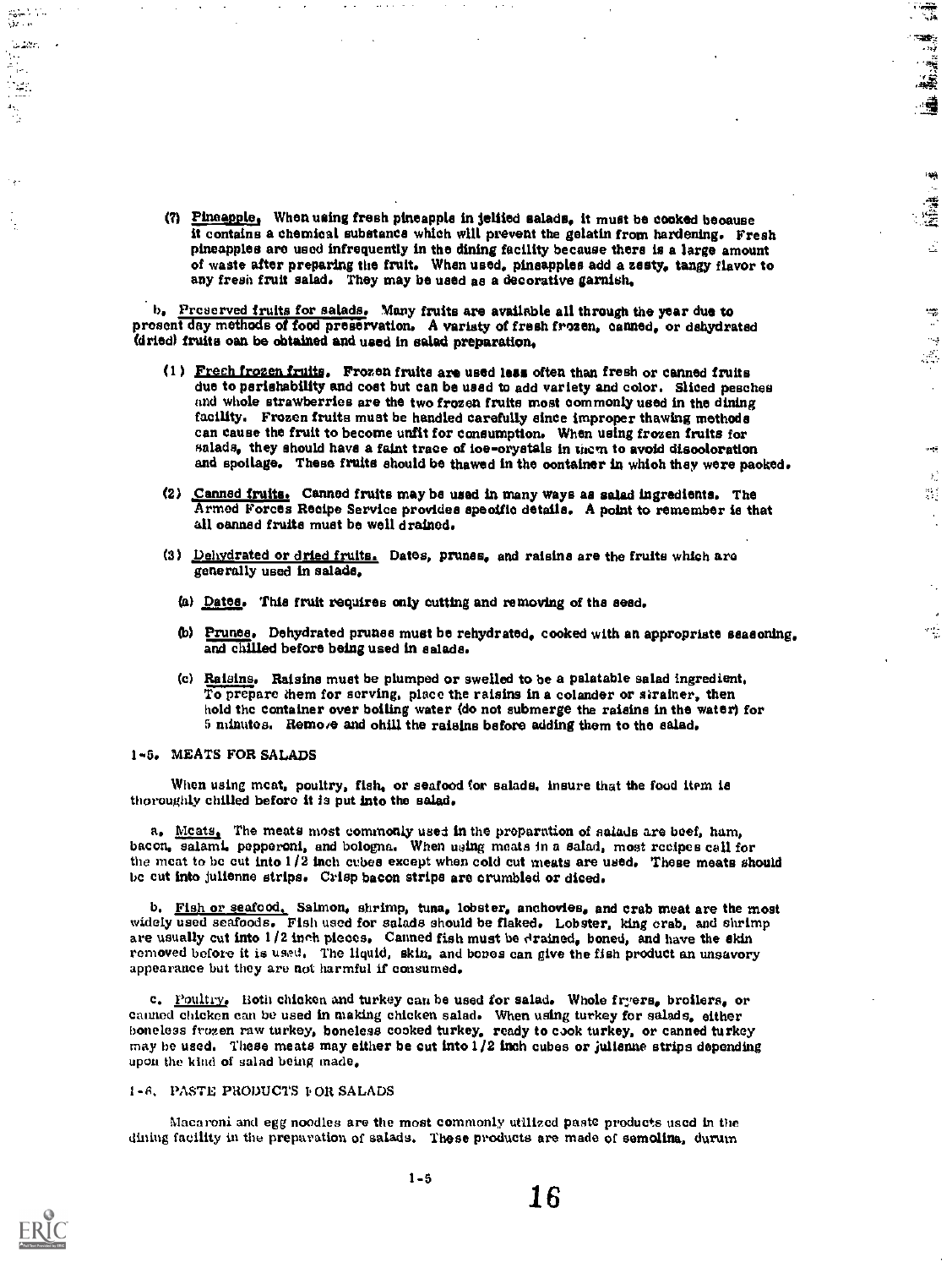(7) Pineapple. When using fresh pineapple in jellied salads, it must be cooked because it contains a chemical substance which will prevent the gelatin from hardening. Fresh pineapples are used infrequently in the dining facility because there is a large amount of waste after preparing the fruit. When used, pineapples add a zesty, tangy flavor to any fresh fruit salad. They may be used as a decorative garnish.

b. Preserved fruits for salads. Many fruits are available all through the year due to present day methods of food preservation. A variety of fresh frozen, canned, or dehydrated (dried) fruits can be obtained and used in salad preparation.

(1) Fresh frozen fruits. Frozen fruits are used less often than fresh or canned fruits due to perishability and cost but can be used to add variety and color. Sliced peaches and whole strawberries are the two frozen fruits most commonly used in the dining facility. Frozen fruits must be handled carefully since improper thawing methods can cause the fruit to become unfit for consumption. When using frozen fruits for salads, they should have a faint trace of ice-crystals in them to avoid discoloration and spoilage. These fruits should be thawed in the container in which they were packed.

(2) Canned fruits. Canned fruits may be used in many ways as salad ingredients. The Armed Forces Recipe Service provides specific details. A point to remember is that all canned fruits must be well drained.

(3) Dehydrated or dried fruits. Dates, prunes, and raisins are the fruits which are generally used in salads.

(a) Dates. This fruit requires only cutting and removing of the seed.

(b) Prunes. Dehydrated prunes must be rehydrated, cooked with an appropriate seasoning, and chilled before being used in salads.

(c) Raisins. Raisins must be plumped or swelled to be a palatable salad ingredient. To prepare them for serving, place the raisins in a colander or strainer, then hold the container over boiling water (do not submerge the raisins in the water) for 5 minutes. Remove and chill the raisins before adding them to the salad.

## 1-5. MEATS FOR SALADS

When using meat, poultry, fish, or seafood for salads, insure that the food item is thoroughly chilled before it is put into the salad.

a. Meats. The meats most commonly used in the preparation of salads are beef, ham, bacon, salami, pepperoni, and bologna. When using meats in a salad, most recipes call for the meat to be cut into 1/2 inch cubes except when cold cut meats are used. These meats should be cut into julienne strips. Crisp bacon strips are crumbled or diced.

b. Fish or seafood. Salmon, shrimp, tuna, lobster, anchovies, and crab meat are the most widely used seafoods. Fish used for salads should be flaked. Lobster, king crab, and shrimp are usually cut into 1/2 inch pieces. Canned fish must be drained, boned, and have the skin removed before it is used. The liquid, skin, and bones can give the fish product an unsavory appearance but they are not harmful if consumed.

c. Poultry. Both chicken and turkey can be used for salad. Whole fryers, broilers, or canned chicken can be used in making chicken salad. When using turkey for salads, either boneless frozen raw turkey, boneless cooked turkey, ready to cook turkey, or canned turkey may be used. These meats may either be cut into 1/2 inch cubes or julienne strips depending upon the kind of salad being made.

## 1-6. PASTE PRODUCTS FOR SALADS

Macaroni and egg noodles are the most commonly utilized paste products used in the dining facility in the preparation of salads. These products are made of semolina, durum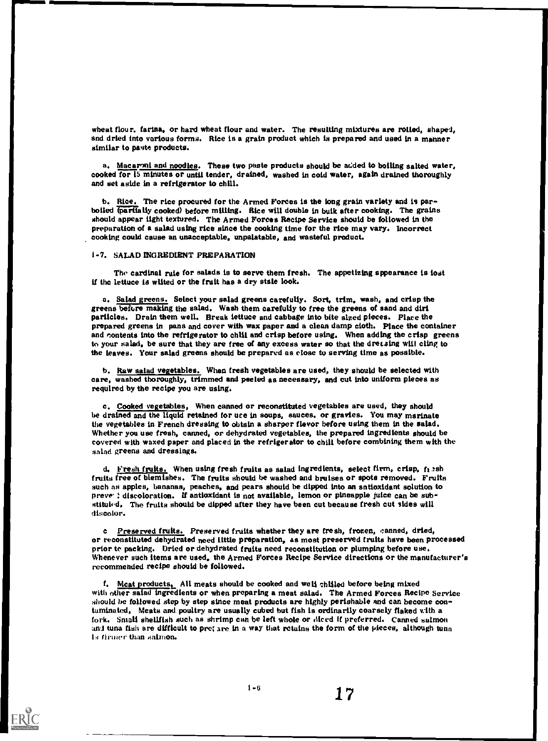wheat flour, farina, or hard wheat flour and water. The resulting mixtures are rolled, shaped, and dried into various forms. Rice is a grain product which is prepared and used in a manner similar to paste products.

a. Macaroni and noodles. These two paste products should be added to boiling salted water, cooked for 15 minutes or until tender, drained, washed in cold water, again drained thoroughly and set aside in a refrigerator to chill.

b. Rice. The rice procured for the Armed Forces is the long grain variety and is parboiled (partially cooked) before milling. Rice will double in bulk after cooking. The grains should appear light textured. The Armed Forces Recipe Service should be followed in the preparation of a salad using rice since the cooking time for the rice may vary. Incorrect cooking could cause an unacceptable, unpalatable, and wasteful product.

## 1-7. SALAD INGREDIENT PREPARATION

The cardinal rule for salads is to serve them fresh. The appetizing appearance is lost if the lettuce is wilted or the fruit has a dry stale look.

a. Salad greens. Select your salad greens carefully. Sort, trim, wash, and crisp the greens before making the salad. Wash them carefully to free the greens of sand and dirt particles. Drain them well. Break lettuce and cabbage into bite sized pieces. Place the prepared greens in pans and cover with wax paper and a clean damp cloth. Place the container and contents into the refrigerator to chill and crisp before using. When adding the crisp greens to your salad, be sure that they are free of any excess water so that the dressing will cling to the leaves. Your salad greens should be prepared as close to serving time as possible.

b. Raw salad vegetables. When fresh vegetables are used, they should be selected with care, washed thoroughly, trimmed and peeled as necessary, and cut into uniform pieces as required by the recipe you are using.

c. Cooked vegetables. When canned or reconstituted vegetables are used, they should be drained and the liquid retained for use in soups, sauces, or gravies. You may marinate the vegetables in French dressing to obtain a sharper flavor before using them in the salad. Whether you use fresh, canned, or dehydrated vegetables, the prepared ingredients should be covered with waxed paper and placed in the refrigerator to chill before combining them with the salad greens and dressings.

d. Fresh fruits. When using fresh fruits as salad ingredients, select firm, crisp, fresh fruits free of blemishes. The fruits should be washed and bruises or spots removed. Fruits such as apples, bananas, peaches, and pears should be dipped into an antioxidant solution to prevent discoloration. If antioxidant is not available, lemon or pineapple juice can be substituted. The fruits should be dipped after they have been cut because fresh cut sides will discolor.

e. Preserved fruits. Preserved fruits whether they are fresh, frozen, canned, dried, or reconstituted dehydrated need little preparation, as most preserved fruits have been processed prior to packing. Dried or dehydrated fruits need reconstitution or plumping before use. Whenever such items are used, the Armed Forces Recipe Service directions or the manufacturer's recommended recipe should be followed.

f. Meat products. All meats should be cooked and well chilled before being mixed with other salad ingredients or when preparing a meat salad. The Armed Forces Recipe Service should be followed step by step since meat products are highly perishable and can become contaminated. Meats and poultry are usually cubed but fish is ordinarily coarsely flaked with a fork. Small shellfish such as shrimp can be left whole or diced if preferred. Canned salmon and tuna fish are difficult to prepare in a way that retains the form of the pieces, although tuna is firmer than salmon.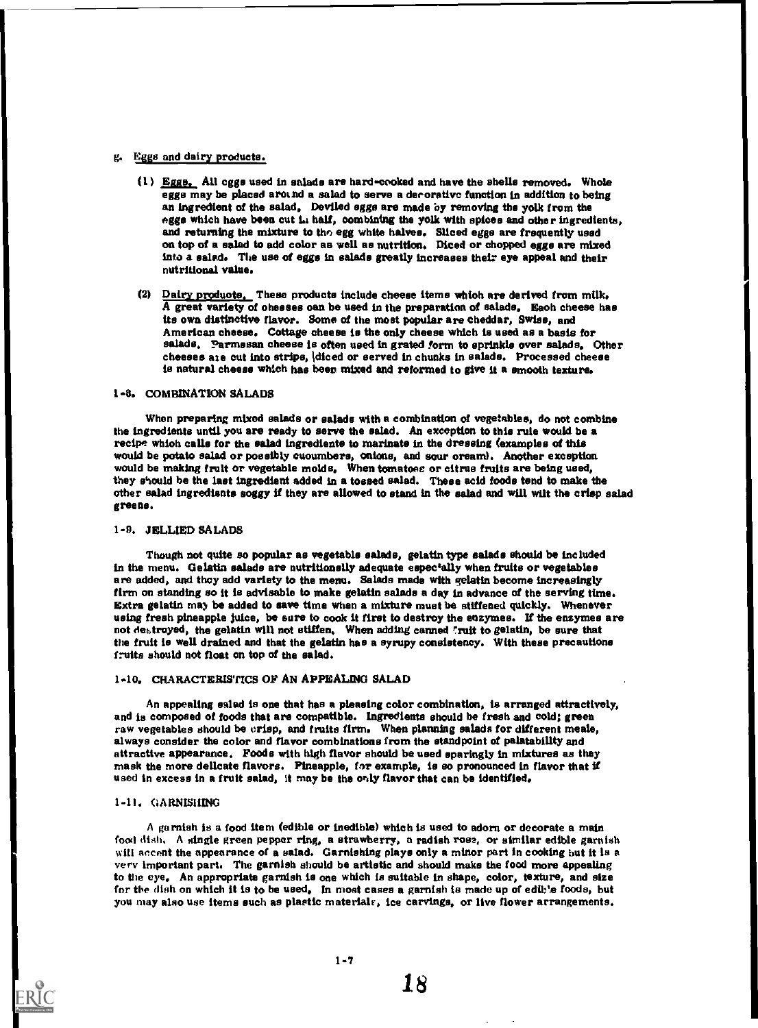g. Eggs and dairy products.

(1) Eggs. All eggs used in salads are hard-cooked and have the shells removed. Whole eggs may be placed around a salad to serve a decorative function in addition to being an ingredient of the salad. Deviled eggs are made by removing the yolk from the eggs which have been cut in half, combining the yolk with spices and other ingredients, and returning the mixture to the egg white halves. Sliced eggs are frequently used on top of a salad to add color as well as nutrition. Diced or chopped eggs are mixed into a salad. The use of eggs in salads greatly increases their eye appeal and their nutritional value.

(2) Dairy products. These products include cheese items which are derived from milk. A great variety of cheeses can be used in the preparation of salads. Each cheese has its own distinctive flavor. Some of the most popular are cheddar, Swiss, and American cheese. Cottage cheese is the only cheese which is used as a basis for salads. Parmesan cheese is often used in grated form to sprinkle over salads. Other cheeses are cut into strips, diced or served in chunks in salads. Processed cheese is natural cheese which has been mixed and reformed to give it a smooth texture.

## 1-8. COMBINATION SALADS

When preparing mixed salads or salads with a combination of vegetables, do not combine the ingredients until you are ready to serve the salad. An exception to this rule would be a recipe which calls for the salad ingredients to marinate in the dressing (examples of this would be potato salad or possibly cucumbers, onions, and sour cream). Another exception would be making fruit or vegetable molds. When tomatoes or citrus fruits are being used, they should be the last ingredient added in a tossed salad. These acid foods tend to make the other salad ingredients soggy if they are allowed to stand in the salad and will wilt the crisp salad greens.

## 1-9. JELLIED SALADS

Though not quite so popular as vegetable salads, gelatin type salads should be included in the menu. Gelatin salads are nutritionally adequate especially when fruits or vegetables are added, and they add variety to the menu. Salads made with gelatin become increasingly firm on standing so it is advisable to make gelatin salads a day in advance of the serving time. Extra gelatin may be added to save time when a mixture must be stiffened quickly. Whenever using fresh pineapple juice, be sure to cook it first to destroy the enzymes. If the enzymes are not destroyed, the gelatin will not stiffen. When adding canned fruit to gelatin, be sure that the fruit is well drained and that the gelatin has a syrupy consistency. With these precautions fruits should not float on top of the salad.

## 1-10. CHARACTERISTICS OF AN APPEALING SALAD

An appealing salad is one that has a pleasing color combination, is arranged attractively, and is composed of foods that are compatible. Ingredients should be fresh and cold; green raw vegetables should be crisp, and fruits firm. When planning salads for different meals, always consider the color and flavor combinations from the standpoint of palatability and attractive appearance. Foods with high flavor should be used sparingly in mixtures as they mask the more delicate flavors. Pineapple, for example, is so pronounced in flavor that if used in excess in a fruit salad, it may be the only flavor that can be identified.

## 1-11. GARNISHING

A garnish is a food item (edible or inedible) which is used to adorn or decorate a main food dish. A single green pepper ring, a strawberry, a radish rose, or similar edible garnish will accent the appearance of a salad. Garnishing plays only a minor part in cooking but it is a very important part. The garnish should be artistic and should make the food more appealing to the eye. An appropriate garnish is one which is suitable in shape, color, texture, and size for the dish on which it is to be used. In most cases a garnish is made up of edible foods, but you may also use items such as plastic materials, ice carvings, or live flower arrangements.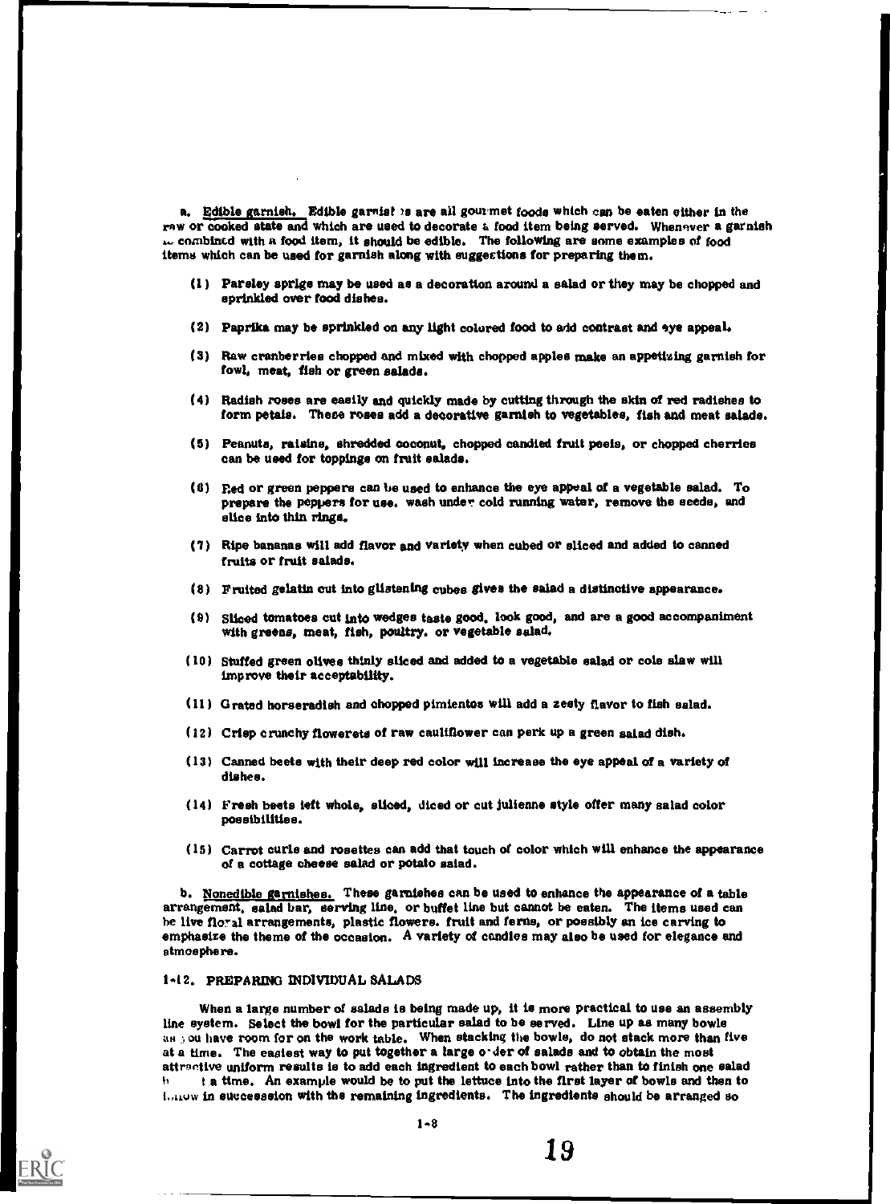a. Edible garnish. Edible garnishes are all gourmet foods which can be eaten either in the raw or cooked state and which are used to decorate a food item being served. Whenever a garnish is combined with a food item, it should be edible. The following are some examples of food items which can be used for garnish along with suggestions for preparing them.

(1) Parsley sprigs may be used as a decoration around a salad or they may be chopped and sprinkled over food dishes.

(2) Paprika may be sprinkled on any light colored food to add contrast and eye appeal.

(3) Raw cranberries chopped and mixed with chopped apples make an appetizing garnish for fowl, meat, fish or green salads.

(4) Radish roses are easily and quickly made by cutting through the skin of red radishes to form petals. These roses add a decorative garnish to vegetables, fish and meat salads.

(5) Peanuts, raisins, shredded coconut, chopped candied fruit peels, or chopped cherries can be used for toppings on fruit salads.

(6) Red or green peppers can be used to enhance the eye appeal of a vegetable salad. To prepare the peppers for use, wash under cold running water, remove the seeds, and slice into thin rings.

(7) Ripe bananas will add flavor and variety when cubed or sliced and added to canned fruits or fruit salads.

(8) Fruited gelatin cut into glistening cubes gives the salad a distinctive appearance.

(9) Sliced tomatoes cut into wedges taste good, look good, and are a good accompaniment with greens, meat, fish, poultry, or vegetable salad.

(10) Stuffed green olives thinly sliced and added to a vegetable salad or cole slaw will improve their acceptability.

(11) Grated horseradish and chopped pimientos will add a zesty flavor to fish salad.

(12) Crisp crunchy flowerets of raw cauliflower can perk up a green salad dish.

(13) Canned beets with their deep red color will increase the eye appeal of a variety of dishes.

(14) Fresh beets left whole, sliced, diced or cut julienne style offer many salad color possibilities.

(15) Carrot curls and rosettes can add that touch of color which will enhance the appearance of a cottage cheese salad or potato salad.

b. Nonedible garnishes. These garnishes can be used to enhance the appearance of a table arrangement, salad bar, serving line, or buffet line but cannot be eaten. The items used can be live floral arrangements, plastic flowers, fruit and ferns, or possibly an ice carving to emphasize the theme of the occasion. A variety of candles may also be used for elegance and atmosphere.

## 1-12. PREPARING INDIVIDUAL SALADS

When a large number of salads is being made up, it is more practical to use an assembly line system. Select the bowl for the particular salad to be served. Line up as many bowls as you have room for on the work table. When stacking the bowls, do not stack more than five at a time. The easiest way to put together a large order of salads and to obtain the most attractive uniform results is to add each ingredient to each bowl rather than to finish one salad at a time. An example would be to put the lettuce into the first layer of bowls and then to follow in succession with the remaining ingredients. The ingredients should be arranged so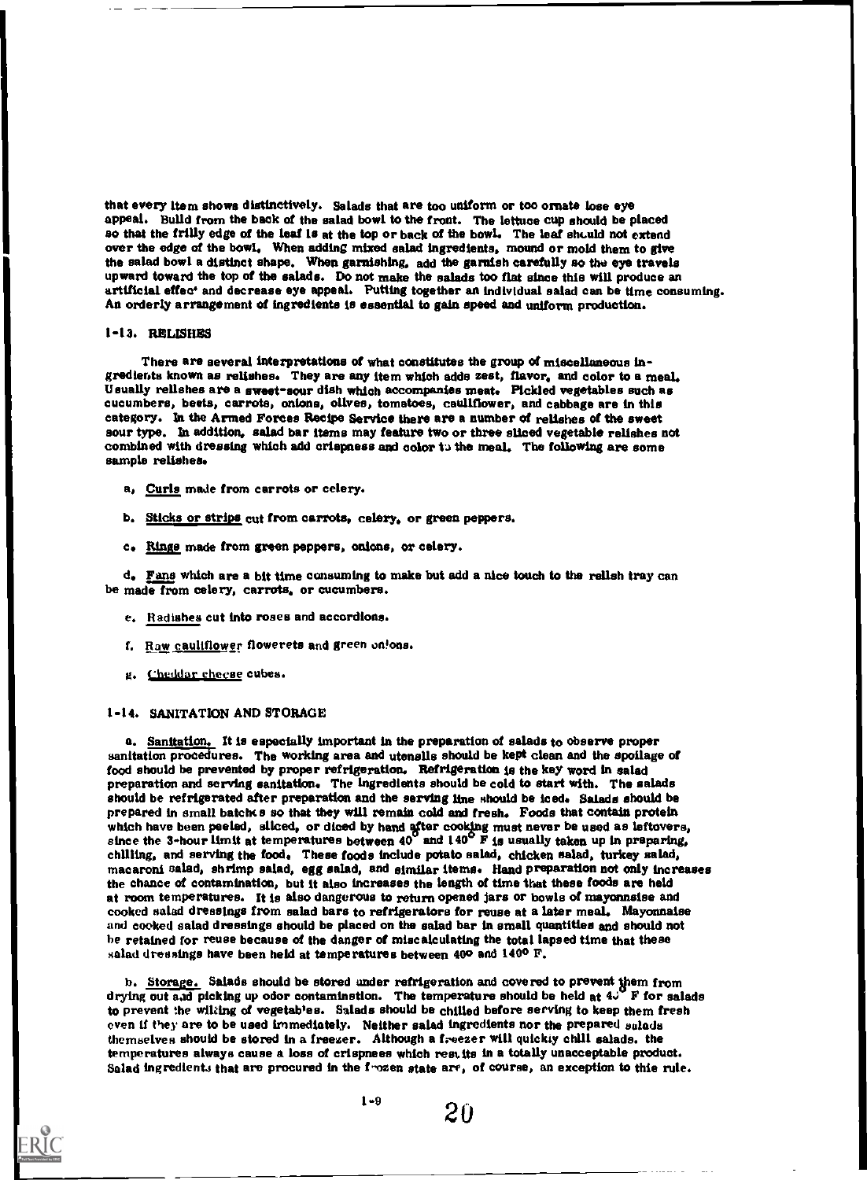that every item shows distinctively. Salads that are too uniform or too ornate lose eye appeal. Build from the back of the salad bowl to the front. The lettuce cup should be placed so that the frilly edge of the leaf is at the top or back of the bowl. The leaf should not extend over the edge of the bowl. When adding mixed salad ingredients, mound or mold them to give the salad bowl a distinct shape. When garnishing, add the garnish carefully so the eye travels upward toward the top of the salads. Do not make the salads too flat since this will produce an artificial effect and decrease eye appeal. Putting together an individual salad can be time consuming. An orderly arrangement of ingredients is essential to gain speed and uniform production.

## 1-13. RELISHES

There are several interpretations of what constitutes the group of miscellaneous ingredients known as relishes. They are any item which adds zest, flavor, and color to a meal. Usually relishes are a sweet-sour dish which accompanies meat. Pickled vegetables such as cucumbers, beets, carrots, onions, olives, tomatoes, cauliflower, and cabbage are in this category. In the Armed Forces Recipe Service there are a number of relishes of the sweet sour type. In addition, salad bar items may feature two or three sliced vegetable relishes not combined with dressing which add crispness and color to the meal. The following are some sample relishes.

a. Curls made from carrots or celery.

b. Sticks or strips cut from carrots, celery, or green peppers.

c. Rings made from green peppers, onions, or celery.

d. Fans which are a bit time consuming to make but add a nice touch to the relish tray can be made from celery, carrots, or cucumbers.

e. Radishes cut into roses and accordions.

f. Raw cauliflower flowerets and green onions.

g. Cheddar cheese cubes.

## 1-14. SANITATION AND STORAGE

a. Sanitation. It is especially important in the preparation of salads to observe proper sanitation procedures. The working area and utensils should be kept clean and the spoilage of food should be prevented by proper refrigeration. Refrigeration is the key word in salad preparation and serving sanitation. The ingredients should be cold to start with. The salads should be refrigerated after preparation and the serving line should be iced. Salads should be prepared in small batches so that they will remain cold and fresh. Foods that contain protein which have been peeled, sliced, or diced by hand after cooking must never be used as leftovers, since the 3-hour limit at temperatures between 40° and 140° F is usually taken up in preparing, chilling, and serving the food. These foods include potato salad, chicken salad, turkey salad, macaroni salad, shrimp salad, egg salad, and similar items. Hand preparation not only increases the chance of contamination, but it also increases the length of time that these foods are held at room temperatures. It is also dangerous to return opened jars or bowls of mayonnaise and cooked salad dressings from salad bars to refrigerators for reuse at a later meal. Mayonnaise and cooked salad dressings should be placed on the salad bar in small quantities and should not be retained for reuse because of the danger of miscalculating the total lapsed time that these salad dressings have been held at temperatures between 40° and 140° F.

b. Storage. Salads should be stored under refrigeration and covered to prevent them from drying out and picking up odor contamination. The temperature should be held at 40° F for salads to prevent the wilting of vegetables. Salads should be chilled before serving to keep them fresh even if they are to be used immediately. Neither salad ingredients nor the prepared salads themselves should be stored in a freezer. Although a freezer will quickly chill salads, the temperatures always cause a loss of crispness which results in a totally unacceptable product. Salad ingredients that are procured in the frozen state are, of course, an exception to this rule.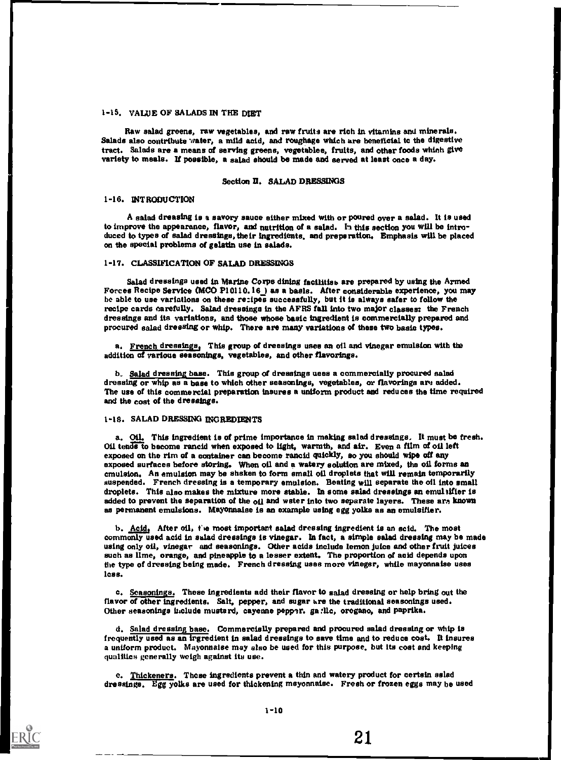### 1-15. VALUE OF SALADS IN THE DIET

Raw salad greens, raw vegetables, and raw fruits are rich in vitamins and minerals. Salads also contribute water, a mild acid, and roughage which are beneficial to the digestive tract. Salads are a means of serving greens, vegetables, fruits, and other foods which give variety to meals. If possible, a salad should be made and served at least once a day.

## Section II. SALAD DRESSINGS

### 1-16. INTRODUCTION

A salad dressing is a savory sauce either mixed with or poured over a salad. It is used to improve the appearance, flavor, and nutrition of a salad. In this section you will be introduced to types of salad dressings, their ingredients, and preparation. Emphasis will be placed on the special problems of gelatin use in salads.

### 1-17. CLASSIFICATION OF SALAD DRESSINGS

Salad dressings used in Marine Corps dining facilities are prepared by using the Armed Forces Recipe Service (MCO P10110.16_) as a basis. After considerable experience, you may be able to use variations on these recipes successfully, but it is always safer to follow the recipe cards carefully. Salad dressings in the AFRS fall into two major classes: the French dressings and its variations, and those whose basic ingredient is commercially prepared and procured salad dressing or whip. There are many variations of these two basic types.

a. <u>French dressings</u>. This group of dressings uses an oil and vinegar emulsion with the addition of various seasonings, vegetables, and other flavorings.

b. <u>Salad dressing base</u>. This group of dressings uses a commercially procured salad dressing or whip as a base to which other seasonings, vegetables, or flavorings are added. The use of this commercial preparation insures a uniform product and reduces the time required and the cost of the dressings.

### 1-18. SALAD DRESSING INGREDIENTS

a. <u>Oil</u>. This ingredient is of prime importance in making salad dressings. It must be fresh. Oil tends to become rancid when exposed to light, warmth, and air. Even a film of oil left exposed on the rim of a container can become rancid quickly, so you should wipe off any exposed surfaces before storing. When oil and a watery solution are mixed, the oil forms an emulsion. An emulsion may be shaken to form small oil droplets that will remain temporarily suspended. French dressing is a temporary emulsion. Beating will separate the oil into small droplets. This also makes the mixture more stable. In some salad dressings an emulsifier is added to prevent the separation of the oil and water into two separate layers. These are known as permanent emulsions. Mayonnaise is an example using egg yolks as an emulsifier.

b. <u>Acid</u>. After oil, the most important salad dressing ingredient is an acid. The most commonly used acid in salad dressings is vinegar. In fact, a simple salad dressing may be made using only oil, vinegar and seasonings. Other acids include lemon juice and other fruit juices such as lime, orange, and pineapple to a lesser extent. The proportion of acid depends upon the type of dressing being made. French dressing uses more vinegar, while mayonnaise uses less.

c. <u>Seasonings</u>. These ingredients add their flavor to salad dressing or help bring out the flavor of other ingredients. Salt, pepper, and sugar are the traditional seasonings used. Other seasonings include mustard, cayenne pepper, garlic, oregano, and paprika.

d. <u>Salad dressing base</u>. Commercially prepared and procured salad dressing or whip is frequently used as an ingredient in salad dressings to save time and to reduce cost. It insures a uniform product. Mayonnaise may also be used for this purpose, but its cost and keeping qualities generally weigh against its use.

e. <u>Thickeners</u>. These ingredients prevent a thin and watery product for certain salad dressings. Egg yolks are used for thickening mayonnaise. Fresh or frozen eggs may be used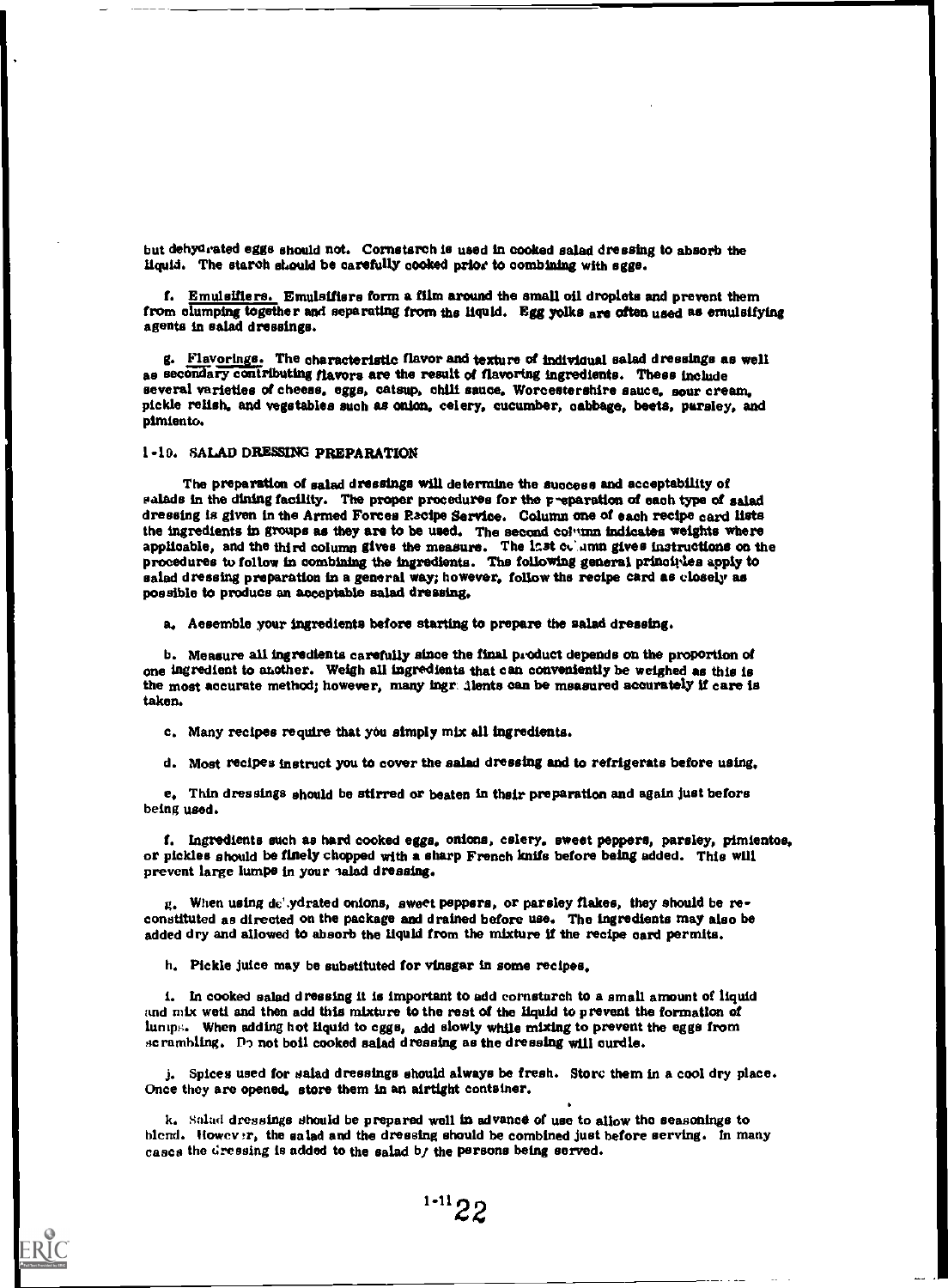but dehydrated eggs should not. Cornstarch is used in cooked salad dressing to absorb the liquid. The starch should be carefully cooked prior to combining with eggs.

f. Emulsifiers. Emulsifiers form a film around the small oil droplets and prevent them from clumping together and separating from the liquid. Egg yolks are often used as emulsifying agents in salad dressings.

g. Flavorings. The characteristic flavor and texture of individual salad dressings as well as secondary contributing flavors are the result of flavoring ingredients. These include several varieties of cheese, eggs, catsup, chili sauce, Worcestershire sauce, sour cream, pickle relish, and vegetables such as onion, celery, cucumber, cabbage, beets, parsley, and pimiento.

## 1-10. SALAD DRESSING PREPARATION

The preparation of salad dressings will determine the success and acceptability of salads in the dining facility. The proper procedures for the preparation of each type of salad dressing is given in the Armed Forces Recipe Service. Column one of each recipe card lists the ingredients in groups as they are to be used. The second column indicates weights where applicable, and the third column gives the measure. The last column gives instructions on the procedures to follow in combining the ingredients. The following general principles apply to salad dressing preparation in a general way; however, follow the recipe card as closely as possible to produce an acceptable salad dressing.

a. Assemble your ingredients before starting to prepare the salad dressing.

b. Measure all ingredients carefully since the final product depends on the proportion of one ingredient to another. Weigh all ingredients that can conveniently be weighed as this is the most accurate method; however, many ingredients can be measured accurately if care is taken.

c. Many recipes require that you simply mix all ingredients.

d. Most recipes instruct you to cover the salad dressing and to refrigerate before using.

e. Thin dressings should be stirred or beaten in their preparation and again just before being used.

f. Ingredients such as hard cooked eggs, onions, celery, sweet peppers, parsley, pimientos, or pickles should be finely chopped with a sharp French knife before being added. This will prevent large lumps in your salad dressing.

g. When using dehydrated onions, sweet peppers, or parsley flakes, they should be reconstituted as directed on the package and drained before use. The ingredients may also be added dry and allowed to absorb the liquid from the mixture if the recipe card permits.

h. Pickle juice may be substituted for vinegar in some recipes.

i. In cooked salad dressing it is important to add cornstarch to a small amount of liquid and mix well and then add this mixture to the rest of the liquid to prevent the formation of lumps. When adding hot liquid to eggs, add slowly while mixing to prevent the eggs from scrambling. Do not boil cooked salad dressing as the dressing will curdle.

j. Spices used for salad dressings should always be fresh. Store them in a cool dry place. Once they are opened, store them in an airtight container.

k. Salad dressings should be prepared well in advance of use to allow the seasonings to blend. However, the salad and the dressing should be combined just before serving. In many cases the dressing is added to the salad by the persons being served.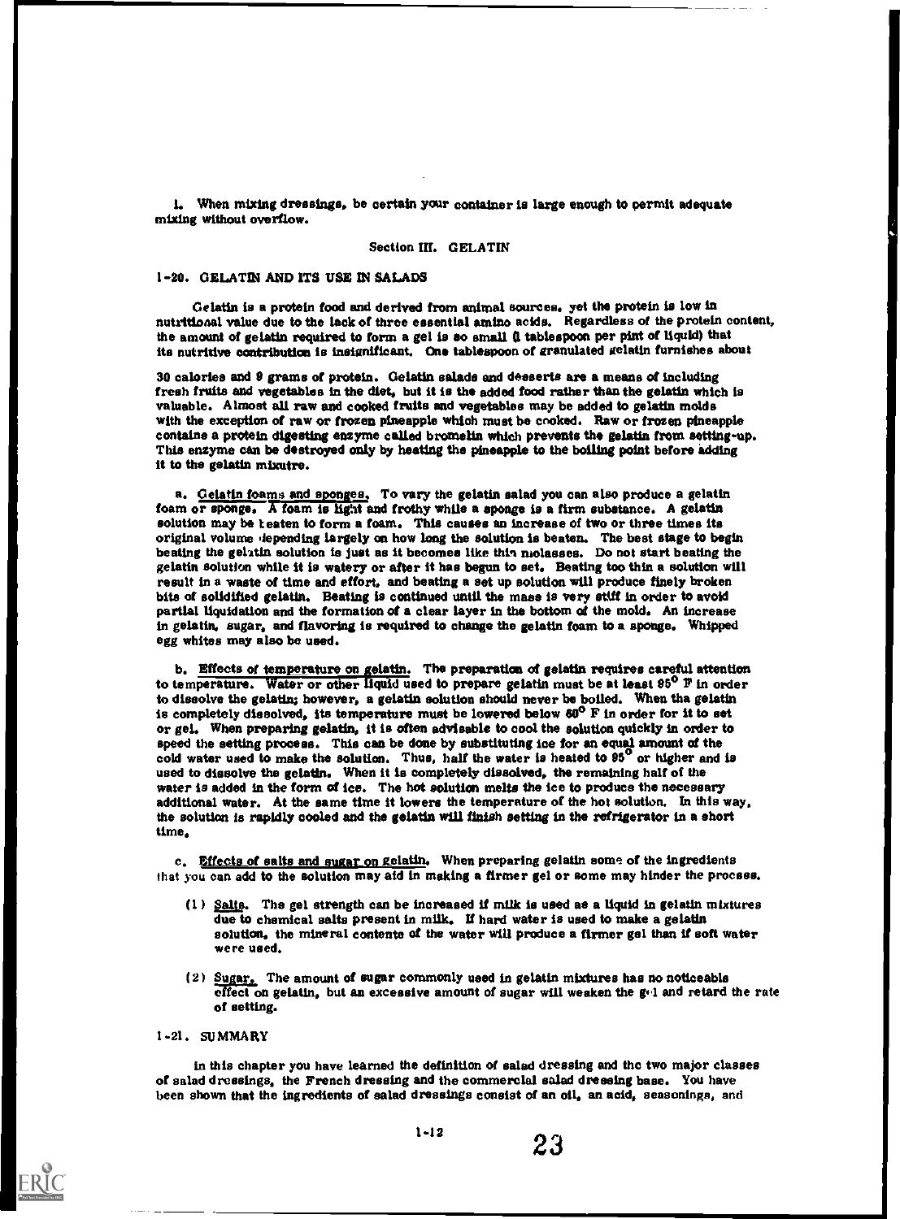i. When mixing dressings, be certain your container is large enough to permit adequate mixing without overflow.

## Section III. GELATIN

### 1-20. GELATIN AND ITS USE IN SALADS

Gelatin is a protein food and derived from animal sources, yet the protein is low in nutritional value due to the lack of three essential amino acids. Regardless of the protein content, the amount of gelatin required to form a gel is so small (1 tablespoon per pint of liquid) that its nutritive contribution is insignificant. One tablespoon of granulated gelatin furnishes about 30 calories and 9 grams of protein. Gelatin salads and desserts are a means of including fresh fruits and vegetables in the diet, but it is the added food rather than the gelatin which is valuable. Almost all raw and cooked fruits and vegetables may be added to gelatin molds with the exception of raw or frozen pineapple which must be cooked. Raw or frozen pineapple contains a protein digesting enzyme called bromelin which prevents the gelatin from setting-up. This enzyme can be destroyed only by heating the pineapple to the boiling point before adding it to the gelatin mixutre.

a. <u>Gelatin foams and sponges.</u> To vary the gelatin salad you can also produce a gelatin foam or sponge. A foam is light and frothy while a sponge is a firm substance. A gelatin solution may be beaten to form a foam. This causes an increase of two or three times its original volume depending largely on how long the solution is beaten. The best stage to begin beating the gelatin solution is just as it becomes like thin molasses. Do not start beating the gelatin solution while it is watery or after it has begun to set. Beating too thin a solution will result in a waste of time and effort, and beating a set up solution will produce finely broken bits of solidified gelatin. Beating is continued until the mass is very stiff in order to avoid partial liquidation and the formation of a clear layer in the bottom of the mold. An increase in gelatin, sugar, and flavoring is required to change the gelatin foam to a sponge. Whipped egg whites may also be used.

b. <u>Effects of temperature on gelatin.</u> The preparation of gelatin requires careful attention to temperature. Water or other liquid used to prepare gelatin must be at least 95° F in order to dissolve the gelatin; however, a gelatin solution should never be boiled. When the gelatin is completely dissolved, its temperature must be lowered below 60° F in order for it to set or gel. When preparing gelatin, it is often advisable to cool the solution quickly in order to speed the setting process. This can be done by substituting ice for an equal amount of the cold water used to make the solution. Thus, half the water is heated to 95° or higher and is used to dissolve the gelatin. When it is completely dissolved, the remaining half of the water is added in the form of ice. The hot solution melts the ice to produce the necessary additional water. At the same time it lowers the temperature of the hot solution. In this way, the solution is rapidly cooled and the gelatin will finish setting in the refrigerator in a short time.

c. <u>Effects of salts and sugar on gelatin.</u> When preparing gelatin some of the ingredients that you can add to the solution may aid in making a firmer gel or some may hinder the process.

(1) <u>Salts.</u> The gel strength can be increased if milk is used as a liquid in gelatin mixtures due to chemical salts present in milk. If hard water is used to make a gelatin solution, the mineral contents of the water will produce a firmer gel than if soft water were used.

(2) <u>Sugar.</u> The amount of sugar commonly used in gelatin mixtures has no noticeable effect on gelatin, but an excessive amount of sugar will weaken the gel and retard the rate of setting.

### 1-21. SUMMARY

In this chapter you have learned the definition of salad dressing and the two major classes of salad dressings, the French dressing and the commercial salad dressing base. You have been shown that the ingredients of salad dressings consist of an oil, an acid, seasonings, and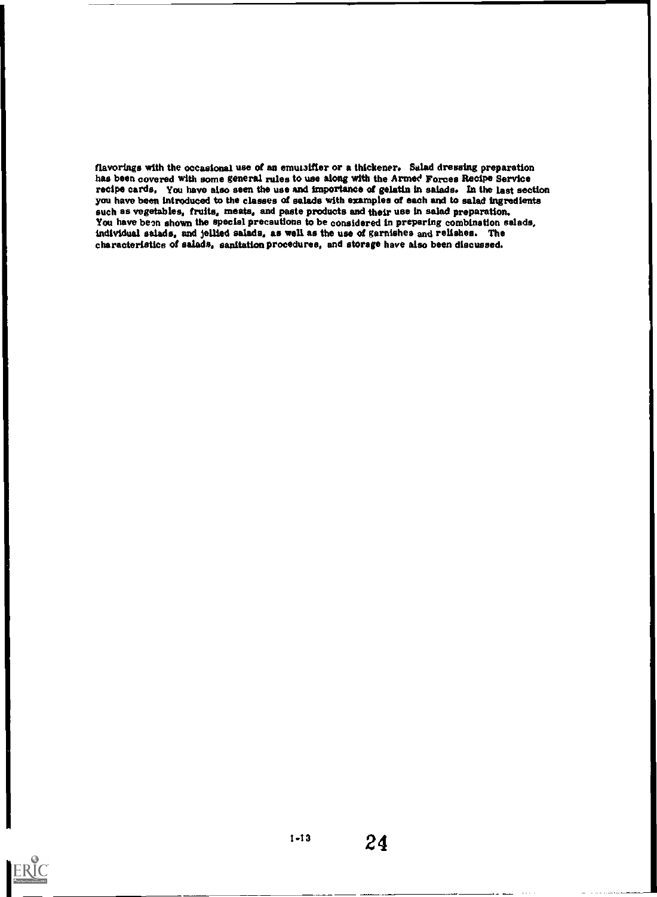flavorings with the occasional use of an emulsifier or a thickener. Salad dressing preparation has been covered with some general rules to use along with the Armed Forces Recipe Service recipe cards. You have also seen the use and importance of gelatin in salads. In the last section you have been introduced to the classes of salads with examples of each and to salad ingredients such as vegetables, fruits, meats, and paste products and their use in salad preparation. You have been shown the special precautions to be considered in preparing combination salads, individual salads, and jellied salads, as well as the use of garnishes and relishes. The characteristics of salads, sanitation procedures, and storage have also been discussed.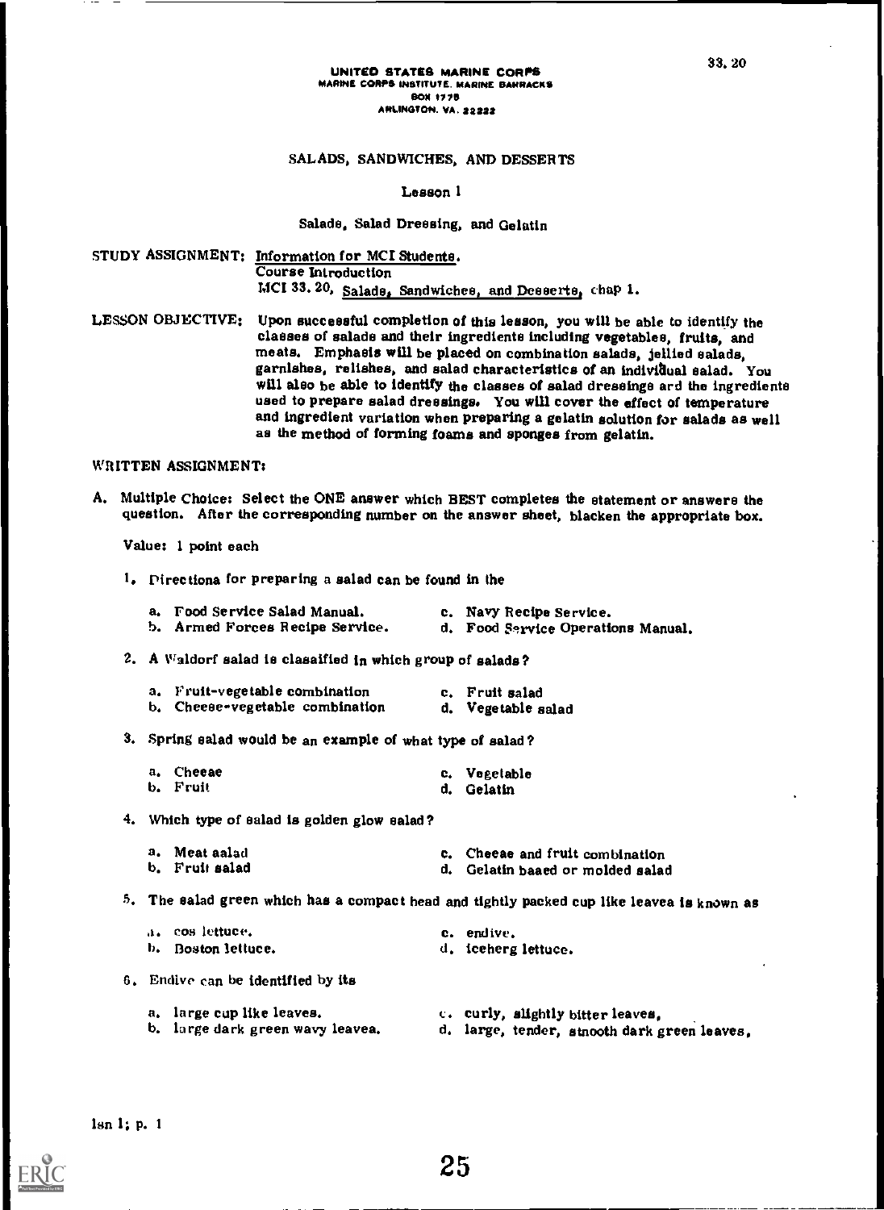UNITED STATES MARINE CORPS
MARINE CORPS INSTITUTE, MARINE BARRACKS
BOX 1775
ARLINGTON, VA. 22222

33.20

## SALADS, SANDWICHES, AND DESSERTS

### Lesson 1

### Salads, Salad Dressing, and Gelatin

STUDY ASSIGNMENT: Information for MCI Students.
Course Introduction
MCI 33.20, *Salads, Sandwiches, and Desserts*, chap 1.

LESSON OBJECTIVE: Upon successful completion of this lesson, you will be able to identify the classes of salads and their ingredients including vegetables, fruits, and meats. Emphasis will be placed on combination salads, jellied salads, garnishes, relishes, and salad characteristics of an individual salad. You will also be able to identify the classes of salad dressings and the ingredients used to prepare salad dressings. You will cover the effect of temperature and ingredient variation when preparing a gelatin solution for salads as well as the method of forming foams and sponges from gelatin.

WRITTEN ASSIGNMENT:

A. Multiple Choice: Select the ONE answer which BEST completes the statement or answers the question. After the corresponding number on the answer sheet, blacken the appropriate box.

Value: 1 point each

1. Directions for preparing a salad can be found in the
   - a. Food Service Salad Manual.
   - b. Armed Forces Recipe Service.
   - c. Navy Recipe Service.
   - d. Food Service Operations Manual.

2. A Waldorf salad is classified in which group of salads?
   - a. Fruit-vegetable combination
   - b. Cheese-vegetable combination
   - c. Fruit salad
   - d. Vegetable salad

3. Spring salad would be an example of what type of salad?
   - a. Cheese
   - b. Fruit
   - c. Vegetable
   - d. Gelatin

4. Which type of salad is golden glow salad?
   - a. Meat salad
   - b. Fruit salad
   - c. Cheese and fruit combination
   - d. Gelatin based or molded salad

5. The salad green which has a compact head and tightly packed cup like leaves is known as
   - a. cos lettuce.
   - b. Boston lettuce.
   - c. endive.
   - d. iceberg lettuce.

6. Endive can be identified by its
   - a. large cup like leaves.
   - b. large dark green wavy leaves.
   - c. curly, slightly bitter leaves.
   - d. large, tender, smooth dark green leaves.

lsn 1; p. 1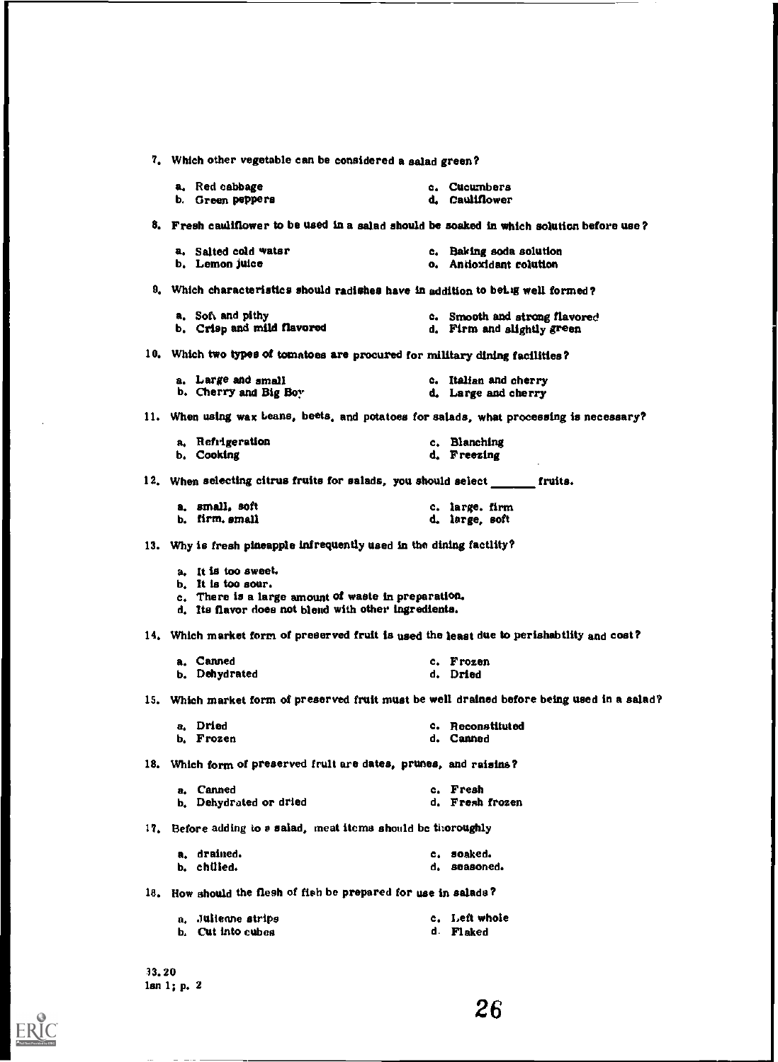7. Which other vegetable can be considered a salad green?

   a. Red cabbage
   b. Green peppers
   c. Cucumbers
   d. Cauliflower

8. Fresh cauliflower to be used in a salad should be soaked in which solution before use?

   a. Salted cold water
   b. Lemon juice
   c. Baking soda solution
   d. Antioxidant solution

9. Which characteristics should radishes have in addition to being well formed?

   a. Soft and pithy
   b. Crisp and mild flavored
   c. Smooth and strong flavored
   d. Firm and slightly green

10. Which two types of tomatoes are procured for military dining facilities?

    a. Large and small
    b. Cherry and Big Boy
    c. Italian and cherry
    d. Large and cherry

11. When using wax beans, beets, and potatoes for salads, what processing is necessary?

    a. Refrigeration
    b. Cooking
    c. Blanching
    d. Freezing

12. When selecting citrus fruits for salads, you should select _______ fruits.

    a. small, soft
    b. firm, small
    c. large, firm
    d. large, soft

13. Why is fresh pineapple infrequently used in the dining facility?

    a. It is too sweet.
    b. It is too sour.
    c. There is a large amount of waste in preparation.
    d. Its flavor does not blend with other ingredients.

14. Which market form of preserved fruit is used the least due to perishability and cost?

    a. Canned
    b. Dehydrated
    c. Frozen
    d. Dried

15. Which market form of preserved fruit must be well drained before being used in a salad?

    a. Dried
    b. Frozen
    c. Reconstituted
    d. Canned

16. Which form of preserved fruit are dates, prunes, and raisins?

    a. Canned
    b. Dehydrated or dried
    c. Fresh
    d. Fresh frozen

17. Before adding to a salad, meat items should be thoroughly

    a. drained.
    b. chilled.
    c. soaked.
    d. seasoned.

18. How should the flesh of fish be prepared for use in salads?

    a. Julienne strips
    b. Cut into cubes
    c. Left whole
    d. Flaked

33.20
lsn 1; p. 2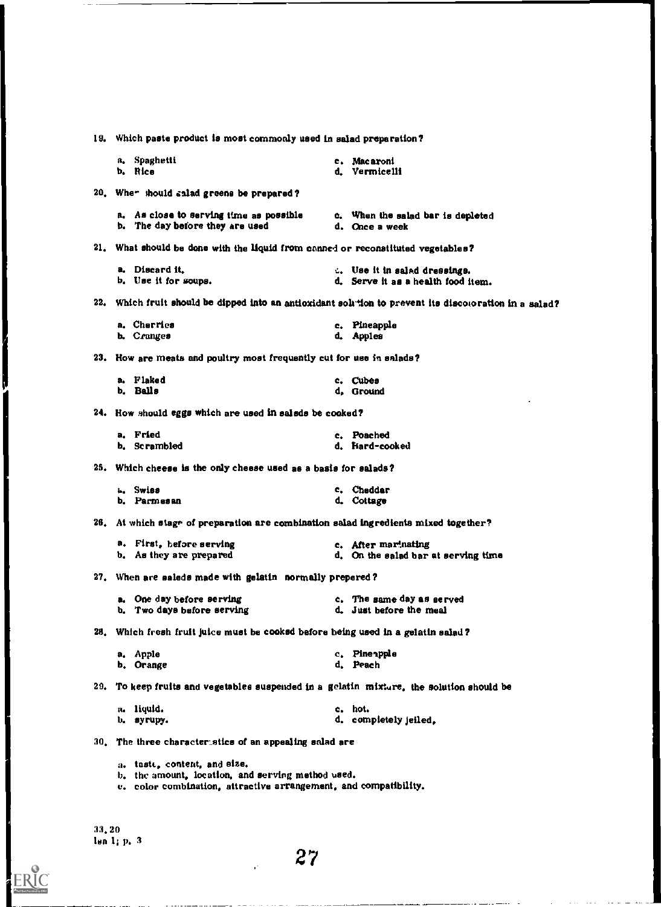19. Which paste product is most commonly used in salad preparation?

    a. Spaghetti
    b. Rice
    c. Macaroni
    d. Vermicelli

20. When should salad greens be prepared?

    a. As close to serving time as possible
    b. The day before they are used
    c. When the salad bar is depleted
    d. Once a week

21. What should be done with the liquid from canned or reconstituted vegetables?

    a. Discard it.
    b. Use it for soups.
    c. Use it in salad dressings.
    d. Serve it as a health food item.

22. Which fruit should be dipped into an antioxidant solution to prevent its discoloration in a salad?

    a. Cherries
    b. Oranges
    c. Pineapple
    d. Apples

23. How are meats and poultry most frequently cut for use in salads?

    a. Flaked
    b. Balls
    c. Cubes
    d. Ground

24. How should eggs which are used in salads be cooked?

    a. Fried
    b. Scrambled
    c. Poached
    d. Hard-cooked

25. Which cheese is the only cheese used as a basis for salads?

    a. Swiss
    b. Parmesan
    c. Cheddar
    d. Cottage

26. At which stage of preparation are combination salad ingredients mixed together?

    a. First, before serving
    b. As they are prepared
    c. After marinating
    d. On the salad bar at serving time

27. When are salads made with gelatin normally prepared?

    a. One day before serving
    b. Two days before serving
    c. The same day as served
    d. Just before the meal

28. Which fresh fruit juice must be cooked before being used in a gelatin salad?

    a. Apple
    b. Orange
    c. Pineapple
    d. Peach

29. To keep fruits and vegetables suspended in a gelatin mixture, the solution should be

    a. liquid.
    b. syrupy.
    c. hot.
    d. completely jelled.

30. The three characteristics of an appealing salad are

    a. taste, content, and size.
    b. the amount, location, and serving method used.
    c. color combination, attractive arrangement, and compatibility.

33.20
Isn 1; p. 3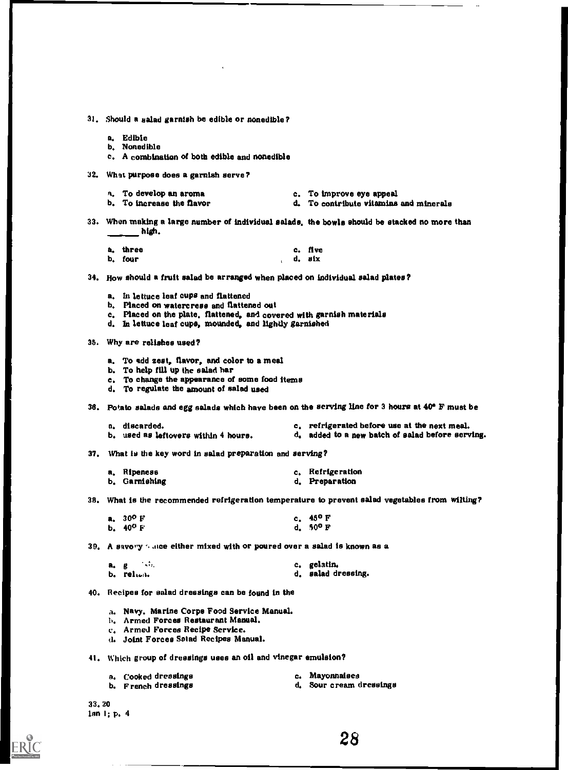31. Should a salad garnish be edible or nonedible?

    a. Edible
    b. Nonedible
    c. A combination of both edible and nonedible

32. What purpose does a garnish serve?

    a. To develop an aroma
    b. To increase the flavor
    c. To improve eye appeal
    d. To contribute vitamins and minerals

33. When making a large number of individual salads, the bowls should be stacked no more than _______ high.

    a. three
    b. four
    c. five
    d. six

34. How should a fruit salad be arranged when placed on individual salad plates?

    a. In lettuce leaf cups and flattened
    b. Placed on watercress and flattened out
    c. Placed on the plate, flattened, and covered with garnish materials
    d. In lettuce leaf cups, mounded, and lightly garnished

35. Why are relishes used?

    a. To add zest, flavor, and color to a meal
    b. To help fill up the salad bar
    c. To change the appearance of some food items
    d. To regulate the amount of salad used

36. Potato salads and egg salads which have been on the serving line for 3 hours at 40° F must be

    a. discarded.
    b. used as leftovers within 4 hours.
    c. refrigerated before use at the next meal.
    d. added to a new batch of salad before serving.

37. What is the key word in salad preparation and serving?

    a. Ripeness
    b. Garnishing
    c. Refrigeration
    d. Preparation

38. What is the recommended refrigeration temperature to prevent salad vegetables from wilting?

    a. 30° F
    b. 40° F
    c. 45° F
    d. 50° F

39. A savory sauce either mixed with or poured over a salad is known as a

    a. g
    b. relish.
    c. gelatin.
    d. salad dressing.

40. Recipes for salad dressings can be found in the

    a. Navy. Marine Corps Food Service Manual.
    b. Armed Forces Restaurant Manual.
    c. Armed Forces Recipe Service.
    d. Joint Forces Salad Recipes Manual.

41. Which group of dressings uses an oil and vinegar emulsion?

    a. Cooked dressings
    b. French dressings
    c. Mayonnaises
    d. Sour cream dressings

33.20
lsn 1; p. 4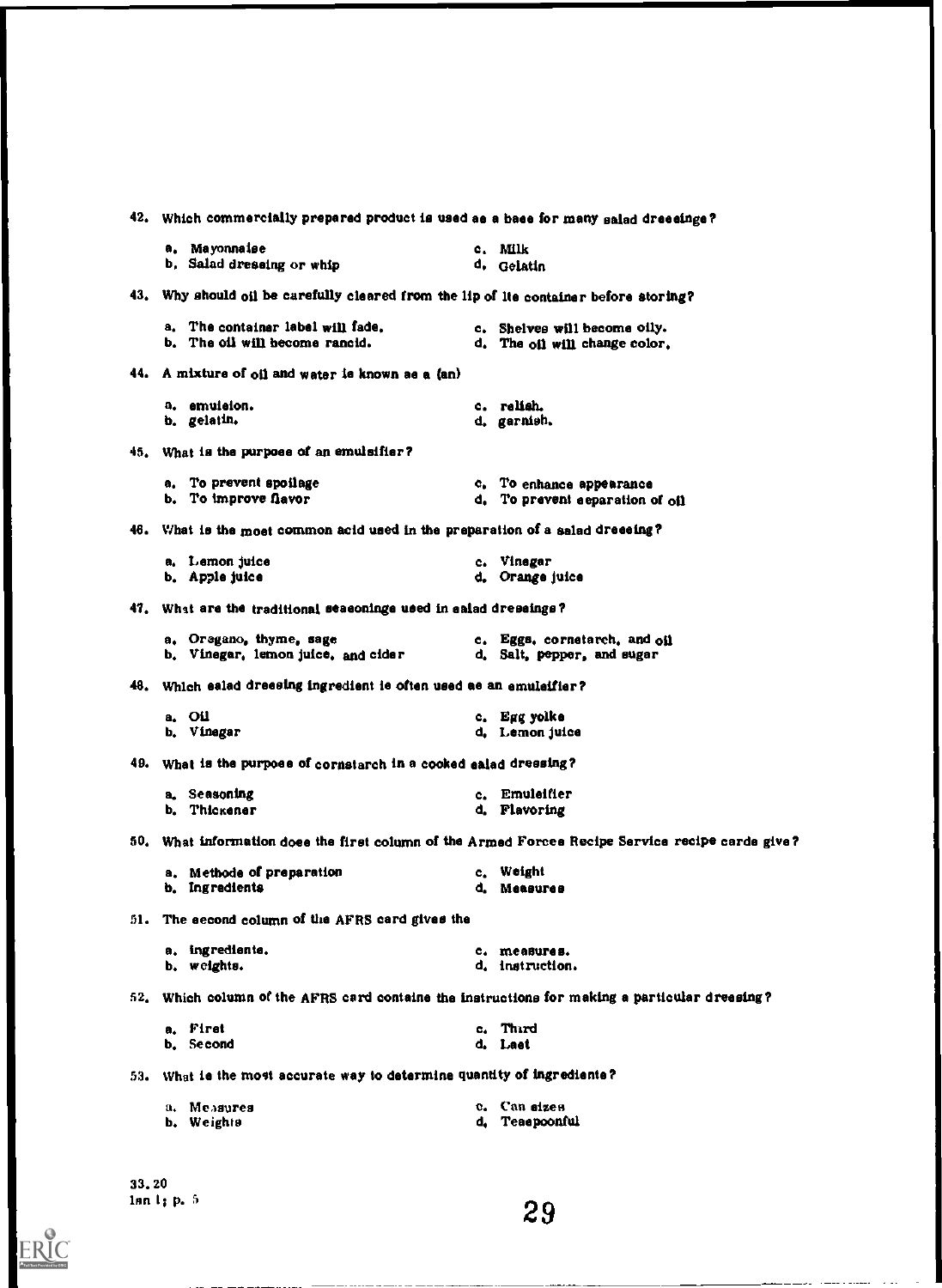42. Which commercially prepared product is used as a base for many salad dressings?

   a. Mayonnaise
   b. Salad dressing or whip
   c. Milk
   d. Gelatin

43. Why should oil be carefully cleared from the lip of its container before storing?

   a. The container label will fade.
   b. The oil will become rancid.
   c. Shelves will become oily.
   d. The oil will change color.

44. A mixture of oil and water is known as a (an)

   a. emulsion.
   b. gelatin.
   c. relish.
   d. garnish.

45. What is the purpose of an emulsifier?

   a. To prevent spoilage
   b. To improve flavor
   c. To enhance appearance
   d. To prevent separation of oil

46. What is the most common acid used in the preparation of a salad dressing?

   a. Lemon juice
   b. Apple juice
   c. Vinegar
   d. Orange juice

47. What are the traditional seasonings used in salad dressings?

   a. Oregano, thyme, sage
   b. Vinegar, lemon juice, and cider
   c. Eggs, cornstarch, and oil
   d. Salt, pepper, and sugar

48. Which salad dressing ingredient is often used as an emulsifier?

   a. Oil
   b. Vinegar
   c. Egg yolks
   d. Lemon juice

49. What is the purpose of cornstarch in a cooked salad dressing?

   a. Seasoning
   b. Thickener
   c. Emulsifier
   d. Flavoring

50. What information does the first column of the Armed Forces Recipe Service recipe cards give?

   a. Methods of preparation
   b. Ingredients
   c. Weight
   d. Measures

51. The second column of the AFRS card gives the

   a. ingredients.
   b. weights.
   c. measures.
   d. instruction.

52. Which column of the AFRS card contains the instructions for making a particular dressing?

   a. First
   b. Second
   c. Third
   d. Last

53. What is the most accurate way to determine quantity of ingredients?

   a. Measures
   b. Weights
   c. Can sizes
   d. Teaspoonful

33.20
lsn 1; p. 5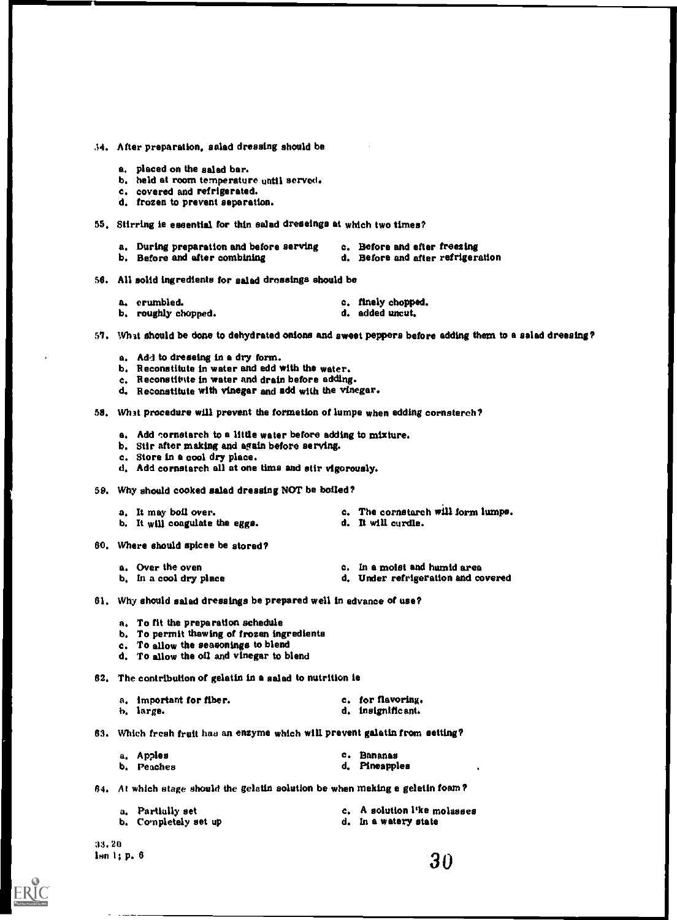54. After preparation, salad dressing should be

   a. placed on the salad bar.
   b. held at room temperature until served.
   c. covered and refrigerated.
   d. frozen to prevent separation.

55. Stirring is essential for thin salad dressings at which two times?

   a. During preparation and before serving
   b. Before and after combining
   c. Before and after freezing
   d. Before and after refrigeration

56. All solid ingredients for salad dressings should be

   a. crumbled.
   b. roughly chopped.
   c. finely chopped.
   d. added uncut.

57. What should be done to dehydrated onions and sweet peppers before adding them to a salad dressing?

   a. Add to dressing in a dry form.
   b. Reconstitute in water and add with the water.
   c. Reconstitute in water and drain before adding.
   d. Reconstitute with vinegar and add with the vinegar.

58. What procedure will prevent the formation of lumps when adding cornstarch?

   a. Add cornstarch to a little water before adding to mixture.
   b. Stir after making and again before serving.
   c. Store in a cool dry place.
   d. Add cornstarch all at one time and stir vigorously.

59. Why should cooked salad dressing NOT be boiled?

   a. It may boil over.
   b. It will coagulate the eggs.
   c. The cornstarch will form lumps.
   d. It will curdle.

60. Where should spices be stored?

   a. Over the oven
   b. In a cool dry place
   c. In a moist and humid area
   d. Under refrigeration and covered

61. Why should salad dressings be prepared well in advance of use?

   a. To fit the preparation schedule
   b. To permit thawing of frozen ingredients
   c. To allow the seasonings to blend
   d. To allow the oil and vinegar to blend

62. The contribution of gelatin in a salad to nutrition is

   a. important for fiber.
   b. large.
   c. for flavoring.
   d. insignificant.

63. Which fresh fruit has an enzyme which will prevent gelatin from setting?

   a. Apples
   b. Peaches
   c. Bananas
   d. Pineapples

64. At which stage should the gelatin solution be when making a gelatin foam?

   a. Partially set
   b. Completely set up
   c. A solution like molasses
   d. In a watery state

33.20
Len 1; p. 6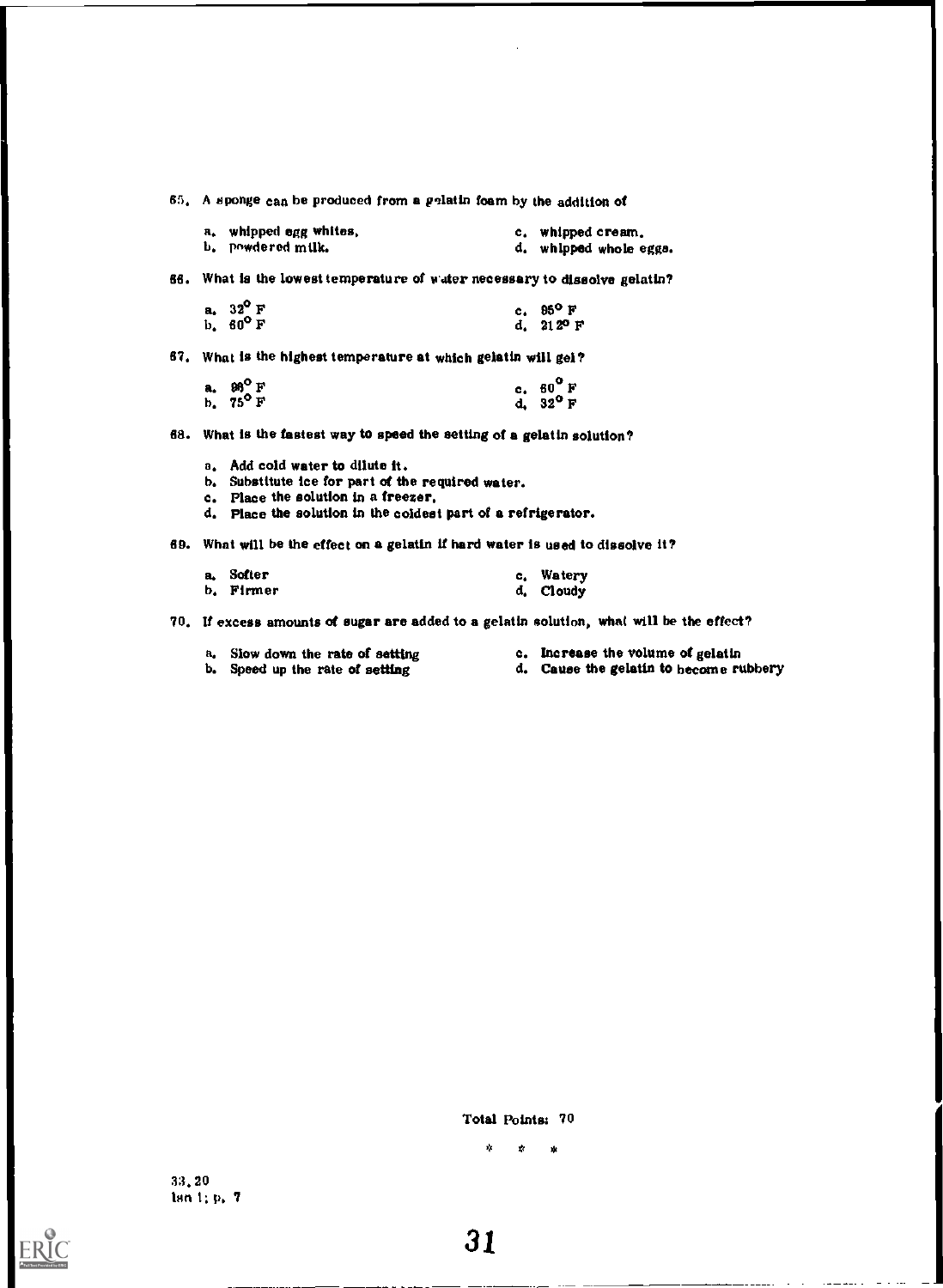65. A sponge can be produced from a gelatin foam by the addition of

a. whipped egg whites,
b. powdered milk.
c. whipped cream.
d. whipped whole eggs.

66. What is the lowest temperature of water necessary to dissolve gelatin?

a. 32° F
b. 60° F
c. 95° F
d. 212° F

67. What is the highest temperature at which gelatin will gel?

a. 86° F
b. 75° F
c. 60° F
d. 32° F

68. What is the fastest way to speed the setting of a gelatin solution?

a. Add cold water to dilute it.
b. Substitute ice for part of the required water.
c. Place the solution in a freezer,
d. Place the solution in the coldest part of a refrigerator.

69. What will be the effect on a gelatin if hard water is used to dissolve it?

a. Softer
b. Firmer
c. Watery
d. Cloudy

70. If excess amounts of sugar are added to a gelatin solution, what will be the effect?

a. Slow down the rate of setting
b. Speed up the rate of setting
c. Increase the volume of gelatin
d. Cause the gelatin to become rubbery

Total Points: 70

\* \* \*

33.20
Ian 1; p. 7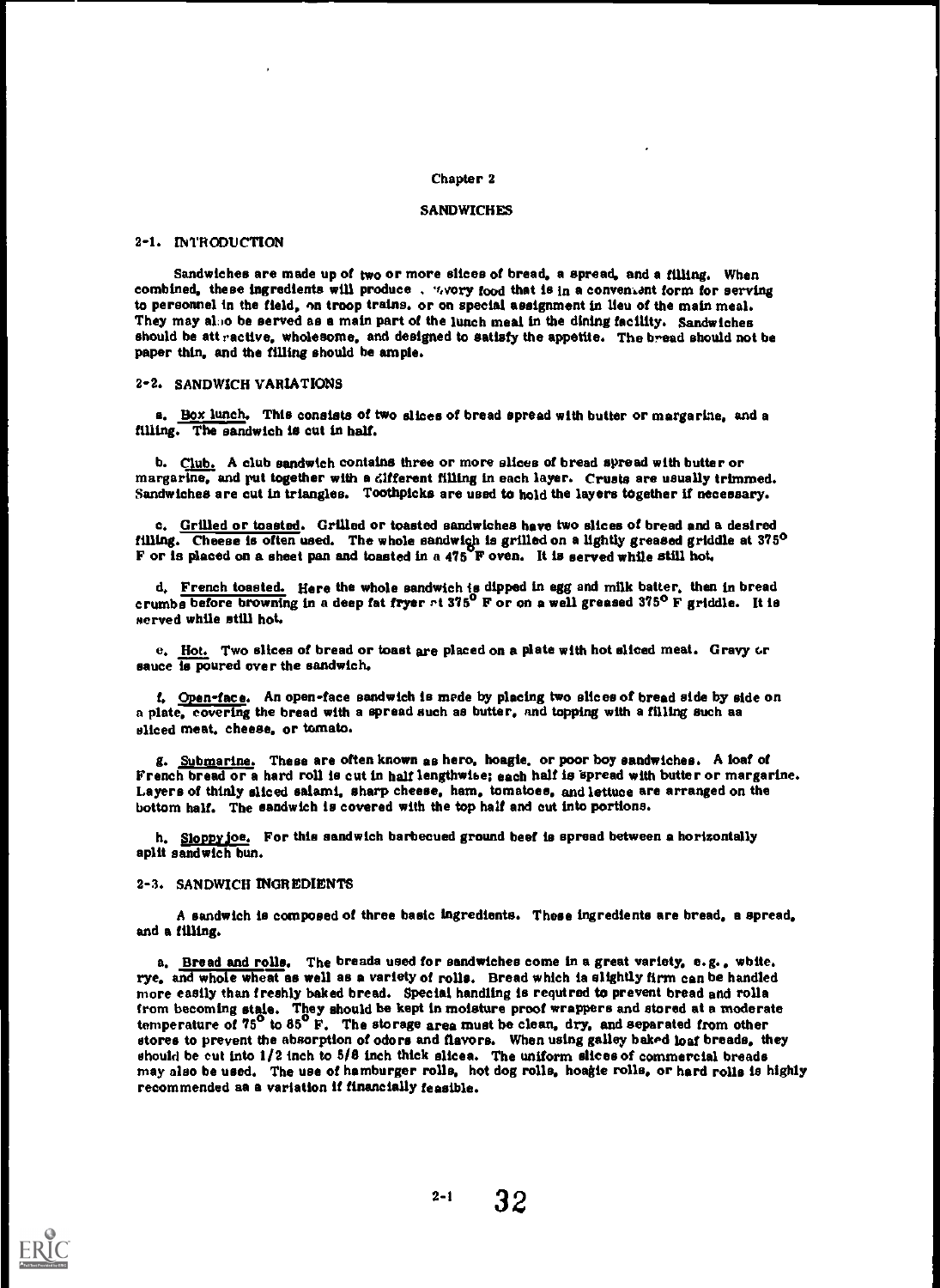Chapter 2

# SANDWICHES

## 2-1. INTRODUCTION

Sandwiches are made up of two or more slices of bread, a spread, and a filling. When combined, these ingredients will produce a savory food that is in a convenient form for serving to personnel in the field, on troop trains, or on special assignment in lieu of the main meal. They may also be served as a main part of the lunch meal in the dining facility. Sandwiches should be attractive, wholesome, and designed to satisfy the appetite. The bread should not be paper thin, and the filling should be ample.

## 2-2. SANDWICH VARIATIONS

a. Box lunch. This consists of two slices of bread spread with butter or margarine, and a filling. The sandwich is cut in half.

b. Club. A club sandwich contains three or more slices of bread spread with butter or margarine, and put together with a different filling in each layer. Crusts are usually trimmed. Sandwiches are cut in triangles. Toothpicks are used to hold the layers together if necessary.

c. Grilled or toasted. Grilled or toasted sandwiches have two slices of bread and a desired filling. Cheese is often used. The whole sandwich is grilled on a lightly greased griddle at 375° F or is placed on a sheet pan and toasted in a 475° F oven. It is served while still hot.

d. French toasted. Here the whole sandwich is dipped in egg and milk batter, then in bread crumbs before browning in a deep fat fryer at 375° F or on a well greased 375° F griddle. It is served while still hot.

e. Hot. Two slices of bread or toast are placed on a plate with hot sliced meat. Gravy or sauce is poured over the sandwich.

f. Open-face. An open-face sandwich is made by placing two slices of bread side by side on a plate, covering the bread with a spread such as butter, and topping with a filling such as sliced meat, cheese, or tomato.

g. Submarine. These are often known as hero, hoagie, or poor boy sandwiches. A loaf of French bread or a hard roll is cut in half lengthwise; each half is spread with butter or margarine. Layers of thinly sliced salami, sharp cheese, ham, tomatoes, and lettuce are arranged on the bottom half. The sandwich is covered with the top half and cut into portions.

h. Sloppy joe. For this sandwich barbecued ground beef is spread between a horizontally split sandwich bun.

## 2-3. SANDWICH INGREDIENTS

A sandwich is composed of three basic ingredients. These ingredients are bread, a spread, and a filling.

a. Bread and rolls. The breads used for sandwiches come in a great variety, e.g., white, rye, and whole wheat as well as a variety of rolls. Bread which is slightly firm can be handled more easily than freshly baked bread. Special handling is required to prevent bread and rolls from becoming stale. They should be kept in moisture proof wrappers and stored at a moderate temperature of 75° to 85° F. The storage area must be clean, dry, and separated from other stores to prevent the absorption of odors and flavors. When using galley baked loaf breads, they should be cut into 1/2 inch to 5/8 inch thick slices. The uniform slices of commercial breads may also be used. The use of hamburger rolls, hot dog rolls, hoagie rolls, or hard rolls is highly recommended as a variation if financially feasible.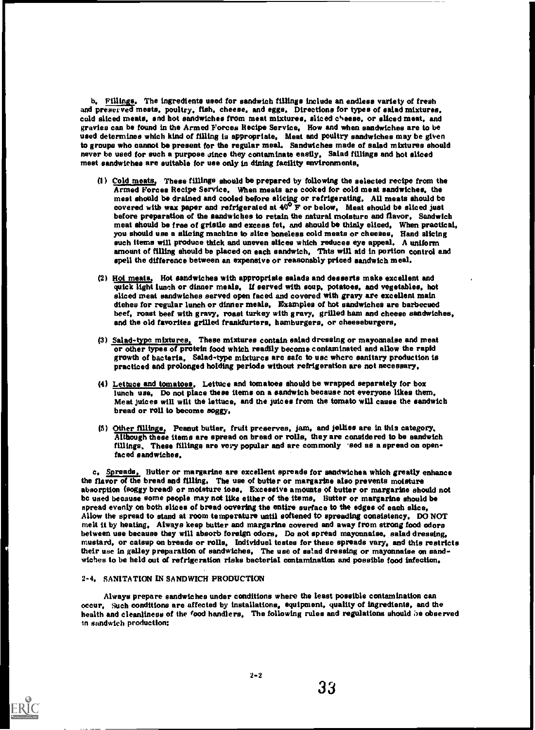b. Fillings. The ingredients used for sandwich fillings include an endless variety of fresh and preserved meats, poultry, fish, cheese, and eggs. Directions for types of salad mixtures, cold sliced meats, and hot sandwiches from meat mixtures, sliced cheese, or sliced meat, and gravies can be found in the Armed Forces Recipe Service. How and when sandwiches are to be used determines which kind of filling is appropriate. Meat and poultry sandwiches may be given to groups who cannot be present for the regular meal. Sandwiches made of salad mixtures should never be used for such a purpose since they contaminate easily. Salad fillings and hot sliced meat sandwiches are suitable for use only in dining facility environments.

(1) Cold meats. These fillings should be prepared by following the selected recipe from the Armed Forces Recipe Service. When meats are cooked for cold meat sandwiches, the meat should be drained and cooled before slicing or refrigerating. All meats should be covered with wax paper and refrigerated at 40° F or below. Meat should be sliced just before preparation of the sandwiches to retain the natural moisture and flavor. Sandwich meat should be free of gristle and excess fat, and should be thinly sliced. When practical, you should use a slicing machine to slice boneless cold meats or cheeses. Hand slicing such items will produce thick and uneven slices which reduces eye appeal. A uniform amount of filling should be placed on each sandwich. This will aid in portion control and spell the difference between an expensive or reasonably priced sandwich meal.

(2) Hot meats. Hot sandwiches with appropriate salads and desserts make excellent and quick light lunch or dinner meals. If served with soup, potatoes, and vegetables, hot sliced meat sandwiches served open faced and covered with gravy are excellent main dishes for regular lunch or dinner meals. Examples of hot sandwiches are barbecued beef, roast beef with gravy, roast turkey with gravy, grilled ham and cheese sandwiches, and the old favorites grilled frankfurters, hamburgers, or cheeseburgers.

(3) Salad-type mixtures. These mixtures contain salad dressing or mayonnaise and meat or other types of protein food which readily become contaminated and allow the rapid growth of bacteria. Salad-type mixtures are safe to use where sanitary production is practiced and prolonged holding periods without refrigeration are not necessary.

(4) Lettuce and tomatoes. Lettuce and tomatoes should be wrapped separately for box lunch use. Do not place these items on a sandwich because not everyone likes them. Meat juices will wilt the lettuce, and the juices from the tomato will cause the sandwich bread or roll to become soggy.

(5) Other fillings. Peanut butter, fruit preserves, jam, and jellies are in this category. Although these items are spread on bread or rolls, they are considered to be sandwich fillings. These fillings are very popular and are commonly used as a spread on open-faced sandwiches.

c. Spreads. Butter or margarine are excellent spreads for sandwiches which greatly enhance the flavor of the bread and filling. The use of butter or margarine also prevents moisture absorption (soggy bread) or moisture loss. Excessive amounts of butter or margarine should not be used because some people may not like either of the items. Butter or margarine should be spread evenly on both slices of bread covering the entire surface to the edges of each slice. Allow the spread to stand at room temperature until softened to spreading consistency. DO NOT melt it by heating. Always keep butter and margarine covered and away from strong food odors between use because they will absorb foreign odors. Do not spread mayonnaise, salad dressing, mustard, or catsup on breads or rolls. Individual tastes for these spreads vary, and this restricts their use in galley preparation of sandwiches. The use of salad dressing or mayonnaise on sandwiches to be held out of refrigeration risks bacterial contamination and possible food infection.

## 2-4. SANITATION IN SANDWICH PRODUCTION

Always prepare sandwiches under conditions where the least possible contamination can occur. Such conditions are affected by installations, equipment, quality of ingredients, and the health and cleanliness of the food handlers. The following rules and regulations should be observed in sandwich production: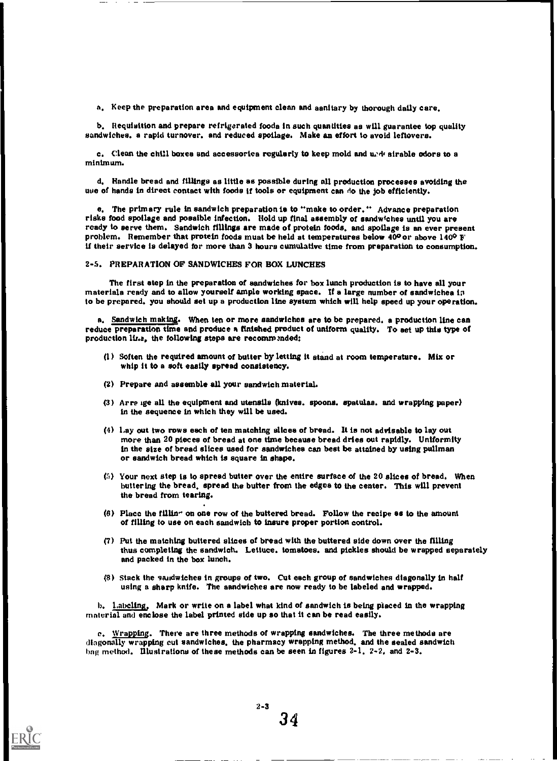a. Keep the preparation area and equipment clean and sanitary by thorough daily care.

b. Requisition and prepare refrigerated foods in such quantities as will guarantee top quality sandwiches, a rapid turnover, and reduced spoilage. Make an effort to avoid leftovers.

c. Clean the chill boxes and accessories regularly to keep mold and undesirable odors to a minimum.

d. Handle bread and fillings as little as possible during all production processes avoiding the use of hands in direct contact with foods if tools or equipment can do the job efficiently.

e. The primary rule in sandwich preparation is to "make to order." Advance preparation risks food spoilage and possible infection. Hold up final assembly of sandwiches until you are ready to serve them. Sandwich fillings are made of protein foods, and spoilage is an ever present problem. Remember that protein foods must be held at temperatures below 40° or above 140° F if their service is delayed for more than 3 hours cumulative time from preparation to consumption.

## 2-5. PREPARATION OF SANDWICHES FOR BOX LUNCHES

The first step in the preparation of sandwiches for box lunch production is to have all your materials ready and to allow yourself ample working space. If a large number of sandwiches is to be prepared, you should set up a production line system which will help speed up your operation.

a. Sandwich making. When ten or more sandwiches are to be prepared, a production line can reduce preparation time and produce a finished product of uniform quality. To set up this type of production line, the following steps are recommended:

(1) Soften the required amount of butter by letting it stand at room temperature. Mix or whip it to a soft easily spread consistency.

(2) Prepare and assemble all your sandwich material.

(3) Arrange all the equipment and utensils (knives, spoons, spatulas, and wrapping paper) in the sequence in which they will be used.

(4) Lay out two rows each of ten matching slices of bread. It is not advisable to lay out more than 20 pieces of bread at one time because bread dries out rapidly. Uniformity in the size of bread slices used for sandwiches can best be attained by using pullman or sandwich bread which is square in shape.

(5) Your next step is to spread butter over the entire surface of the 20 slices of bread. When buttering the bread, spread the butter from the edges to the center. This will prevent the bread from tearing.

(6) Place the filling on one row of the buttered bread. Follow the recipe as to the amount of filling to use on each sandwich to insure proper portion control.

(7) Put the matching buttered slices of bread with the buttered side down over the filling thus completing the sandwich. Lettuce, tomatoes, and pickles should be wrapped separately and packed in the box lunch.

(8) Stack the sandwiches in groups of two. Cut each group of sandwiches diagonally in half using a sharp knife. The sandwiches are now ready to be labeled and wrapped.

b. Labeling. Mark or write on a label what kind of sandwich is being placed in the wrapping material and enclose the label printed side up so that it can be read easily.

c. Wrapping. There are three methods of wrapping sandwiches. The three methods are diagonally wrapping cut sandwiches, the pharmacy wrapping method, and the sealed sandwich bag method. Illustrations of these methods can be seen in figures 2-1, 2-2, and 2-3.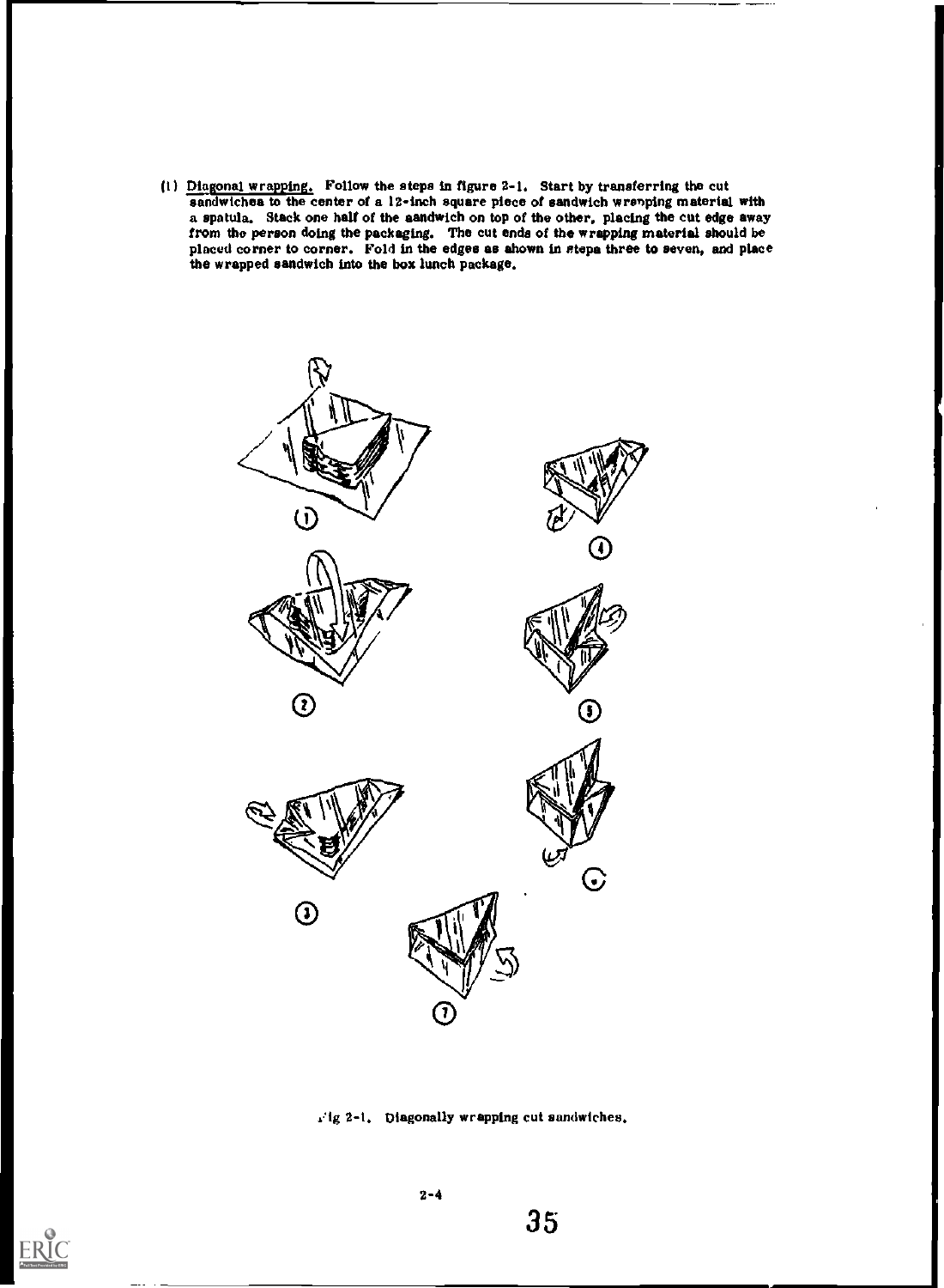(1) Diagonal wrapping. Follow the steps in figure 2-1. Start by transferring the cut sandwiches to the center of a 12-inch square piece of sandwich wrapping material with a spatula. Stack one half of the sandwich on top of the other, placing the cut edge away from the person doing the packaging. The cut ends of the wrapping material should be placed corner to corner. Fold in the edges as shown in steps three to seven, and place the wrapped sandwich into the box lunch package.

Fig 2-1. Diagonally wrapping cut sandwiches.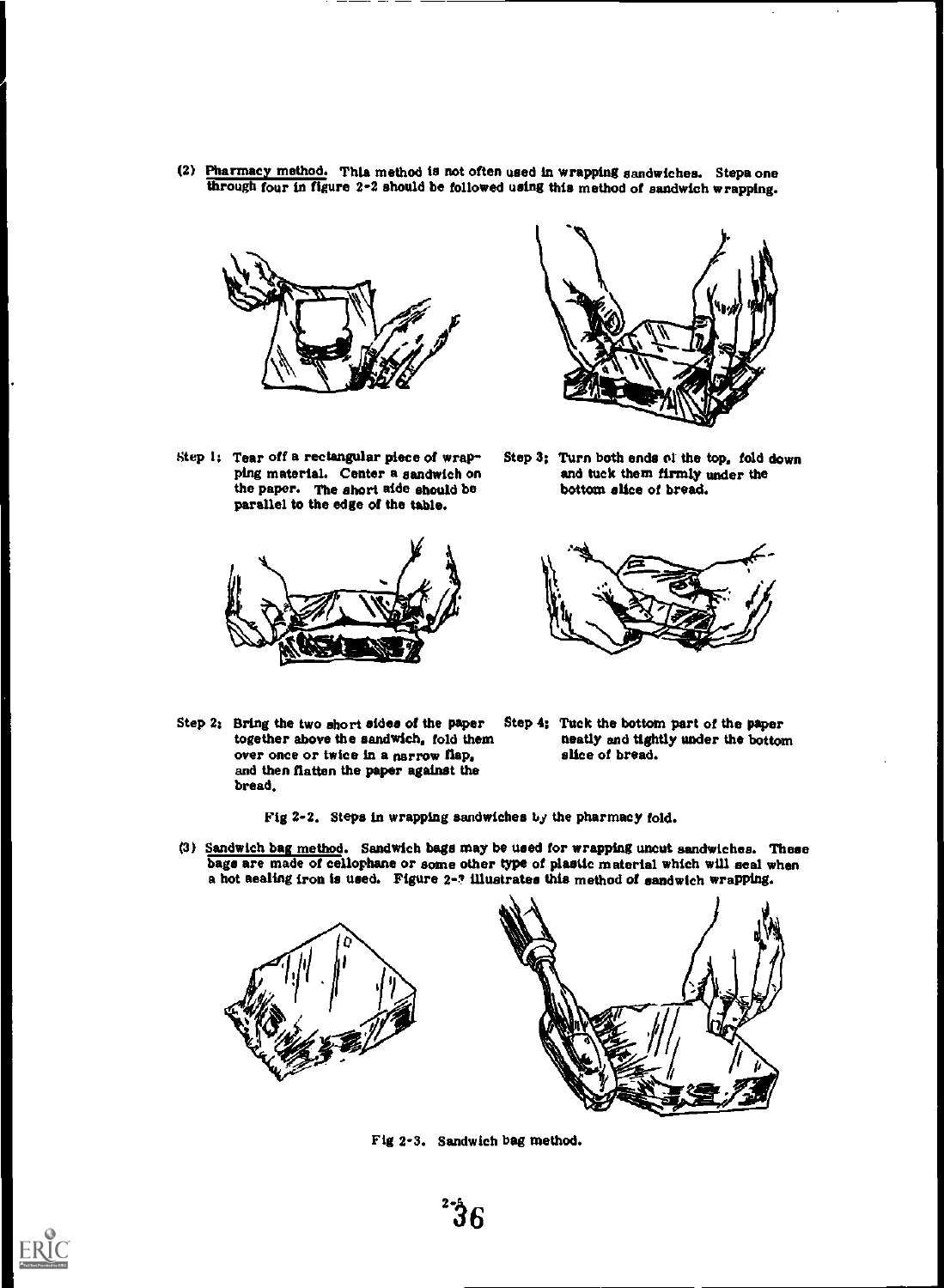(2) Pharmacy method. This method is not often used in wrapping sandwiches. Steps one through four in figure 2-2 should be followed using this method of sandwich wrapping.

Step 1: Tear off a rectangular piece of wrapping material. Center a sandwich on the paper. The short side should be parallel to the edge of the table.

Step 2: Bring the two short sides of the paper together above the sandwich, fold them over once or twice in a narrow flap, and then flatten the paper against the bread.

Step 3: Turn both ends of the top, fold down and tuck them firmly under the bottom slice of bread.

Step 4: Tuck the bottom part of the paper neatly and tightly under the bottom slice of bread.

Fig 2-2. Steps in wrapping sandwiches by the pharmacy fold.

(3) Sandwich bag method. Sandwich bags may be used for wrapping uncut sandwiches. These bags are made of cellophane or some other type of plastic material which will seal when a hot sealing iron is used. Figure 2-3 illustrates this method of sandwich wrapping.

Fig 2-3. Sandwich bag method.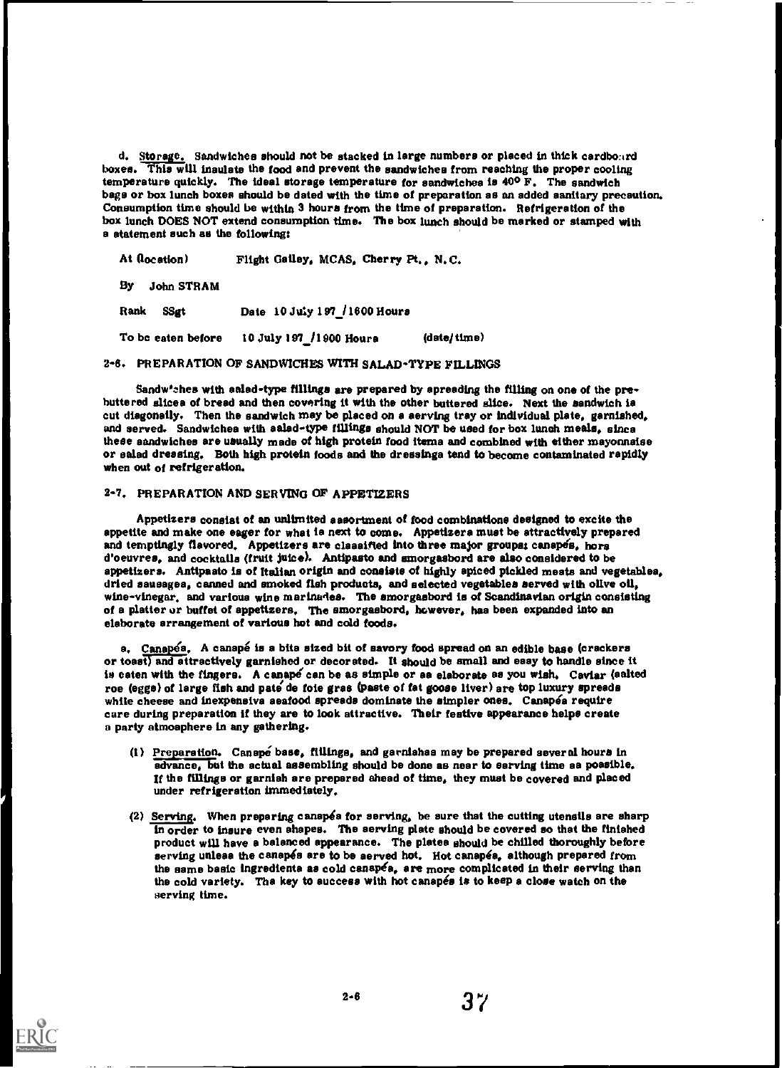d. Storage. Sandwiches should not be stacked in large numbers or placed in thick cardboard boxes. This will insulate the food and prevent the sandwiches from reaching the proper cooling temperature quickly. The ideal storage temperature for sandwiches is 40° F. The sandwich bags or box lunch boxes should be dated with the time of preparation as an added sanitary precaution. Consumption time should be within 3 hours from the time of preparation. Refrigeration of the box lunch DOES NOT extend consumption time. The box lunch should be marked or stamped with a statement such as the following:

At (location) Flight Galley, MCAS, Cherry Pt., N.C.

By John STRAM

Rank SSgt Date 10 July 197_/1600 Hours

To be eaten before 10 July 197_/1900 Hours (date/time)

## 2-6. PREPARATION OF SANDWICHES WITH SALAD-TYPE FILLINGS

Sandwiches with salad-type fillings are prepared by spreading the filling on one of the pre-buttered slices of bread and then covering it with the other buttered slice. Next the sandwich is cut diagonally. Then the sandwich may be placed on a serving tray or individual plate, garnished, and served. Sandwiches with salad-type fillings should NOT be used for box lunch meals, since these sandwiches are usually made of high protein food items and combined with either mayonnaise or salad dressing. Both high protein foods and the dressings tend to become contaminated rapidly when out of refrigeration.

## 2-7. PREPARATION AND SERVING OF APPETIZERS

Appetizers consist of an unlimited assortment of food combinations designed to excite the appetite and make one eager for what is next to come. Appetizers must be attractively prepared and temptingly flavored. Appetizers are classified into three major groups: canapés, hors d'oeuvres, and cocktails (fruit juice). Antipasto and smorgasbord are also considered to be appetizers. Antipasto is of Italian origin and consists of highly spiced pickled meats and vegetables, dried sausages, canned and smoked fish products, and selected vegetables served with olive oil, wine-vinegar, and various wine marinades. The smorgasbord is of Scandinavian origin consisting of a platter or buffet of appetizers. The smorgasbord, however, has been expanded into an elaborate arrangement of various hot and cold foods.

a. Canapés. A canapé is a bite sized bit of savory food spread on an edible base (crackers or toast) and attractively garnished or decorated. It should be small and easy to handle since it is eaten with the fingers. A canapé can be as simple or as elaborate as you wish. Caviar (salted roe (eggs) of large fish and paté de foie gras (paste of fat goose liver) are top luxury spreads while cheese and inexpensive seafood spreads dominate the simpler ones. Canapés require care during preparation if they are to look attractive. Their festive appearance helps create a party atmosphere in any gathering.

(1) Preparation. Canapé base, fillings, and garnishes may be prepared several hours in advance, but the actual assembling should be done as near to serving time as possible. If the fillings or garnish are prepared ahead of time, they must be covered and placed under refrigeration immediately.

(2) Serving. When preparing canapés for serving, be sure that the cutting utensils are sharp in order to insure even shapes. The serving plate should be covered so that the finished product will have a balanced appearance. The plates should be chilled thoroughly before serving unless the canapés are to be served hot. Hot canapés, although prepared from the same basic ingredients as cold canapés, are more complicated in their serving than the cold variety. The key to success with hot canapés is to keep a close watch on the serving time.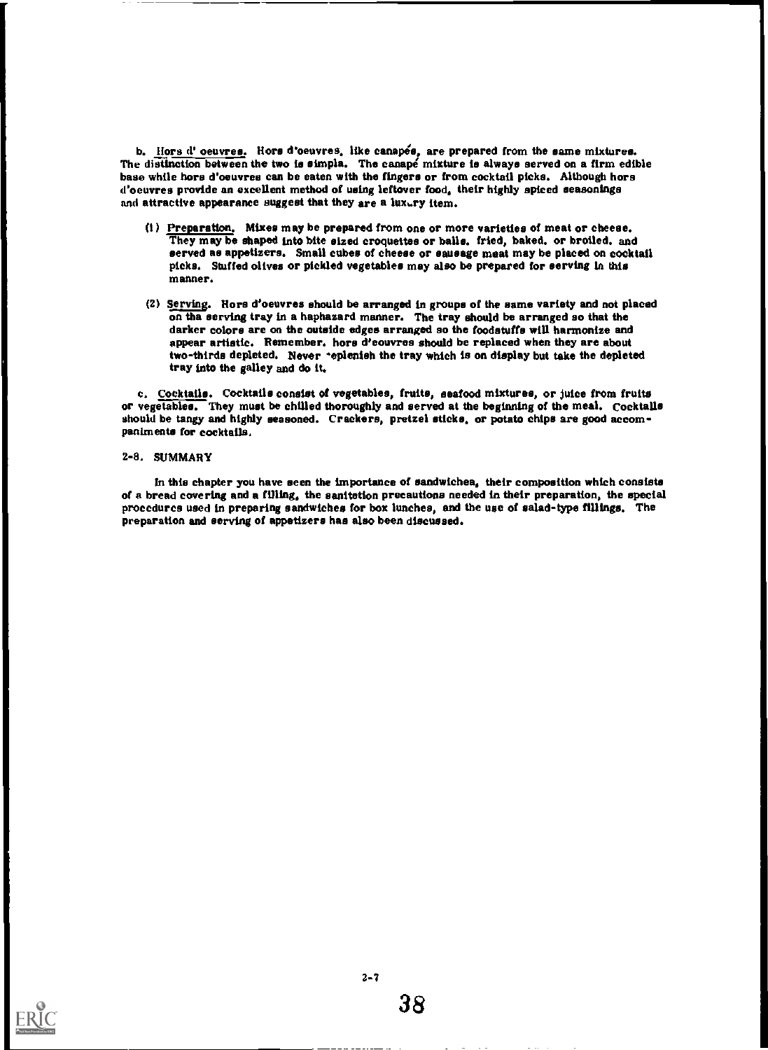b. Hors d' oeuvres. Hors d'oeuvres, like canapés, are prepared from the same mixtures. The distinction between the two is simple. The canapé mixture is always served on a firm edible base while hors d'oeuvres can be eaten with the fingers or from cocktail picks. Although hors d'oeuvres provide an excellent method of using leftover food, their highly spiced seasonings and attractive appearance suggest that they are a luxury item.

(1) Preparation. Mixes may be prepared from one or more varieties of meat or cheese. They may be shaped into bite sized croquettes or balls, fried, baked, or broiled, and served as appetizers. Small cubes of cheese or sausage meat may be placed on cocktail picks. Stuffed olives or pickled vegetables may also be prepared for serving in this manner.

(2) Serving. Hors d'oeuvres should be arranged in groups of the same variety and not placed on the serving tray in a haphazard manner. The tray should be arranged so that the darker colors are on the outside edges arranged so the foodstuffs will harmonize and appear artistic. Remember, hors d'eouvres should be replaced when they are about two-thirds depleted. Never replenish the tray which is on display but take the depleted tray into the galley and do it.

c. Cocktails. Cocktails consist of vegetables, fruits, seafood mixtures, or juice from fruits or vegetables. They must be chilled thoroughly and served at the beginning of the meal. Cocktails should be tangy and highly seasoned. Crackers, pretzel sticks, or potato chips are good accompaniments for cocktails.

## 2-8. SUMMARY

In this chapter you have seen the importance of sandwiches, their composition which consists of a bread covering and a filling, the sanitation precautions needed in their preparation, the special procedures used in preparing sandwiches for box lunches, and the use of salad-type fillings. The preparation and serving of appetizers has also been discussed.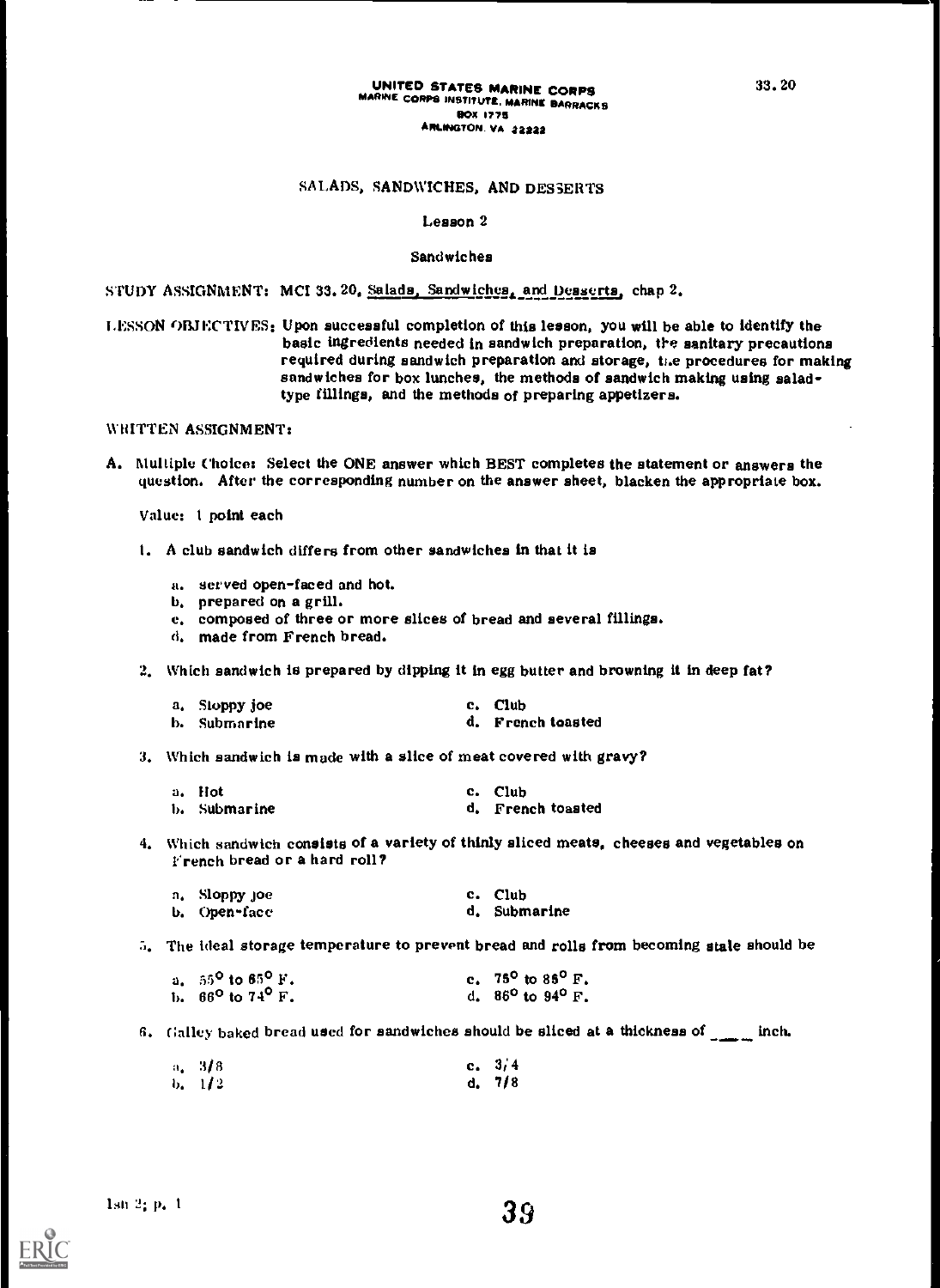UNITED STATES MARINE CORPS
MARINE CORPS INSTITUTE, MARINE BARRACKS
BOX 1775
ARLINGTON, VA 22222

33.20

# SALADS, SANDWICHES, AND DESSERTS

## Lesson 2

### Sandwiches

STUDY ASSIGNMENT: MCI 33.20, Salads, Sandwiches, and Desserts, chap 2.

LESSON OBJECTIVES: Upon successful completion of this lesson, you will be able to identify the basic ingredients needed in sandwich preparation, the sanitary precautions required during sandwich preparation and storage, the procedures for making sandwiches for box lunches, the methods of sandwich making using salad-type fillings, and the methods of preparing appetizers.

WRITTEN ASSIGNMENT:

A. Multiple Choice: Select the ONE answer which BEST completes the statement or answers the question. After the corresponding number on the answer sheet, blacken the appropriate box.

Value: 1 point each

1. A club sandwich differs from other sandwiches in that it is

   a. served open-faced and hot.
   b. prepared on a grill.
   c. composed of three or more slices of bread and several fillings.
   d. made from French bread.

2. Which sandwich is prepared by dipping it in egg butter and browning it in deep fat?

   a. Sloppy joe
   b. Submarine
   c. Club
   d. French toasted

3. Which sandwich is made with a slice of meat covered with gravy?

   a. Hot
   b. Submarine
   c. Club
   d. French toasted

4. Which sandwich consists of a variety of thinly sliced meats, cheeses and vegetables on French bread or a hard roll?

   a. Sloppy joe
   b. Open-face
   c. Club
   d. Submarine

5. The ideal storage temperature to prevent bread and rolls from becoming stale should be

   a. 55° to 65° F.
   b. 66° to 74° F.
   c. 75° to 85° F.
   d. 86° to 94° F.

6. Galley baked bread used for sandwiches should be sliced at a thickness of ____ inch.

   a. 3/8
   b. 1/2
   c. 3/4
   d. 7/8

lsn 2; p. 1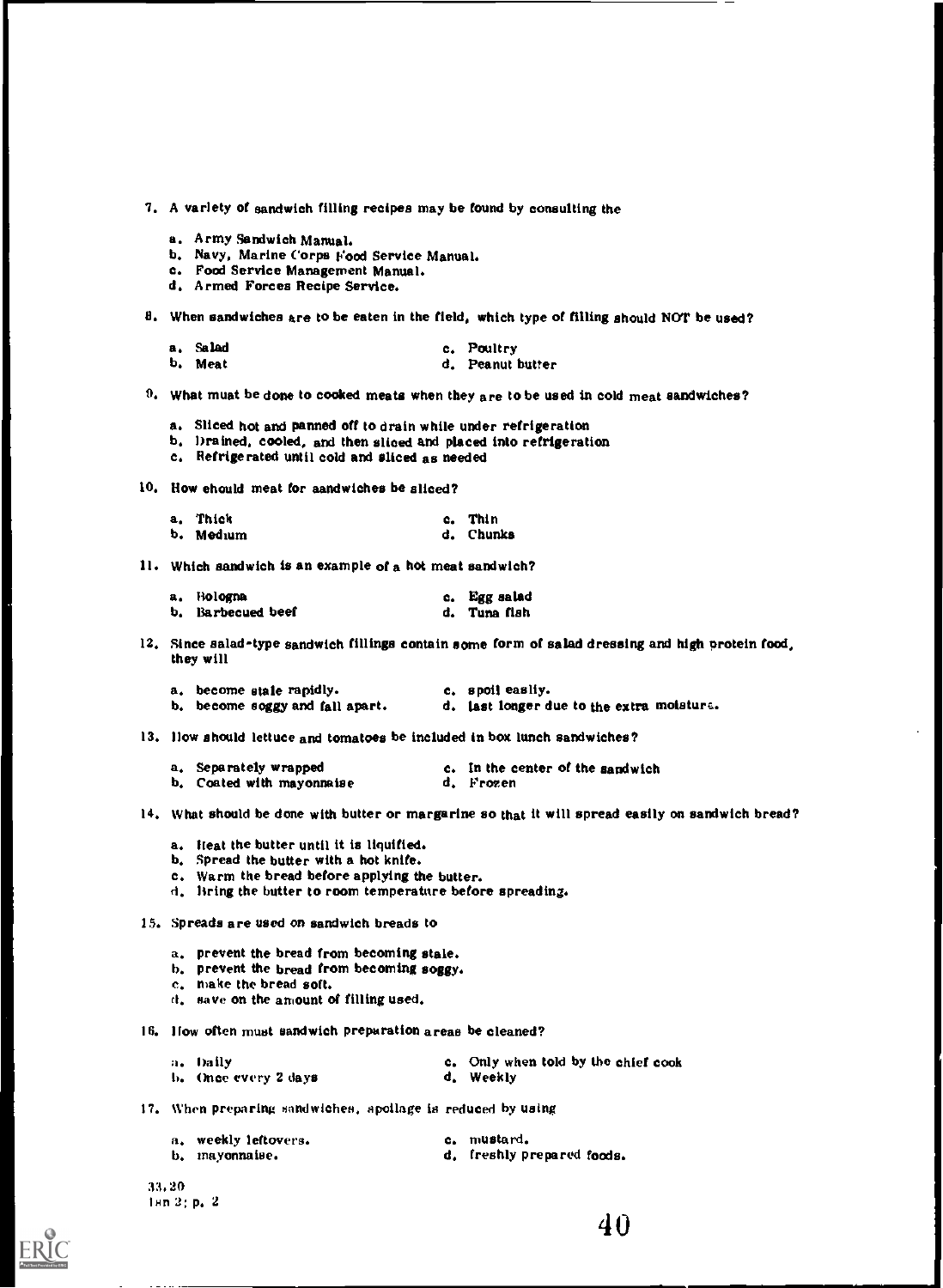7. A variety of sandwich filling recipes may be found by consulting the

   a. Army Sandwich Manual.
   b. Navy, Marine Corps Food Service Manual.
   c. Food Service Management Manual.
   d. Armed Forces Recipe Service.

8. When sandwiches are to be eaten in the field, which type of filling should NOT be used?

   a. Salad
   b. Meat
   c. Poultry
   d. Peanut butter

9. What must be done to cooked meats when they are to be used in cold meat sandwiches?

   a. Sliced hot and panned off to drain while under refrigeration
   b. Drained, cooled, and then sliced and placed into refrigeration
   c. Refrigerated until cold and sliced as needed

10. How should meat for sandwiches be sliced?

    a. Thick
    b. Medium
    c. Thin
    d. Chunks

11. Which sandwich is an example of a hot meat sandwich?

    a. Bologna
    b. Barbecued beef
    c. Egg salad
    d. Tuna fish

12. Since salad-type sandwich fillings contain some form of salad dressing and high protein food, they will

    a. become stale rapidly.
    b. become soggy and fall apart.
    c. spoil easily.
    d. last longer due to the extra moisture.

13. How should lettuce and tomatoes be included in box lunch sandwiches?

    a. Separately wrapped
    b. Coated with mayonnaise
    c. In the center of the sandwich
    d. Frozen

14. What should be done with butter or margarine so that it will spread easily on sandwich bread?

    a. Heat the butter until it is liquified.
    b. Spread the butter with a hot knife.
    c. Warm the bread before applying the butter.
    d. Bring the butter to room temperature before spreading.

15. Spreads are used on sandwich breads to

    a. prevent the bread from becoming stale.
    b. prevent the bread from becoming soggy.
    c. make the bread soft.
    d. save on the amount of filling used.

16. How often must sandwich preparation areas be cleaned?

    a. Daily
    b. Once every 2 days
    c. Only when told by the chief cook
    d. Weekly

17. When preparing sandwiches, spoilage is reduced by using

    a. weekly leftovers.
    b. mayonnaise.
    c. mustard.
    d. freshly prepared foods.

33.20
Hn 2; p. 2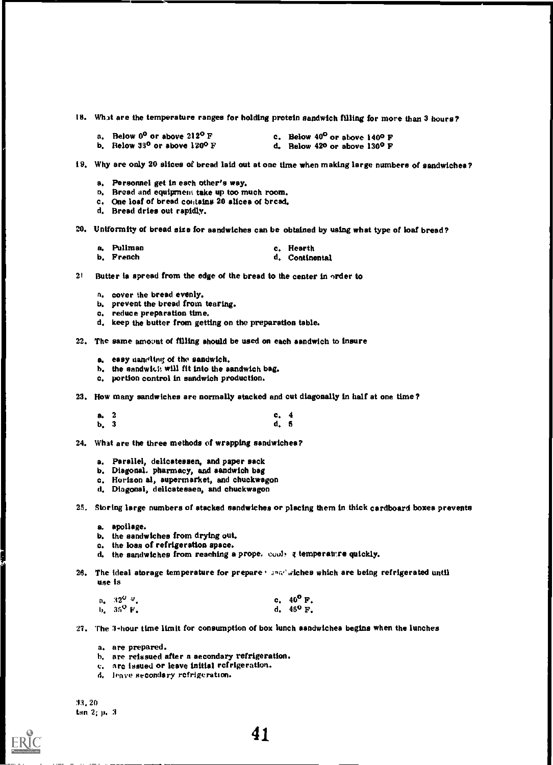18. What are the temperature ranges for holding protein sandwich filling for more than 3 hours?

    a. Below 0° or above 212° F
    b. Below 33° or above 120° F
    c. Below 40° or above 140° F
    d. Below 42° or above 130° F

19. Why are only 20 slices of bread laid out at one time when making large numbers of sandwiches?

    a. Personnel get in each other's way.
    b. Bread and equipment take up too much room.
    c. One loaf of bread contains 20 slices of bread.
    d. Bread dries out rapidly.

20. Uniformity of bread size for sandwiches can be obtained by using what type of loaf bread?

    a. Pullman
    b. French
    c. Hearth
    d. Continental

21. Butter is spread from the edge of the bread to the center in order to

    a. cover the bread evenly.
    b. prevent the bread from tearing.
    c. reduce preparation time.
    d. keep the butter from getting on the preparation table.

22. The same amount of filling should be used on each sandwich to insure

    a. easy handling of the sandwich.
    b. the sandwich will fit into the sandwich bag.
    c. portion control in sandwich production.

23. How many sandwiches are normally stacked and cut diagonally in half at one time?

    a. 2
    b. 3
    c. 4
    d. 5

24. What are the three methods of wrapping sandwiches?

    a. Parallel, delicatessen, and paper sack
    b. Diagonal, pharmacy, and sandwich bag
    c. Horizontal, supermarket, and chuckwagon
    d. Diagonal, delicatessen, and chuckwagon

25. Storing large numbers of stacked sandwiches or placing them in thick cardboard boxes prevents

    a. spoilage.
    b. the sandwiches from drying out.
    c. the loss of refrigeration space.
    d. the sandwiches from reaching a proper cooling temperature quickly.

26. The ideal storage temperature for prepared sandwiches which are being refrigerated until use is

    a. 32° F.
    b. 35° F.
    c. 40° F.
    d. 45° F.

27. The 3-hour time limit for consumption of box lunch sandwiches begins when the lunches

    a. are prepared.
    b. are reissued after a secondary refrigeration.
    c. are issued or leave initial refrigeration.
    d. leave secondary refrigeration.

33, 20
tan 2; p. 3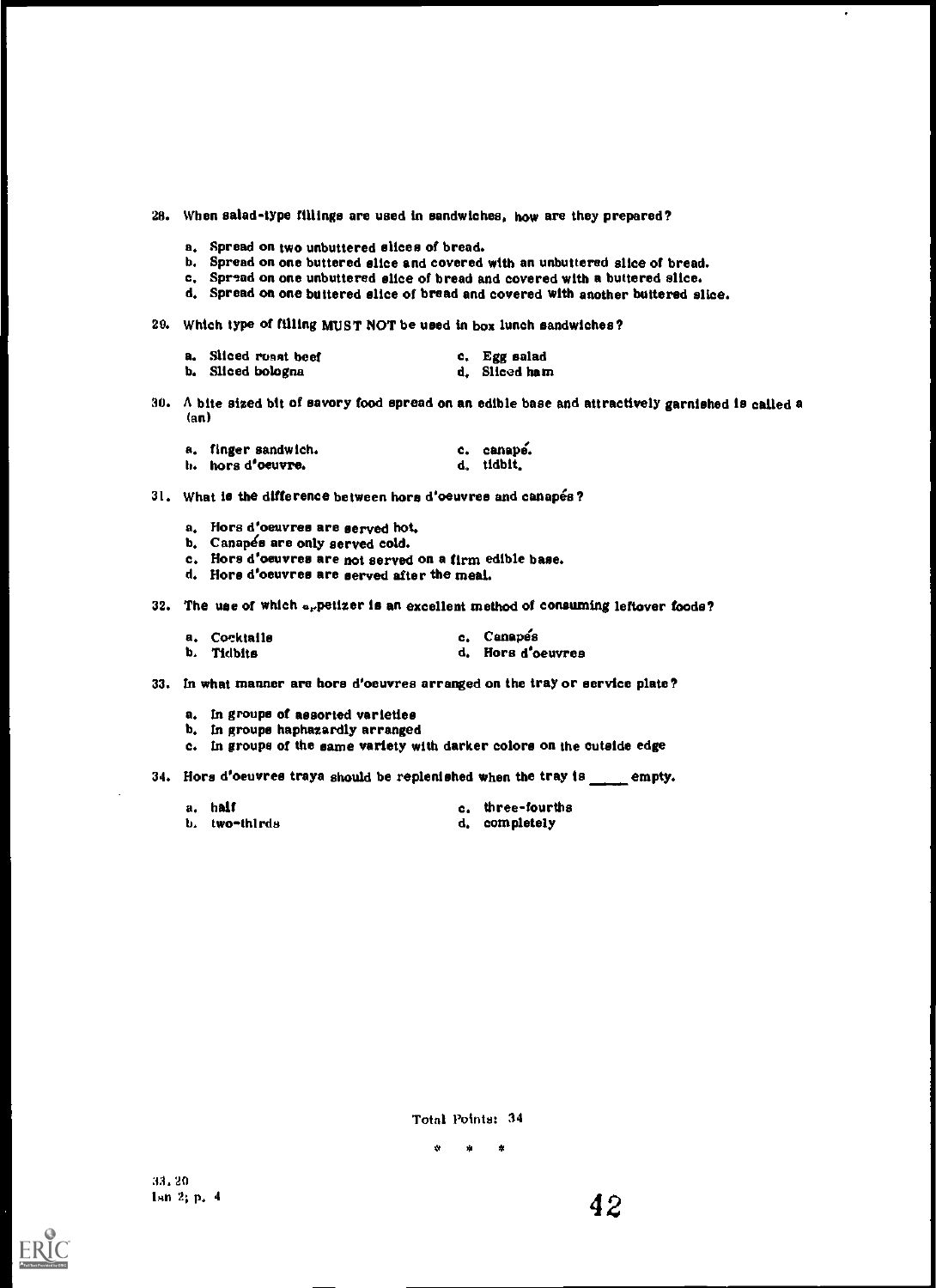28. When salad-type fillings are used in sandwiches, how are they prepared?

   a. Spread on two unbuttered slices of bread.
   b. Spread on one buttered slice and covered with an unbuttered slice of bread.
   c. Spread on one unbuttered slice of bread and covered with a buttered slice.
   d. Spread on one buttered slice of bread and covered with another buttered slice.

29. Which type of filling MUST NOT be used in box lunch sandwiches?

   a. Sliced roast beef
   b. Sliced bologna
   c. Egg salad
   d. Sliced ham

30. A bite sized bit of savory food spread on an edible base and attractively garnished is called a (an)

   a. finger sandwich.
   b. hors d'oeuvre.
   c. canapé.
   d. tidbit.

31. What is the difference between hors d'oeuvres and canapés?

   a. Hors d'oeuvres are served hot.
   b. Canapés are only served cold.
   c. Hors d'oeuvres are not served on a firm edible base.
   d. Hors d'oeuvres are served after the meal.

32. The use of which appetizer is an excellent method of consuming leftover foods?

   a. Cocktails
   b. Tidbits
   c. Canapés
   d. Hors d'oeuvres

33. In what manner are hors d'oeuvres arranged on the tray or service plate?

   a. In groups of assorted varieties
   b. In groups haphazardly arranged
   c. In groups of the same variety with darker colors on the outside edge

34. Hors d'oeuvres trays should be replenished when the tray is _____ empty.

   a. half
   b. two-thirds
   c. three-fourths
   d. completely

Total Points: 34

\* \* \*

33.20
Isn 2; p. 4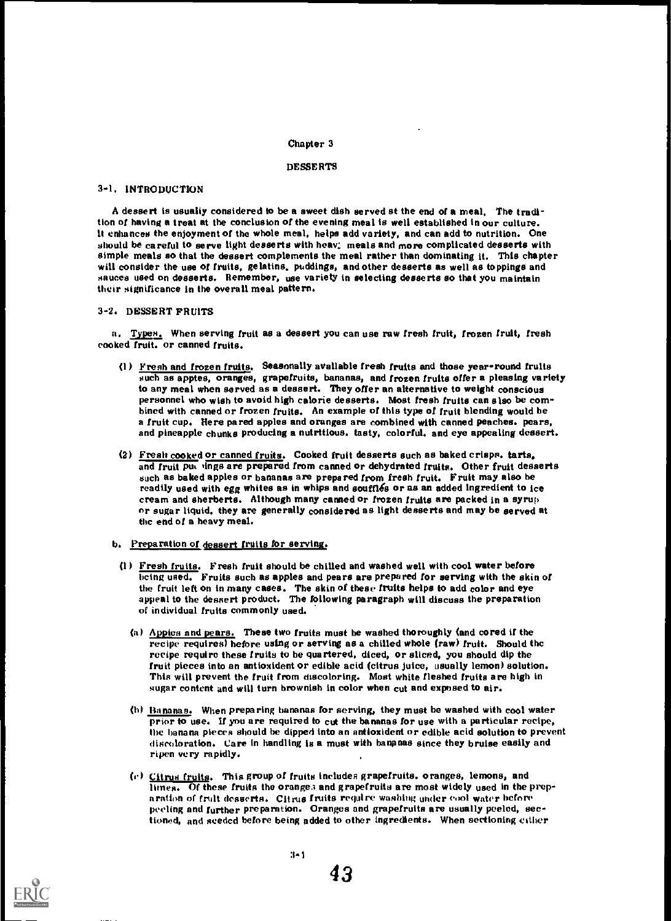Chapter 3

# DESSERTS

## 3-1. INTRODUCTION

A dessert is usually considered to be a sweet dish served at the end of a meal. The tradition of having a treat at the conclusion of the evening meal is well established in our culture. It enhances the enjoyment of the whole meal, helps add variety, and can add to nutrition. One should be careful to serve light desserts with heavy meals and more complicated desserts with simple meals so that the dessert complements the meal rather than dominating it. This chapter will consider the use of fruits, gelatins, puddings, and other desserts as well as toppings and sauces used on desserts. Remember, use variety in selecting desserts so that you maintain their significance in the overall meal pattern.

## 3-2. DESSERT FRUITS

a. Types. When serving fruit as a dessert you can use raw fresh fruit, frozen fruit, fresh cooked fruit, or canned fruits.

(1) Fresh and frozen fruits. Seasonally available fresh fruits and those year-round fruits such as apples, oranges, grapefruits, bananas, and frozen fruits offer a pleasing variety to any meal when served as a dessert. They offer an alternative to weight conscious personnel who wish to avoid high calorie desserts. Most fresh fruits can also be combined with canned or frozen fruits. An example of this type of fruit blending would be a fruit cup. Here pared apples and oranges are combined with canned peaches, pears, and pineapple chunks producing a nutritious, tasty, colorful, and eye appealing dessert.

(2) Fresh cooked or canned fruits. Cooked fruit desserts such as baked crisps, tarts, and fruit puddings are prepared from canned or dehydrated fruits. Other fruit desserts such as baked apples or bananas are prepared from fresh fruit. Fruit may also be readily used with egg whites as in whips and soufflés or as an added ingredient to ice cream and sherberts. Although many canned or frozen fruits are packed in a syrup or sugar liquid, they are generally considered as light desserts and may be served at the end of a heavy meal.

b. Preparation of dessert fruits for serving.

(1) Fresh fruits. Fresh fruit should be chilled and washed well with cool water before being used. Fruits such as apples and pears are prepared for serving with the skin of the fruit left on in many cases. The skin of these fruits helps to add color and eye appeal to the dessert product. The following paragraph will discuss the preparation of individual fruits commonly used.

(a) Apples and pears. These two fruits must be washed thoroughly (and cored if the recipe requires) before using or serving as a chilled whole (raw) fruit. Should the recipe require these fruits to be quartered, diced, or sliced, you should dip the fruit pieces into an antioxident or edible acid (citrus juice, usually lemon) solution. This will prevent the fruit from discoloring. Most white fleshed fruits are high in sugar content and will turn brownish in color when cut and exposed to air.

(b) Bananas. When preparing bananas for serving, they must be washed with cool water prior to use. If you are required to cut the bananas for use with a particular recipe, the banana pieces should be dipped into an antioxident or edible acid solution to prevent discoloration. Care in handling is a must with bananas since they bruise easily and ripen very rapidly.

(c) Citrus fruits. This group of fruits includes grapefruits, oranges, lemons, and limes. Of these fruits the oranges and grapefruits are most widely used in the preparation of fruit desserts. Citrus fruits require washing under cool water before peeling and further preparation. Oranges and grapefruits are usually peeled, sectioned, and seeded before being added to other ingredients. When sectioning either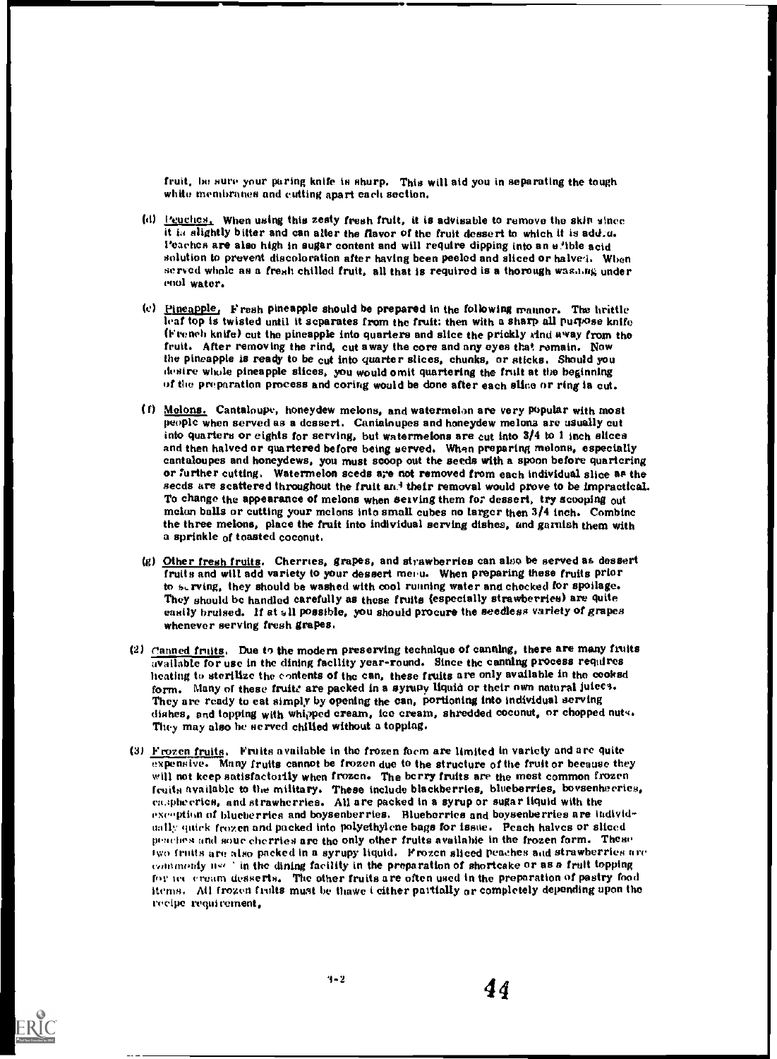fruit, be sure your paring knife is sharp. This will aid you in separating the tough white membranes and cutting apart each section.

(d) Peaches. When using this zesty fresh fruit, it is advisable to remove the skin since it is slightly bitter and can alter the flavor of the fruit dessert to which it is added. Peaches are also high in sugar content and will require dipping into an edible acid solution to prevent discoloration after having been peeled and sliced or halved. When served whole as a fresh chilled fruit, all that is required is a thorough washing under cool water.

(e) Pineapple. Fresh pineapple should be prepared in the following manner. The brittle leaf top is twisted until it separates from the fruit; then with a sharp all purpose knife (French knife) cut the pineapple into quarters and slice the prickly rind away from the fruit. After removing the rind, cut away the core and any eyes that remain. Now the pineapple is ready to be cut into quarter slices, chunks, or sticks. Should you desire whole pineapple slices, you would omit quartering the fruit at the beginning of the preparation process and coring would be done after each slice or ring is cut.

(f) Melons. Cantaloupe, honeydew melons, and watermelon are very popular with most people when served as a dessert. Cantaloupes and honeydew melons are usually cut into quarters or eights for serving, but watermelons are cut into 3/4 to 1 inch slices and then halved or quartered before being served. When preparing melons, especially cantaloupes and honeydews, you must scoop out the seeds with a spoon before quartering or further cutting. Watermelon seeds are not removed from each individual slice as the seeds are scattered throughout the fruit and their removal would prove to be impractical. To change the appearance of melons when serving them for dessert, try scooping out melon balls or cutting your melons into small cubes no larger then 3/4 inch. Combine the three melons, place the fruit into individual serving dishes, and garnish them with a sprinkle of toasted coconut.

(g) Other fresh fruits. Cherries, grapes, and strawberries can also be served as dessert fruits and will add variety to your dessert menu. When preparing these fruits prior to serving, they should be washed with cool running water and checked for spoilage. They should be handled carefully as these fruits (especially strawberries) are quite easily bruised. If at all possible, you should procure the seedless variety of grapes whenever serving fresh grapes.

(2) Canned fruits. Due to the modern preserving technique of canning, there are many fruits available for use in the dining facility year-round. Since the canning process requires heating to sterilize the contents of the can, these fruits are only available in the cooked form. Many of these fruits are packed in a syrupy liquid or their own natural juices. They are ready to eat simply by opening the can, portioning into individual serving dishes, and topping with whipped cream, ice cream, shredded coconut, or chopped nuts. They may also be served chilled without a topping.

(3) Frozen fruits. Fruits available in the frozen form are limited in variety and are quite expensive. Many fruits cannot be frozen due to the structure of the fruit or because they will not keep satisfactorily when frozen. The berry fruits are the most common frozen fruits available to the military. These include blackberries, blueberries, boysenberries, raspberries, and strawberries. All are packed in a syrup or sugar liquid with the exception of blueberries and boysenberries. Blueberries and boysenberries are individually quick frozen and packed into polyethylene bags for issue. Peach halves or sliced peaches and sour cherries are the only other fruits available in the frozen form. These two fruits are also packed in a syrupy liquid. Frozen sliced peaches and strawberries are commonly used in the dining facility in the preparation of shortcake or as a fruit topping for ice cream desserts. The other fruits are often used in the preparation of pastry food items. All frozen fruits must be thawed either partially or completely depending upon the recipe requirement.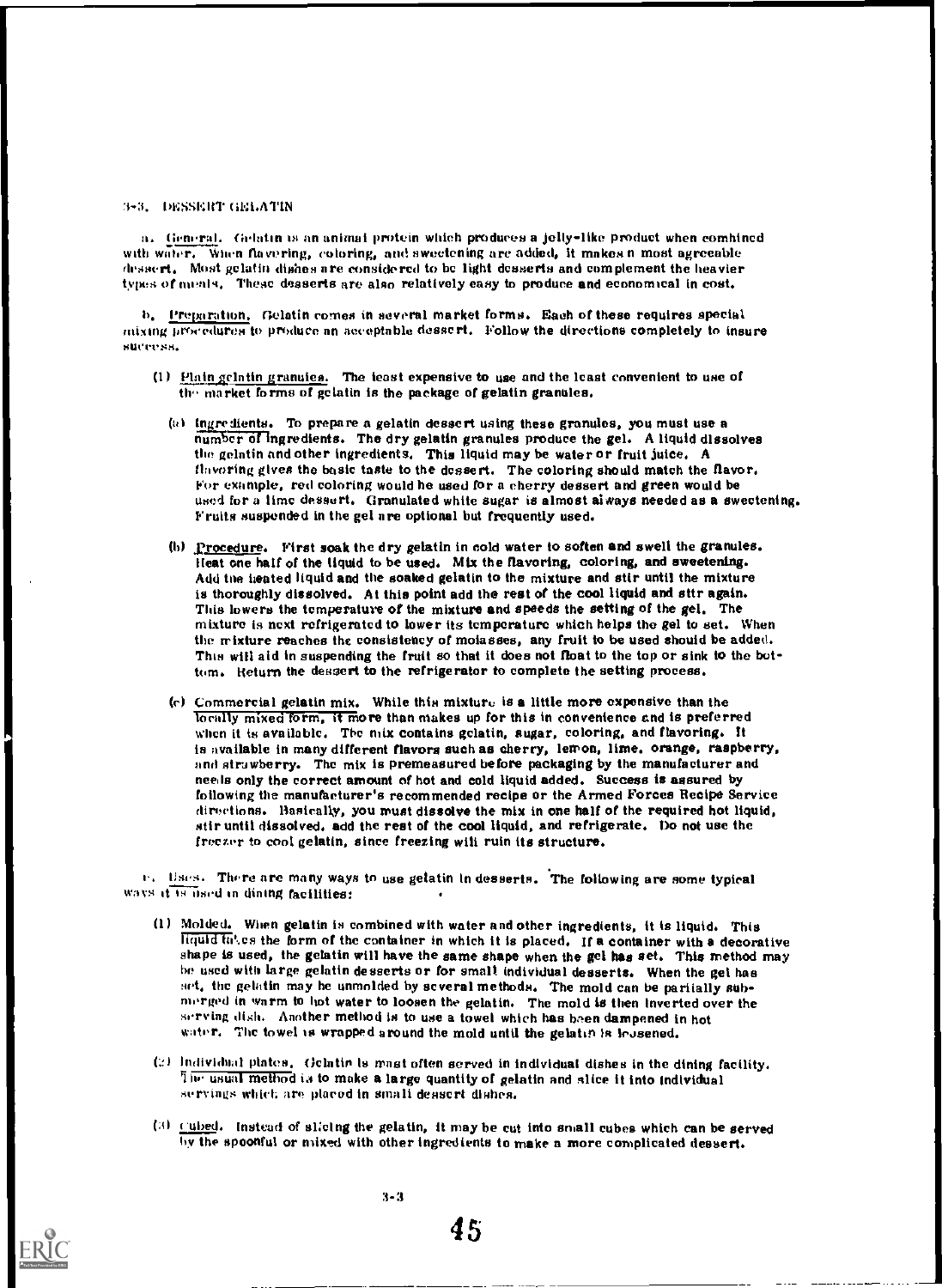### 3-3. DESSERT GELATIN

a. General. Gelatin is an animal protein which produces a jelly-like product when combined with water. When flavoring, coloring, and sweetening are added, it makes a most agreeable dessert. Most gelatin dishes are considered to be light desserts and complement the heavier types of meals. These desserts are also relatively easy to produce and economical in cost.

b. Preparation. Gelatin comes in several market forms. Each of these requires special mixing procedures to produce an acceptable dessert. Follow the directions completely to insure success.

(1) Plain gelatin granules. The least expensive to use and the least convenient to use of the market forms of gelatin is the package of gelatin granules.

(a) Ingredients. To prepare a gelatin dessert using these granules, you must use a number of ingredients. The dry gelatin granules produce the gel. A liquid dissolves the gelatin and other ingredients. This liquid may be water or fruit juice. A flavoring gives the basic taste to the dessert. The coloring should match the flavor. For example, red coloring would be used for a cherry dessert and green would be used for a lime dessert. Granulated white sugar is almost always needed as a sweetening. Fruits suspended in the gel are optional but frequently used.

(b) Procedure. First soak the dry gelatin in cold water to soften and swell the granules. Heat one half of the liquid to be used. Mix the flavoring, coloring, and sweetening. Add the heated liquid and the soaked gelatin to the mixture and stir until the mixture is thoroughly dissolved. At this point add the rest of the cool liquid and stir again. This lowers the temperature of the mixture and speeds the setting of the gel. The mixture is next refrigerated to lower its temperature which helps the gel to set. When the mixture reaches the consistency of molasses, any fruit to be used should be added. This will aid in suspending the fruit so that it does not float to the top or sink to the bottom. Return the dessert to the refrigerator to complete the setting process.

(c) Commercial gelatin mix. While this mixture is a little more expensive than the locally mixed form, it more than makes up for this in convenience and is preferred when it is available. The mix contains gelatin, sugar, coloring, and flavoring. It is available in many different flavors such as cherry, lemon, lime, orange, raspberry, and strawberry. The mix is premeasured before packaging by the manufacturer and needs only the correct amount of hot and cold liquid added. Success is assured by following the manufacturer's recommended recipe or the Armed Forces Recipe Service directions. Basically, you must dissolve the mix in one half of the required hot liquid, stir until dissolved, add the rest of the cool liquid, and refrigerate. Do not use the freezer to cool gelatin, since freezing will ruin its structure.

c. Uses. There are many ways to use gelatin in desserts. The following are some typical ways it is used in dining facilities:

(1) Molded. When gelatin is combined with water and other ingredients, it is liquid. This liquid takes the form of the container in which it is placed. If a container with a decorative shape is used, the gelatin will have the same shape when the gel has set. This method may be used with large gelatin desserts or for small individual desserts. When the gel has set, the gelatin may be unmolded by several methods. The mold can be partially submerged in warm to hot water to loosen the gelatin. The mold is then inverted over the serving dish. Another method is to use a towel which has been dampened in hot water. The towel is wrapped around the mold until the gelatin is loosened.

(2) Individual plates. Gelatin is most often served in individual dishes in the dining facility. The usual method is to make a large quantity of gelatin and slice it into individual servings which are placed in small dessert dishes.

(3) Cubed. Instead of slicing the gelatin, it may be cut into small cubes which can be served by the spoonful or mixed with other ingredients to make a more complicated dessert.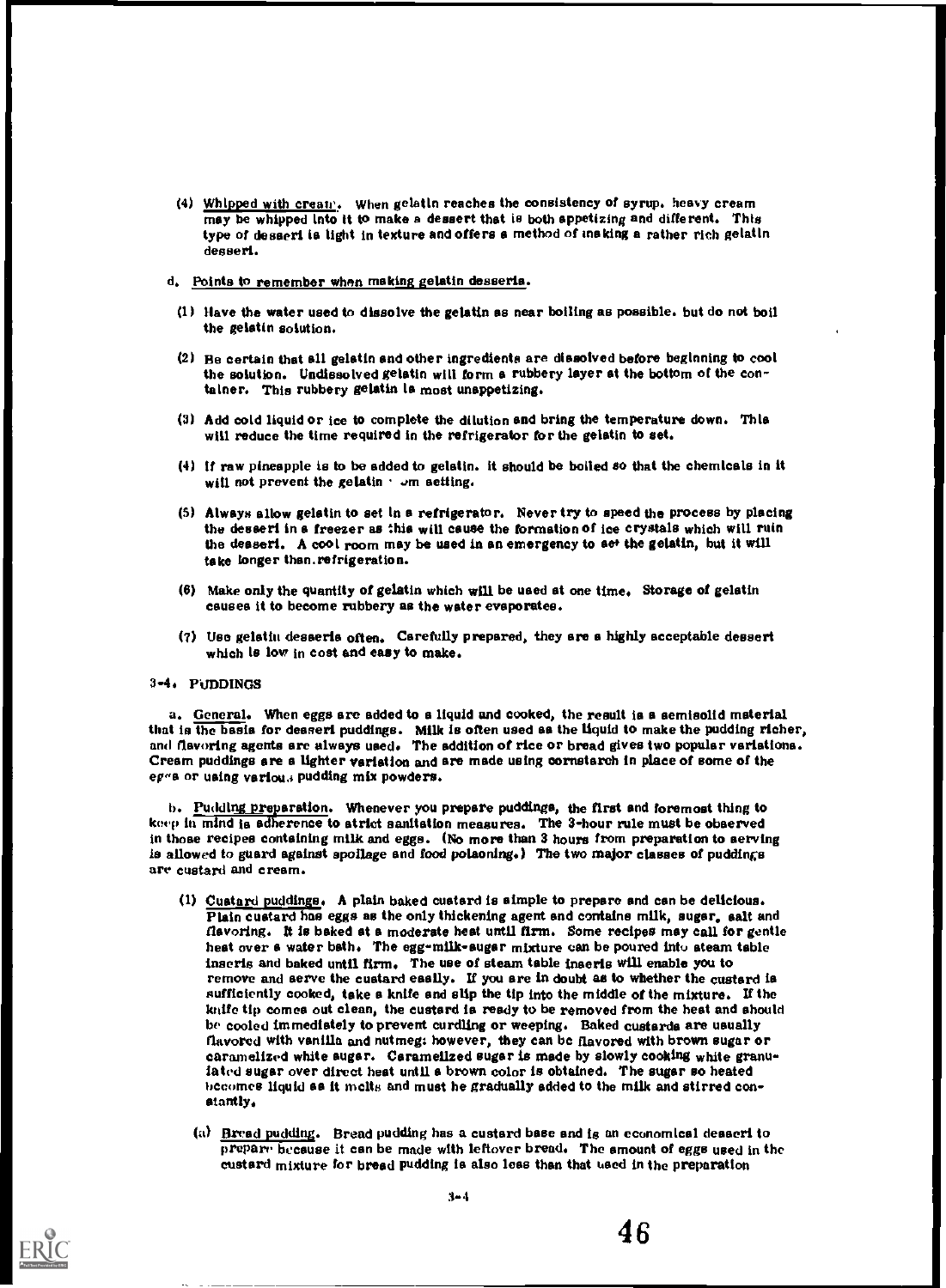(4) Whipped with cream. When gelatin reaches the consistency of syrup, heavy cream may be whipped into it to make a dessert that is both appetizing and different. This type of dessert is light in texture and offers a method of making a rather rich gelatin dessert.

d. Points to remember when making gelatin desserts.

(1) Have the water used to dissolve the gelatin as near boiling as possible, but do not boil the gelatin solution.

(2) Be certain that all gelatin and other ingredients are dissolved before beginning to cool the solution. Undissolved gelatin will form a rubbery layer at the bottom of the container. This rubbery gelatin is most unappetizing.

(3) Add cold liquid or ice to complete the dilution and bring the temperature down. This will reduce the time required in the refrigerator for the gelatin to set.

(4) If raw pineapple is to be added to gelatin, it should be boiled so that the chemicals in it will not prevent the gelatin from setting.

(5) Always allow gelatin to set in a refrigerator. Never try to speed the process by placing the dessert in a freezer as this will cause the formation of ice crystals which will ruin the dessert. A cool room may be used in an emergency to set the gelatin, but it will take longer than refrigeration.

(6) Make only the quantity of gelatin which will be used at one time. Storage of gelatin causes it to become rubbery as the water evaporates.

(7) Use gelatin desserts often. Carefully prepared, they are a highly acceptable dessert which is low in cost and easy to make.

3-4. PUDDINGS

a. General. When eggs are added to a liquid and cooked, the result is a semisolid material that is the basis for dessert puddings. Milk is often used as the liquid to make the pudding richer, and flavoring agents are always used. The addition of rice or bread gives two popular variations. Cream puddings are a lighter variation and are made using cornstarch in place of some of the eggs or using various pudding mix powders.

b. Pudding preparation. Whenever you prepare puddings, the first and foremost thing to keep in mind is adherence to strict sanitation measures. The 3-hour rule must be observed in those recipes containing milk and eggs. (No more than 3 hours from preparation to serving is allowed to guard against spoilage and food poisoning.) The two major classes of puddings are custard and cream.

(1) Custard puddings. A plain baked custard is simple to prepare and can be delicious. Plain custard has eggs as the only thickening agent and contains milk, sugar, salt and flavoring. It is baked at a moderate heat until firm. Some recipes may call for gentle heat over a water bath. The egg-milk-sugar mixture can be poured into steam table inserts and baked until firm. The use of steam table inserts will enable you to remove and serve the custard easily. If you are in doubt as to whether the custard is sufficiently cooked, take a knife and slip the tip into the middle of the mixture. If the knife tip comes out clean, the custard is ready to be removed from the heat and should be cooled immediately to prevent curdling or weeping. Baked custards are usually flavored with vanilla and nutmeg; however, they can be flavored with brown sugar or caramelized white sugar. Caramelized sugar is made by slowly cooking white granulated sugar over direct heat until a brown color is obtained. The sugar so heated becomes liquid as it melts and must be gradually added to the milk and stirred constantly.

(a) Bread pudding. Bread pudding has a custard base and is an economical dessert to prepare because it can be made with leftover bread. The amount of eggs used in the custard mixture for bread pudding is also less than that used in the preparation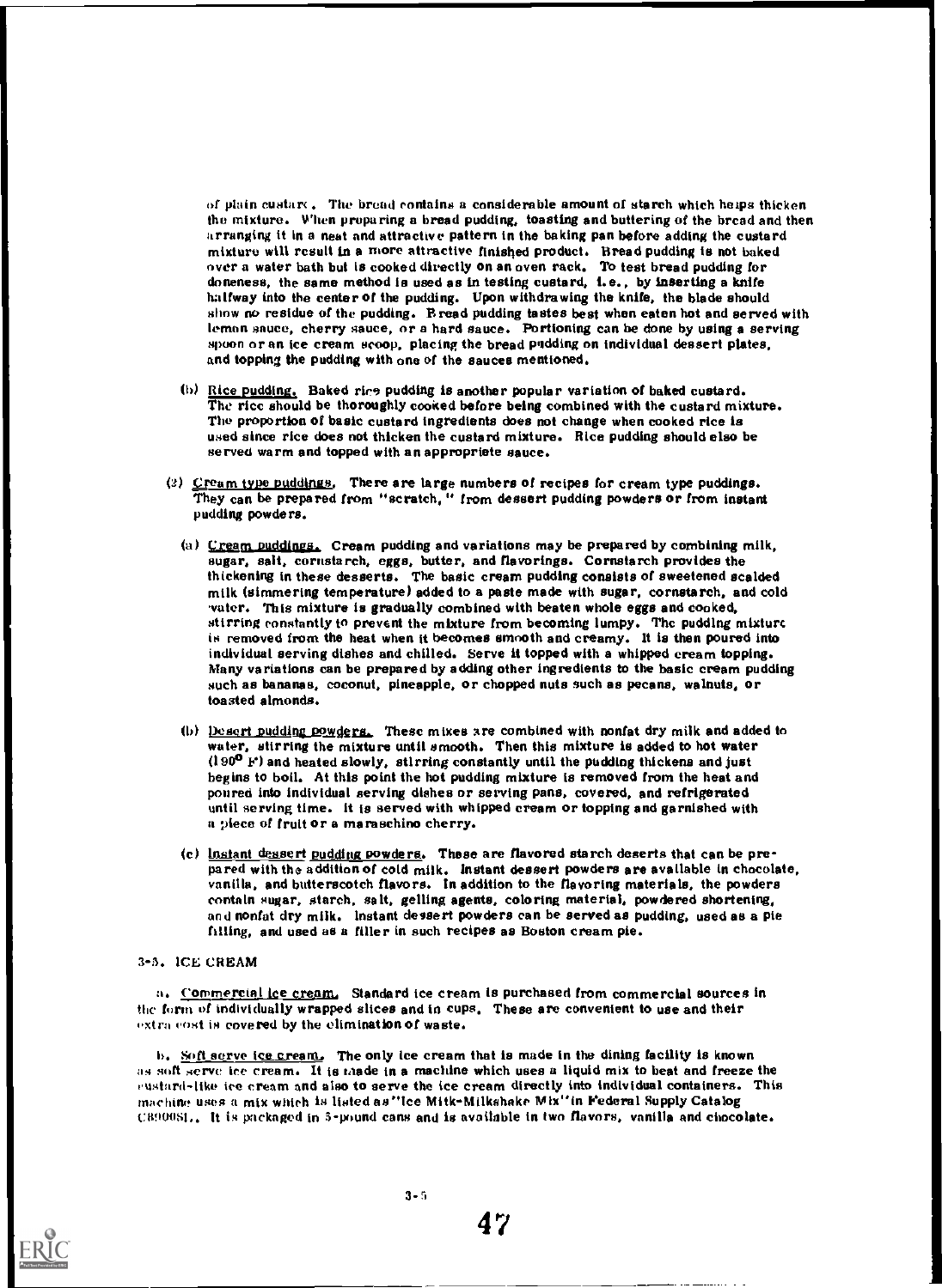of plain custard. The bread contains a considerable amount of starch which helps thicken the mixture. When preparing a bread pudding, toasting and buttering of the bread and then arranging it in a neat and attractive pattern in the baking pan before adding the custard mixture will result in a more attractive finished product. Bread pudding is not baked over a water bath but is cooked directly on an oven rack. To test bread pudding for doneness, the same method is used as in testing custard, i.e., by inserting a knife halfway into the center of the pudding. Upon withdrawing the knife, the blade should show no residue of the pudding. Bread pudding tastes best when eaten hot and served with lemon sauce, cherry sauce, or a hard sauce. Portioning can be done by using a serving spoon or an ice cream scoop, placing the bread pudding on individual dessert plates, and topping the pudding with one of the sauces mentioned.

(b) Rice pudding. Baked rice pudding is another popular variation of baked custard. The rice should be thoroughly cooked before being combined with the custard mixture. The proportion of basic custard ingredients does not change when cooked rice is used since rice does not thicken the custard mixture. Rice pudding should also be served warm and topped with an appropriate sauce.

(2) Cream type puddings. There are large numbers of recipes for cream type puddings. They can be prepared from "scratch," from dessert pudding powders or from instant pudding powders.

(a) Cream puddings. Cream pudding and variations may be prepared by combining milk, sugar, salt, cornstarch, eggs, butter, and flavorings. Cornstarch provides the thickening in these desserts. The basic cream pudding consists of sweetened scalded milk (simmering temperature) added to a paste made with sugar, cornstarch, and cold water. This mixture is gradually combined with beaten whole eggs and cooked, stirring constantly to prevent the mixture from becoming lumpy. The pudding mixture is removed from the heat when it becomes smooth and creamy. It is then poured into individual serving dishes and chilled. Serve it topped with a whipped cream topping. Many variations can be prepared by adding other ingredients to the basic cream pudding such as bananas, coconut, pineapple, or chopped nuts such as pecans, walnuts, or toasted almonds.

(b) Desert pudding powders. These mixes are combined with nonfat dry milk and added to water, stirring the mixture until smooth. Then this mixture is added to hot water (190° F) and heated slowly, stirring constantly until the pudding thickens and just begins to boil. At this point the hot pudding mixture is removed from the heat and poured into individual serving dishes or serving pans, covered, and refrigerated until serving time. It is served with whipped cream or topping and garnished with a piece of fruit or a maraschino cherry.

(c) Instant dessert pudding powders. These are flavored starch deserts that can be prepared with the addition of cold milk. Instant dessert powders are available in chocolate, vanilla, and butterscotch flavors. In addition to the flavoring materials, the powders contain sugar, starch, salt, gelling agents, coloring material, powdered shortening, and nonfat dry milk. Instant dessert powders can be served as pudding, used as a pie filling, and used as a filler in such recipes as Boston cream pie.

3-5. ICE CREAM

a. Commercial ice cream. Standard ice cream is purchased from commercial sources in the form of individually wrapped slices and in cups. These are convenient to use and their extra cost is covered by the elimination of waste.

b. Soft serve ice cream. The only ice cream that is made in the dining facility is known as soft serve ice cream. It is made in a machine which uses a liquid mix to beat and freeze the custard-like ice cream and also to serve the ice cream directly into individual containers. This machine uses a mix which is listed as "Ice Milk-Milkshake Mix" in Federal Supply Catalog C8900SL. It is packaged in 5-pound cans and is available in two flavors, vanilla and chocolate.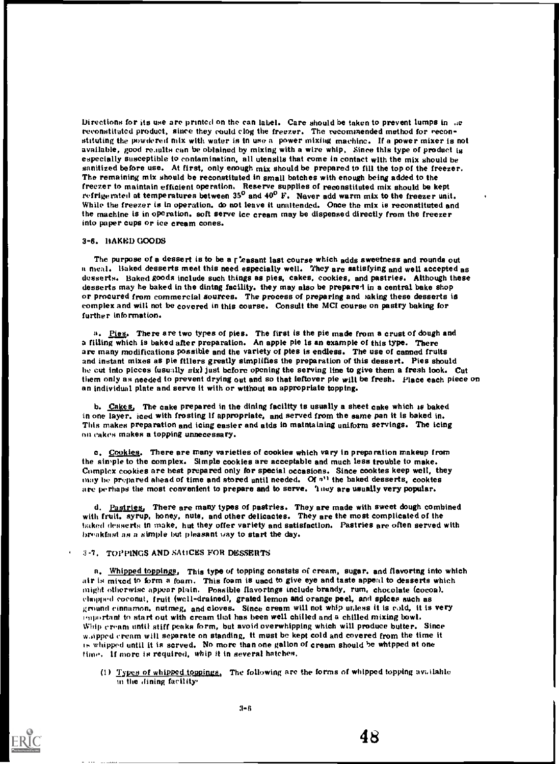Directions for its use are printed on the can label. Care should be taken to prevent lumps in the reconstituted product, since they could clog the freezer. The recommended method for reconstituting the powdered mix with water is to use a power mixing machine. If a power mixer is not available, good results can be obtained by mixing with a wire whip. Since this type of product is especially susceptible to contamination, all utensils that come in contact with the mix should be sanitized before use. At first, only enough mix should be prepared to fill the top of the freezer. The remaining mix should be reconstituted in small batches with enough being added to the freezer to maintain efficient operation. Reserve supplies of reconstituted mix should be kept refrigerated at temperatures between 35° and 40° F. Never add warm mix to the freezer unit. While the freezer is in operation, do not leave it unattended. Once the mix is reconstituted and the machine is in operation, soft serve ice cream may be dispensed directly from the freezer into paper cups or ice cream cones.

### 3-6. BAKED GOODS

The purpose of a dessert is to be a pleasant last course which adds sweetness and rounds out a meal. Baked desserts meet this need especially well. They are satisfying and well accepted as desserts. Baked goods include such things as pies, cakes, cookies, and pastries. Although these desserts may be baked in the dining facility, they may also be prepared in a central bake shop or procured from commercial sources. The process of preparing and baking these desserts is complex and will not be covered in this course. Consult the MCI course on pastry baking for further information.

a. Pies. There are two types of pies. The first is the pie made from a crust of dough and a filling which is baked after preparation. An apple pie is an example of this type. There are many modifications possible and the variety of pies is endless. The use of canned fruits and instant mixes as pie fillers greatly simplifies the preparation of this dessert. Pies should be cut into pieces (usually six) just before opening the serving line to give them a fresh look. Cut them only as needed to prevent drying out and so that leftover pie will be fresh. Place each piece on an individual plate and serve it with or without an appropriate topping.

b. Cakes. The cake prepared in the dining facility is usually a sheet cake which is baked in one layer, iced with frosting if appropriate, and served from the same pan it is baked in. This makes preparation and icing easier and aids in maintaining uniform servings. The icing on cakes makes a topping unnecessary.

c. Cookies. There are many varieties of cookies which vary in preparation makeup from the simple to the complex. Simple cookies are acceptable and much less trouble to make. Complex cookies are best prepared only for special occasions. Since cookies keep well, they may be prepared ahead of time and stored until needed. Of all the baked desserts, cookies are perhaps the most convenient to prepare and to serve. They are usually very popular.

d. Pastries. There are many types of pastries. They are made with sweet dough combined with fruit, syrup, honey, nuts, and other delicacies. They are the most complicated of the baked desserts to make, but they offer variety and satisfaction. Pastries are often served with breakfast as a simple but pleasant way to start the day.

### 3-7. TOPPINGS AND SAUCES FOR DESSERTS

a. Whipped toppings. This type of topping consists of cream, sugar, and flavoring into which air is mixed to form a foam. This foam is used to give eye and taste appeal to desserts which might otherwise appear plain. Possible flavorings include brandy, rum, chocolate (cocoa), chopped coconut, fruit (well-drained), grated lemon and orange peel, and spices such as ground cinnamon, nutmeg, and cloves. Since cream will not whip unless it is cold, it is very important to start out with cream that has been well chilled and a chilled mixing bowl. Whip cream until stiff peaks form, but avoid overwhipping which will produce butter. Since whipped cream will separate on standing, it must be kept cold and covered from the time it is whipped until it is served. No more than one gallon of cream should be whipped at one time. If more is required, whip it in several batches.

(1) Types of whipped toppings. The following are the forms of whipped topping available in the dining facility: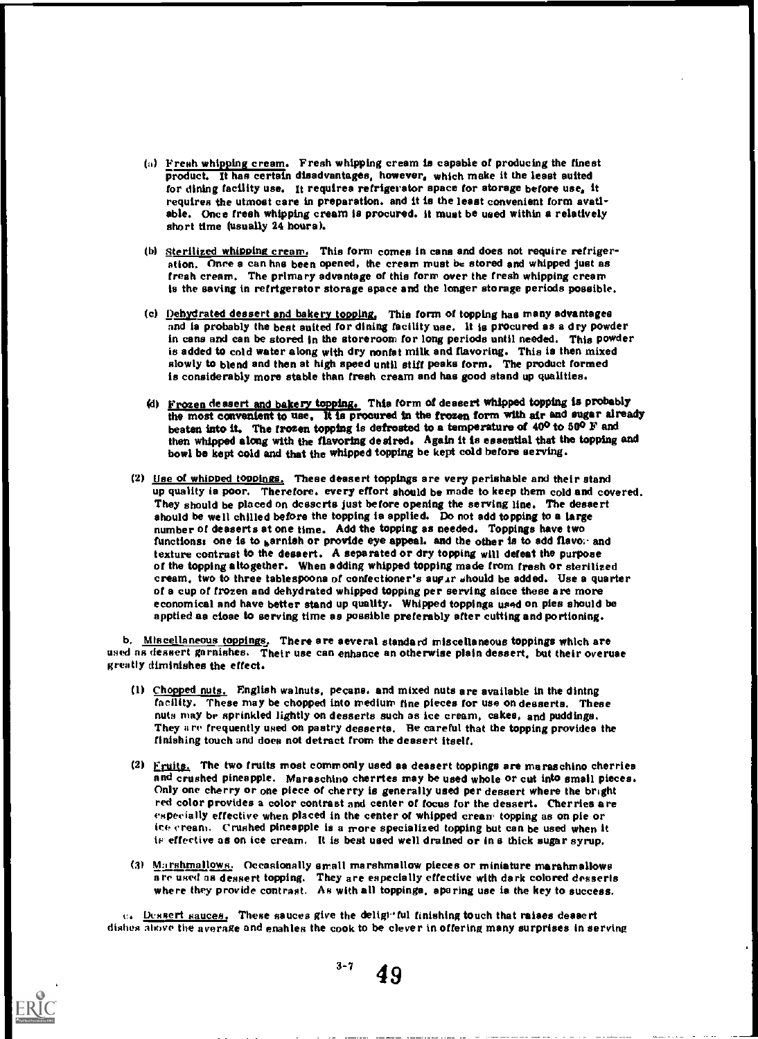(a) Fresh whipping cream. Fresh whipping cream is capable of producing the finest product. It has certain disadvantages, however, which make it the least suited for dining facility use. It requires refrigerator space for storage before use, it requires the utmost care in preparation, and it is the least convenient form available. Once fresh whipping cream is procured, it must be used within a relatively short time (usually 24 hours).

(b) Sterilized whipping cream. This form comes in cans and does not require refrigeration. Once a can has been opened, the cream must be stored and whipped just as fresh cream. The primary advantage of this form over the fresh whipping cream is the saving in refrigerator storage space and the longer storage periods possible.

(c) Dehydrated dessert and bakery topping. This form of topping has many advantages and is probably the best suited for dining facility use. It is procured as a dry powder in cans and can be stored in the storeroom for long periods until needed. This powder is added to cold water along with dry nonfat milk and flavoring. This is then mixed slowly to blend and then at high speed until stiff peaks form. The product formed is considerably more stable than fresh cream and has good stand up qualities.

(d) Frozen dessert and bakery topping. This form of dessert whipped topping is probably the most convenient to use. It is procured in the frozen form with air and sugar already beaten into it. The frozen topping is defrosted to a temperature of 40° to 50° F and then whipped along with the flavoring desired. Again it is essential that the topping and bowl be kept cold and that the whipped topping be kept cold before serving.

(2) Use of whipped toppings. These dessert toppings are very perishable and their stand up quality is poor. Therefore, every effort should be made to keep them cold and covered. They should be placed on desserts just before opening the serving line. The dessert should be well chilled before the topping is applied. Do not add topping to a large number of desserts at one time. Add the topping as needed. Toppings have two functions: one is to garnish or provide eye appeal, and the other is to add flavor and texture contrast to the dessert. A separated or dry topping will defeat the purpose of the topping altogether. When adding whipped topping made from fresh or sterilized cream, two to three tablespoons of confectioner's sugar should be added. Use a quarter of a cup of frozen and dehydrated whipped topping per serving since these are more economical and have better stand up quality. Whipped toppings used on pies should be applied as close to serving time as possible preferably after cutting and portioning.

b. Miscellaneous toppings. There are several standard miscellaneous toppings which are used as dessert garnishes. Their use can enhance an otherwise plain dessert, but their overuse greatly diminishes the effect.

(1) Chopped nuts. English walnuts, pecans, and mixed nuts are available in the dining facility. These may be chopped into medium fine pieces for use on desserts. These nuts may be sprinkled lightly on desserts such as ice cream, cakes, and puddings. They are frequently used on pastry desserts. Be careful that the topping provides the finishing touch and does not detract from the dessert itself.

(2) Fruits. The two fruits most commonly used as dessert toppings are maraschino cherries and crushed pineapple. Maraschino cherries may be used whole or cut into small pieces. Only one cherry or one piece of cherry is generally used per dessert where the bright red color provides a color contrast and center of focus for the dessert. Cherries are especially effective when placed in the center of whipped cream topping as on pie or ice cream. Crushed pineapple is a more specialized topping but can be used when it is effective as on ice cream. It is best used well drained or in a thick sugar syrup.

(3) Marshmallows. Occasionally small marshmallow pieces or miniature marshmallows are used as dessert topping. They are especially effective with dark colored desserts where they provide contrast. As with all toppings, sparing use is the key to success.

c. Dessert sauces. These sauces give the delightful finishing touch that raises dessert dishes above the average and enables the cook to be clever in offering many surprises in serving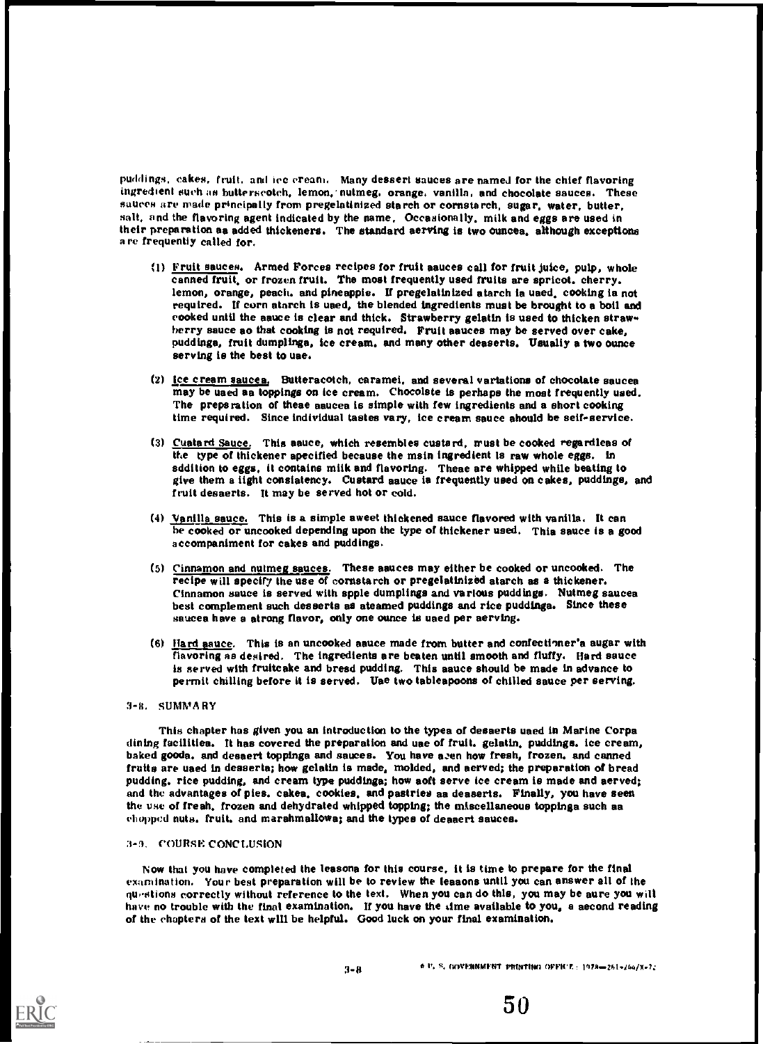puddings, cakes, fruit, and ice cream. Many dessert sauces are named for the chief flavoring ingredient such as butterscotch, lemon, nutmeg, orange, vanilla, and chocolate sauces. These sauces are made principally from pregelatinized starch or cornstarch, sugar, water, butter, salt, and the flavoring agent indicated by the name. Occasionally, milk and eggs are used in their preparation as added thickeners. The standard serving is two ounces, although exceptions are frequently called for.

(1) Fruit sauces. Armed Forces recipes for fruit sauces call for fruit juice, pulp, whole canned fruit, or frozen fruit. The most frequently used fruits are apricot, cherry, lemon, orange, peach, and pineapple. If pregelatinized starch is used, cooking is not required. If corn starch is used, the blended ingredients must be brought to a boil and cooked until the sauce is clear and thick. Strawberry gelatin is used to thicken strawberry sauce so that cooking is not required. Fruit sauces may be served over cake, puddings, fruit dumplings, ice cream, and many other desserts. Usually a two ounce serving is the best to use.

(2) Ice cream sauces. Butterscotch, caramel, and several variations of chocolate sauces may be used as toppings on ice cream. Chocolate is perhaps the most frequently used. The preparation of these sauces is simple with few ingredients and a short cooking time required. Since individual tastes vary, ice cream sauce should be self-service.

(3) Custard Sauce. This sauce, which resembles custard, must be cooked regardless of the type of thickener specified because the main ingredient is raw whole eggs. In addition to eggs, it contains milk and flavoring. These are whipped while beating to give them a light consistency. Custard sauce is frequently used on cakes, puddings, and fruit desserts. It may be served hot or cold.

(4) Vanilla sauce. This is a simple sweet thickened sauce flavored with vanilla. It can be cooked or uncooked depending upon the type of thickener used. This sauce is a good accompaniment for cakes and puddings.

(5) Cinnamon and nutmeg sauces. These sauces may either be cooked or uncooked. The recipe will specify the use of cornstarch or pregelatinized starch as a thickener. Cinnamon sauce is served with apple dumplings and various puddings. Nutmeg sauces best complement such desserts as steamed puddings and rice puddings. Since these sauces have a strong flavor, only one ounce is used per serving.

(6) Hard sauce. This is an uncooked sauce made from butter and confectioner's sugar with flavoring as desired. The ingredients are beaten until smooth and fluffy. Hard sauce is served with fruitcake and bread pudding. This sauce should be made in advance to permit chilling before it is served. Use two tablespoons of chilled sauce per serving.

## 3-8. SUMMARY

This chapter has given you an introduction to the types of desserts used in Marine Corps dining facilities. It has covered the preparation and use of fruit, gelatin, puddings, ice cream, baked goods, and dessert toppings and sauces. You have seen how fresh, frozen, and canned fruits are used in desserts; how gelatin is made, molded, and served; the preparation of bread pudding, rice pudding, and cream type puddings; how soft serve ice cream is made and served; and the advantages of pies, cakes, cookies, and pastries as desserts. Finally, you have seen the use of fresh, frozen and dehydrated whipped topping; the miscellaneous toppings such as chopped nuts, fruit, and marshmallows; and the types of dessert sauces.

## 3-9. COURSE CONCLUSION

Now that you have completed the lessons for this course, it is time to prepare for the final examination. Your best preparation will be to review the lessons until you can answer all of the questions correctly without reference to the text. When you can do this, you may be sure you will have no trouble with the final examination. If you have the time available to you, a second reading of the chapters of the text will be helpful. Good luck on your final examination.

* U. S. GOVERNMENT PRINTING OFFICE : 1978—261-260/X-72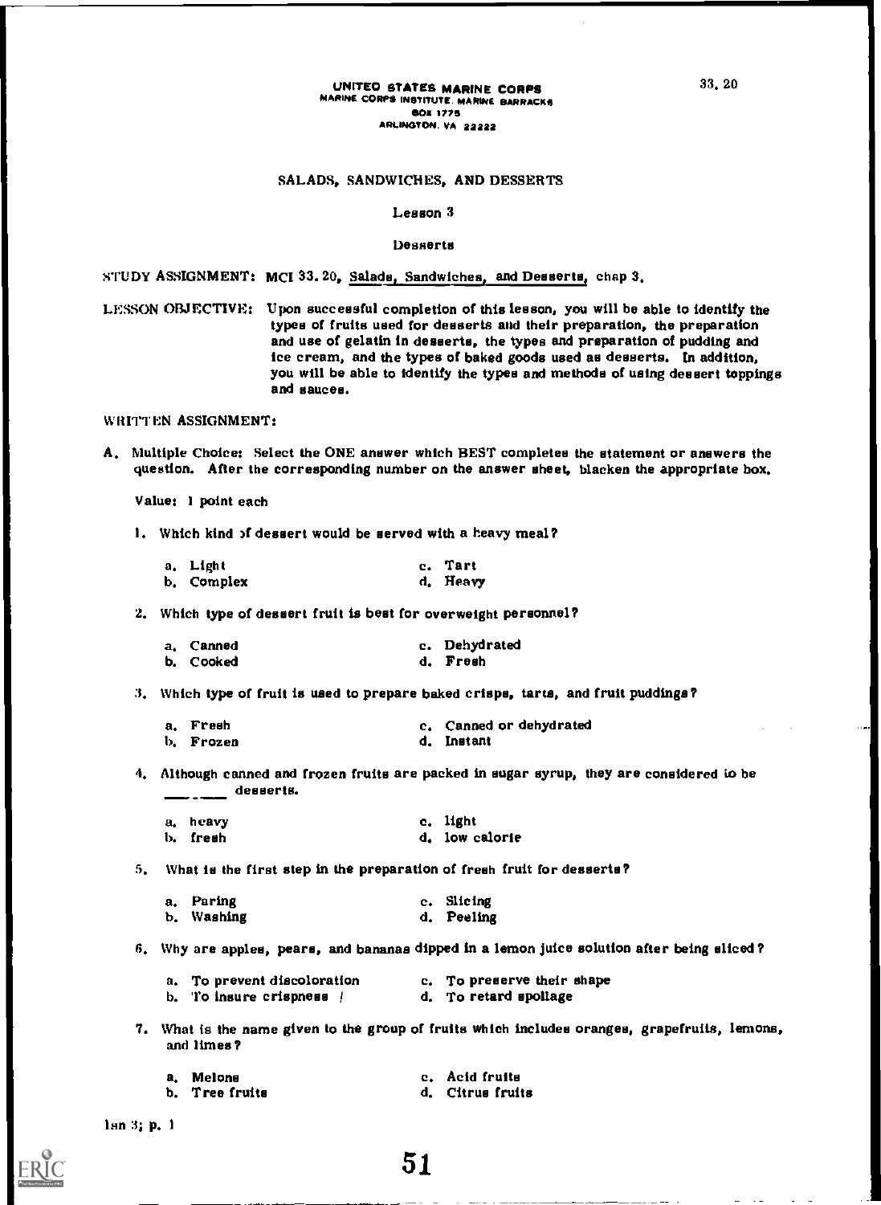UNITED STATES MARINE CORPS
MARINE CORPS INSTITUTE, MARINE BARRACKS
BOX 1775
ARLINGTON, VA 22222

33.20

## SALADS, SANDWICHES, AND DESSERTS

### Lesson 3

### Desserts

STUDY ASSIGNMENT: MCI 33.20, Salads, Sandwiches, and Desserts, chap 3.

LESSON OBJECTIVE: Upon successful completion of this lesson, you will be able to identify the types of fruits used for desserts and their preparation, the preparation and use of gelatin in desserts, the types and preparation of pudding and ice cream, and the types of baked goods used as desserts. In addition, you will be able to identify the types and methods of using dessert toppings and sauces.

WRITTEN ASSIGNMENT:

A. Multiple Choice: Select the ONE answer which BEST completes the statement or answers the question. After the corresponding number on the answer sheet, blacken the appropriate box.

Value: 1 point each

1. Which kind of dessert would be served with a heavy meal?

   a. Light
   b. Complex
   c. Tart
   d. Heavy

2. Which type of dessert fruit is best for overweight personnel?

   a. Canned
   b. Cooked
   c. Dehydrated
   d. Fresh

3. Which type of fruit is used to prepare baked crisps, tarts, and fruit puddings?

   a. Fresh
   b. Frozen
   c. Canned or dehydrated
   d. Instant

4. Although canned and frozen fruits are packed in sugar syrup, they are considered to be _____ desserts.

   a. heavy
   b. fresh
   c. light
   d. low calorie

5. What is the first step in the preparation of fresh fruit for desserts?

   a. Paring
   b. Washing
   c. Slicing
   d. Peeling

6. Why are apples, pears, and bananas dipped in a lemon juice solution after being sliced?

   a. To prevent discoloration
   b. To insure crispness
   c. To preserve their shape
   d. To retard spoilage

7. What is the name given to the group of fruits which includes oranges, grapefruits, lemons, and limes?

   a. Melons
   b. Tree fruits
   c. Acid fruits
   d. Citrus fruits

lsn 3; p. 1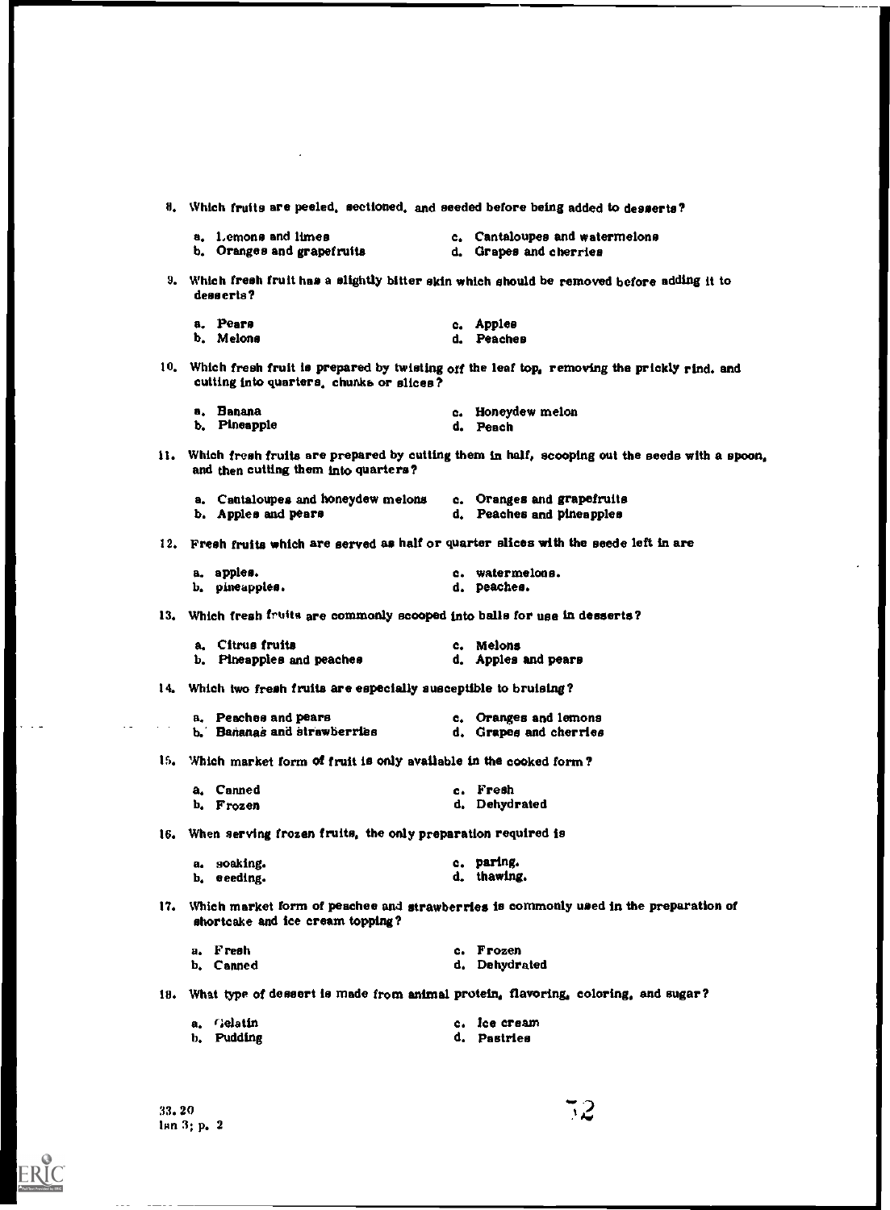8. Which fruits are peeled, sectioned, and seeded before being added to desserts?

   a. Lemons and limes
   b. Oranges and grapefruits
   c. Cantaloupes and watermelons
   d. Grapes and cherries

9. Which fresh fruit has a slightly bitter skin which should be removed before adding it to desserts?

   a. Pears
   b. Melons
   c. Apples
   d. Peaches

10. Which fresh fruit is prepared by twisting off the leaf top, removing the prickly rind, and cutting into quarters, chunks or slices?

    a. Banana
    b. Pineapple
    c. Honeydew melon
    d. Peach

11. Which fresh fruits are prepared by cutting them in half, scooping out the seeds with a spoon, and then cutting them into quarters?

    a. Cantaloupes and honeydew melons
    b. Apples and pears
    c. Oranges and grapefruits
    d. Peaches and pineapples

12. Fresh fruits which are served as half or quarter slices with the seeds left in are

    a. apples.
    b. pineapples.
    c. watermelons.
    d. peaches.

13. Which fresh fruits are commonly scooped into balls for use in desserts?

    a. Citrus fruits
    b. Pineapples and peaches
    c. Melons
    d. Apples and pears

14. Which two fresh fruits are especially susceptible to bruising?

    a. Peaches and pears
    b. Bananas and strawberries
    c. Oranges and lemons
    d. Grapes and cherries

15. Which market form of fruit is only available in the cooked form?

    a. Canned
    b. Frozen
    c. Fresh
    d. Dehydrated

16. When serving frozen fruits, the only preparation required is

    a. soaking.
    b. seeding.
    c. paring.
    d. thawing.

17. Which market form of peaches and strawberries is commonly used in the preparation of shortcake and ice cream topping?

    a. Fresh
    b. Canned
    c. Frozen
    d. Dehydrated

18. What type of dessert is made from animal protein, flavoring, coloring, and sugar?

    a. Gelatin
    b. Pudding
    c. Ice cream
    d. Pastries

33.20
lsn 3; p. 2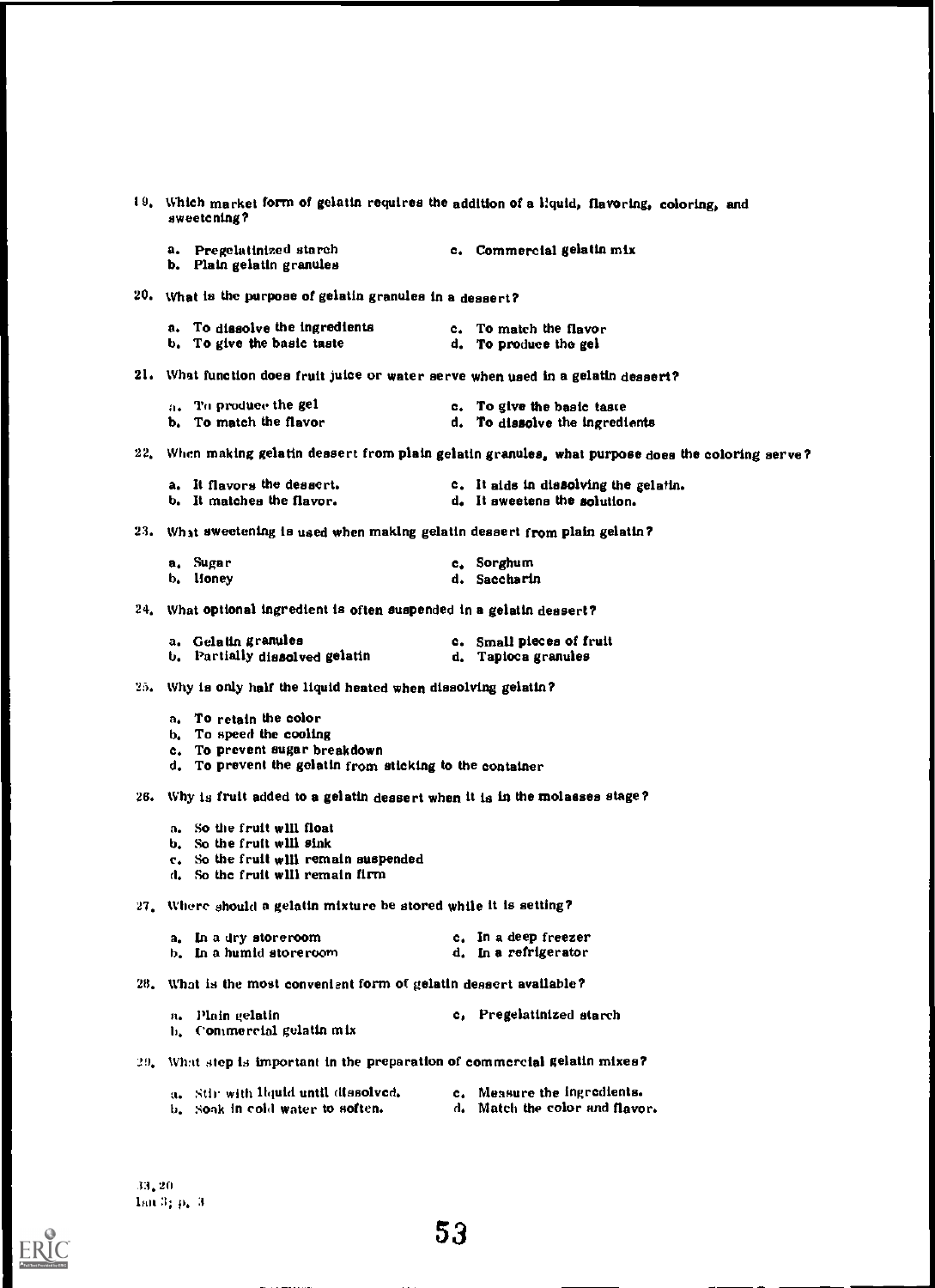19. Which market form of gelatin requires the addition of a liquid, flavoring, coloring, and sweetening?

    a. Pregelatinized starch
    b. Plain gelatin granules
    c. Commercial gelatin mix

20. What is the purpose of gelatin granules in a dessert?

    a. To dissolve the ingredients
    b. To give the basic taste
    c. To match the flavor
    d. To produce the gel

21. What function does fruit juice or water serve when used in a gelatin dessert?

    a. To produce the gel
    b. To match the flavor
    c. To give the basic taste
    d. To dissolve the ingredients

22. When making gelatin dessert from plain gelatin granules, what purpose does the coloring serve?

    a. It flavors the dessert.
    b. It matches the flavor.
    c. It aids in dissolving the gelatin.
    d. It sweetens the solution.

23. What sweetening is used when making gelatin dessert from plain gelatin?

    a. Sugar
    b. Honey
    c. Sorghum
    d. Saccharin

24. What optional ingredient is often suspended in a gelatin dessert?

    a. Gelatin granules
    b. Partially dissolved gelatin
    c. Small pieces of fruit
    d. Tapioca granules

25. Why is only half the liquid heated when dissolving gelatin?

    a. To retain the color
    b. To speed the cooling
    c. To prevent sugar breakdown
    d. To prevent the gelatin from sticking to the container

26. Why is fruit added to a gelatin dessert when it is in the molasses stage?

    a. So the fruit will float
    b. So the fruit will sink
    c. So the fruit will remain suspended
    d. So the fruit will remain firm

27. Where should a gelatin mixture be stored while it is setting?

    a. In a dry storeroom
    b. In a humid storeroom
    c. In a deep freezer
    d. In a refrigerator

28. What is the most convenient form of gelatin dessert available?

    a. Plain gelatin
    b. Commercial gelatin mix
    c. Pregelatinized starch

29. What step is important in the preparation of commercial gelatin mixes?

    a. Stir with liquid until dissolved.
    b. Soak in cold water to soften.
    c. Measure the ingredients.
    d. Match the color and flavor.

33.20
Jan 3; p. 3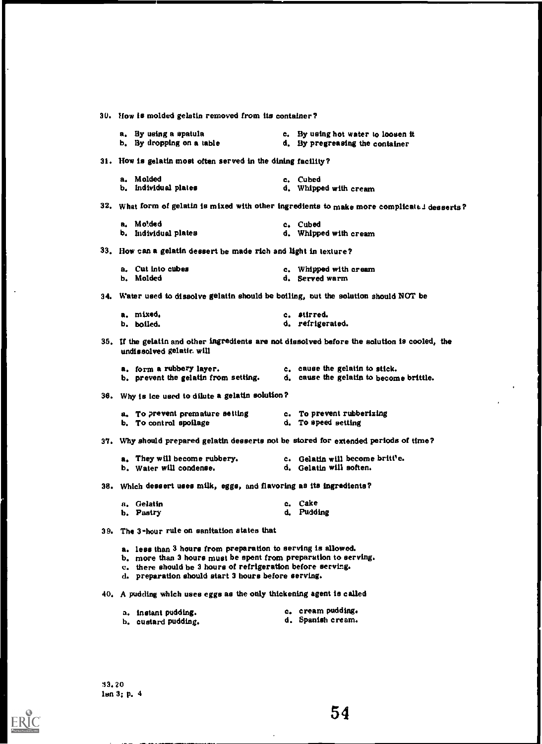30. How is molded gelatin removed from its container?

    a. By using a spatula
    b. By dropping on a table
    c. By using hot water to loosen it
    d. By pregreasing the container

31. How is gelatin most often served in the dining facility?

    a. Molded
    b. Individual plates
    c. Cubed
    d. Whipped with cream

32. What form of gelatin is mixed with other ingredients to make more complicated desserts?

    a. Molded
    b. Individual plates
    c. Cubed
    d. Whipped with cream

33. How can a gelatin dessert be made rich and light in texture?

    a. Cut into cubes
    b. Molded
    c. Whipped with cream
    d. Served warm

34. Water used to dissolve gelatin should be boiling, but the solution should NOT be

    a. mixed.
    b. boiled.
    c. stirred.
    d. refrigerated.

35. If the gelatin and other ingredients are not dissolved before the solution is cooled, the undissolved gelatin will

    a. form a rubbery layer.
    b. prevent the gelatin from setting.
    c. cause the gelatin to stick.
    d. cause the gelatin to become brittle.

36. Why is ice used to dilute a gelatin solution?

    a. To prevent premature setting
    b. To control spoilage
    c. To prevent rubberizing
    d. To speed setting

37. Why should prepared gelatin desserts not be stored for extended periods of time?

    a. They will become rubbery.
    b. Water will condense.
    c. Gelatin will become brittle.
    d. Gelatin will soften.

38. Which dessert uses milk, eggs, and flavoring as its ingredients?

    a. Gelatin
    b. Pastry
    c. Cake
    d. Pudding

39. The 3-hour rule on sanitation states that

    a. less than 3 hours from preparation to serving is allowed.
    b. more than 3 hours must be spent from preparation to serving.
    c. there should be 3 hours of refrigeration before serving.
    d. preparation should start 3 hours before serving.

40. A pudding which uses eggs as the only thickening agent is called

    a. instant pudding.
    b. custard pudding.
    c. cream pudding.
    d. Spanish cream.

33.20
lsn 3; p. 4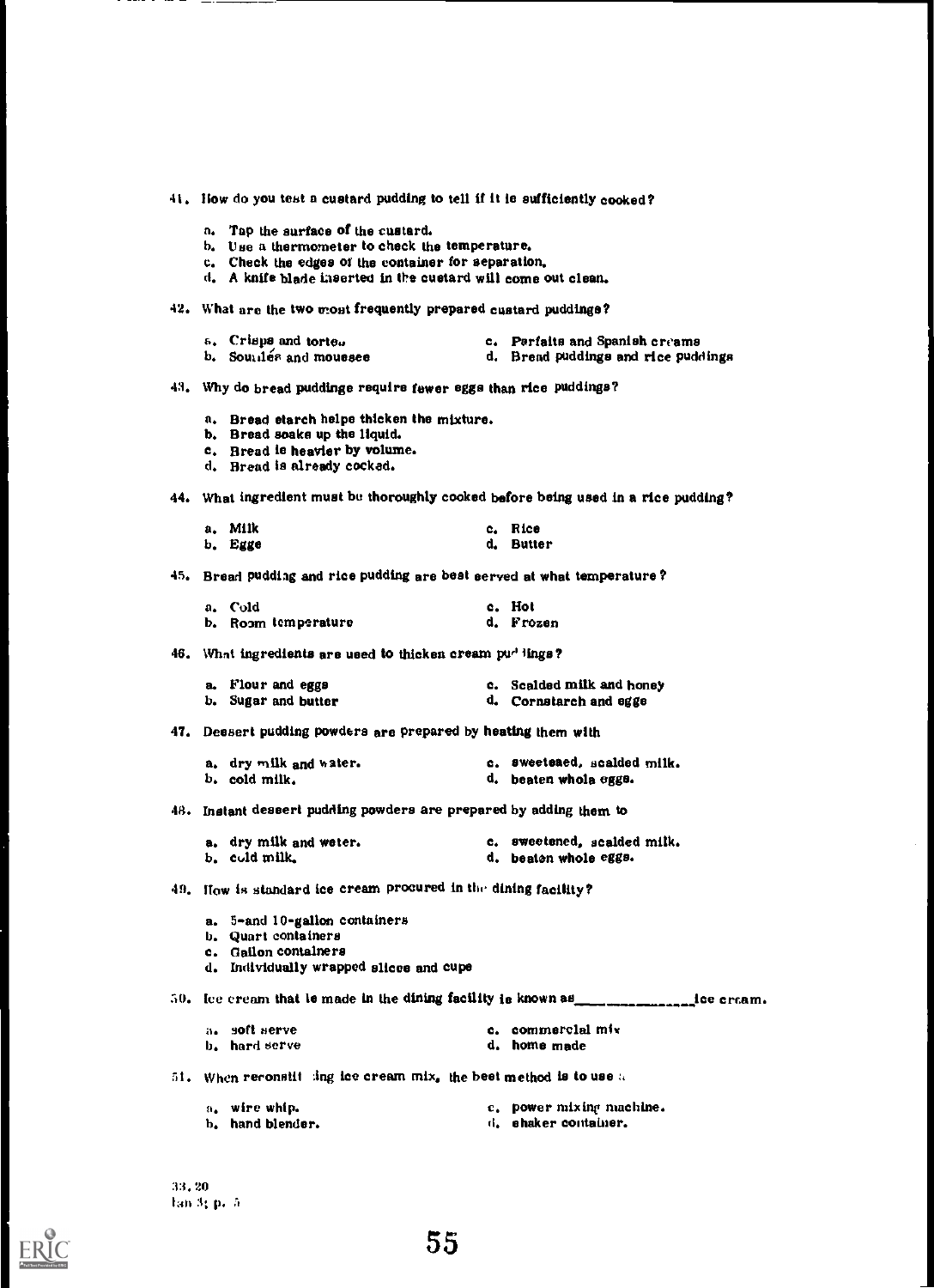41. How do you test a custard pudding to tell if it is sufficiently cooked?

a. Tap the surface of the custard.
b. Use a thermometer to check the temperature.
c. Check the edges of the container for separation.
d. A knife blade inserted in the custard will come out clean.

42. What are the two most frequently prepared custard puddings?

a. Crisps and tortes
b. Soufflés and mousses
c. Parfaits and Spanish creams
d. Bread puddings and rice puddings

43. Why do bread puddings require fewer eggs than rice puddings?

a. Bread starch helps thicken the mixture.
b. Bread soaks up the liquid.
c. Bread is heavier by volume.
d. Bread is already cooked.

44. What ingredient must be thoroughly cooked before being used in a rice pudding?

a. Milk
b. Eggs
c. Rice
d. Butter

45. Bread pudding and rice pudding are best served at what temperature?

a. Cold
b. Room temperature
c. Hot
d. Frozen

46. What ingredients are used to thicken cream puddings?

a. Flour and eggs
b. Sugar and butter
c. Scalded milk and honey
d. Cornstarch and eggs

47. Dessert pudding powders are prepared by heating them with

a. dry milk and water.
b. cold milk.
c. sweetened, scalded milk.
d. beaten whole eggs.

48. Instant dessert pudding powders are prepared by adding them to

a. dry milk and water.
b. cold milk.
c. sweetened, scalded milk.
d. beaten whole eggs.

49. How is standard ice cream procured in the dining facility?

a. 5-and 10-gallon containers
b. Quart containers
c. Gallon containers
d. Individually wrapped slices and cups

50. Ice cream that is made in the dining facility is known as______________ice cream.

a. soft serve
b. hard serve
c. commercial mix
d. home made

51. When reconstituting ice cream mix, the best method is to use a

a. wire whip.
b. hand blender.
c. power mixing machine.
d. shaker container.

33.20
Jan 3; p. 5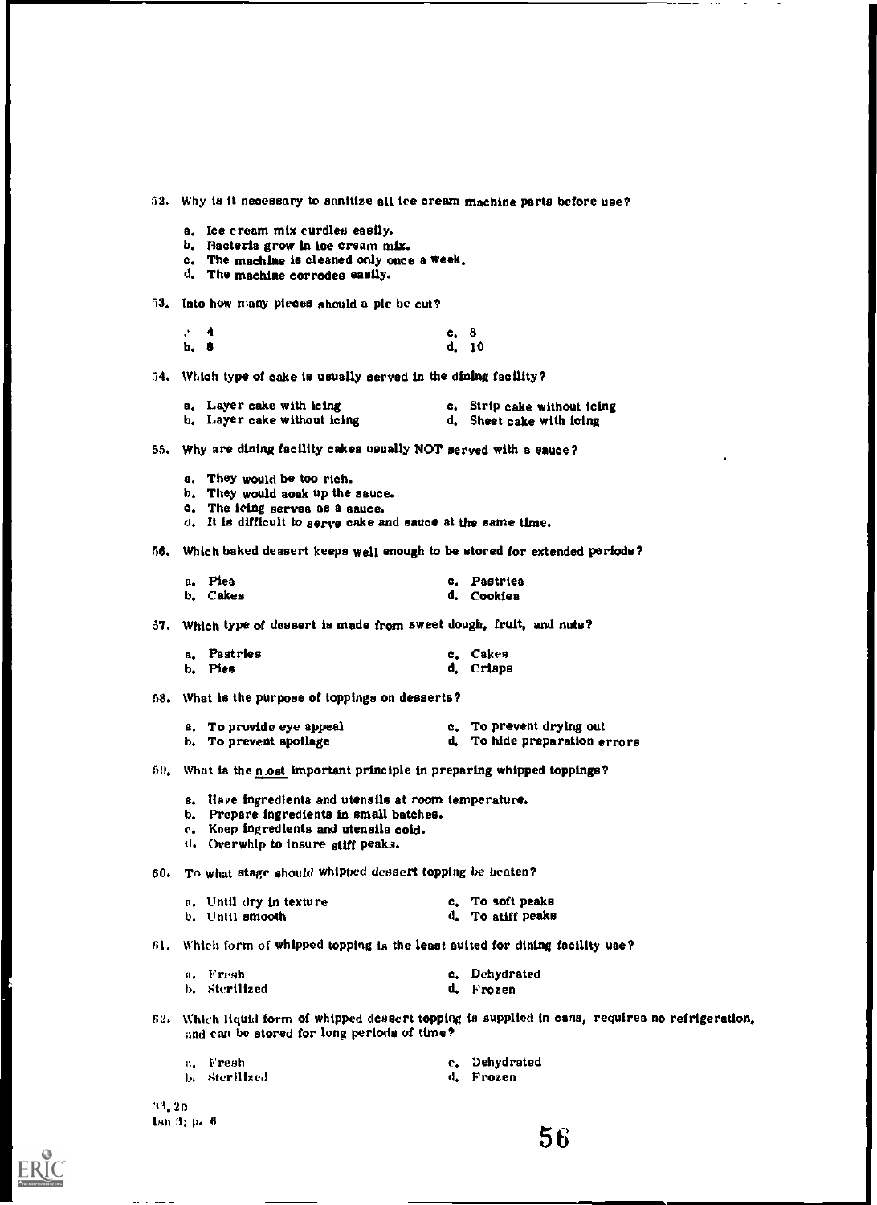52. Why is it necessary to sanitize all ice cream machine parts before use?

a. Ice cream mix curdles easily.
b. Bacteria grow in ice cream mix.
c. The machine is cleaned only once a week.
d. The machine corrodes easily.

53. Into how many pieces should a pie be cut?

a. 4
b. 6
c. 8
d. 10

54. Which type of cake is usually served in the dining facility?

a. Layer cake with icing
b. Layer cake without icing
c. Strip cake without icing
d. Sheet cake with icing

55. Why are dining facility cakes usually NOT served with a sauce?

a. They would be too rich.
b. They would soak up the sauce.
c. The icing serves as a sauce.
d. It is difficult to serve cake and sauce at the same time.

56. Which baked dessert keeps well enough to be stored for extended periods?

a. Pies
b. Cakes
c. Pastries
d. Cookies

57. Which type of dessert is made from sweet dough, fruit, and nuts?

a. Pastries
b. Pies
c. Cakes
d. Crisps

58. What is the purpose of toppings on desserts?

a. To provide eye appeal
b. To prevent spoilage
c. To prevent drying out
d. To hide preparation errors

59. What is the most important principle in preparing whipped toppings?

a. Have ingredients and utensils at room temperature.
b. Prepare ingredients in small batches.
c. Keep ingredients and utensils cold.
d. Overwhip to insure stiff peaks.

60. To what stage should whipped dessert topping be beaten?

a. Until dry in texture
b. Until smooth
c. To soft peaks
d. To stiff peaks

61. Which form of whipped topping is the least suited for dining facility use?

a. Fresh
b. Sterilized
c. Dehydrated
d. Frozen

62. Which liquid form of whipped dessert topping is supplied in cans, requires no refrigeration, and can be stored for long periods of time?

a. Fresh
b. Sterilized
c. Dehydrated
d. Frozen

33.20
Isn 3; p. 6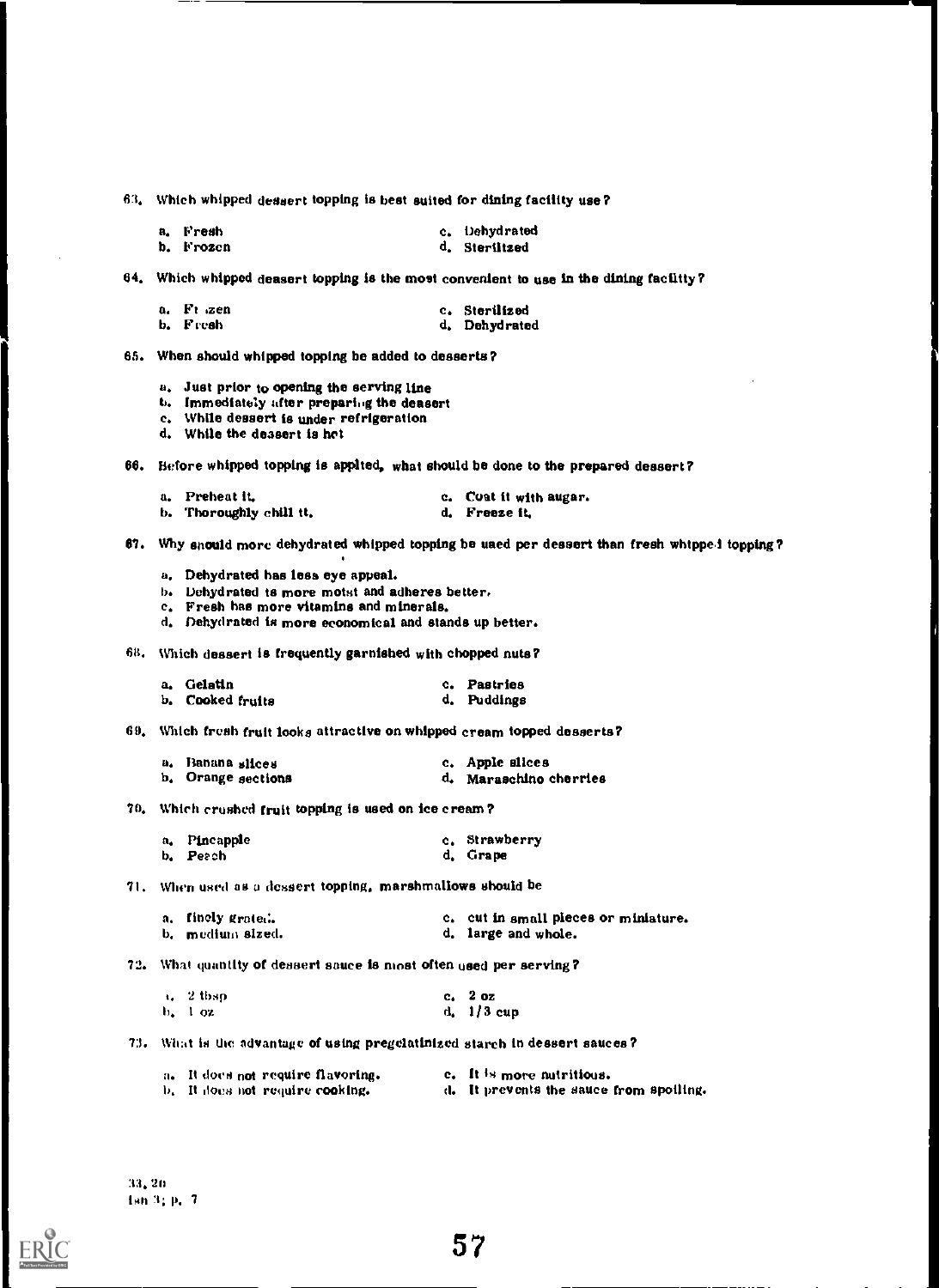63. Which whipped dessert topping is best suited for dining facility use?

   a. Fresh
   b. Frozen
   c. Dehydrated
   d. Sterilized

64. Which whipped dessert topping is the most convenient to use in the dining facility?

   a. Frozen
   b. Fresh
   c. Sterilized
   d. Dehydrated

65. When should whipped topping be added to desserts?

   a. Just prior to opening the serving line
   b. Immediately after preparing the dessert
   c. While dessert is under refrigeration
   d. While the dessert is hot

66. Before whipped topping is applied, what should be done to the prepared dessert?

   a. Preheat it.
   b. Thoroughly chill it.
   c. Coat it with sugar.
   d. Freeze it.

67. Why should more dehydrated whipped topping be used per dessert than fresh whipped topping?

   a. Dehydrated has less eye appeal.
   b. Dehydrated is more moist and adheres better.
   c. Fresh has more vitamins and minerals.
   d. Dehydrated is more economical and stands up better.

68. Which dessert is frequently garnished with chopped nuts?

   a. Gelatin
   b. Cooked fruits
   c. Pastries
   d. Puddings

69. Which fresh fruit looks attractive on whipped cream topped desserts?

   a. Banana slices
   b. Orange sections
   c. Apple slices
   d. Maraschino cherries

70. Which crushed fruit topping is used on ice cream?

   a. Pineapple
   b. Peach
   c. Strawberry
   d. Grape

71. When used as a dessert topping, marshmallows should be

   a. finely grated.
   b. medium sized.
   c. cut in small pieces or miniature.
   d. large and whole.

72. What quantity of dessert sauce is most often used per serving?

   a. 2 tbsp
   b. 1 oz
   c. 2 oz
   d. 1/3 cup

73. What is the advantage of using pregelatinized starch in dessert sauces?

   a. It does not require flavoring.
   b. It does not require cooking.
   c. It is more nutritious.
   d. It prevents the sauce from spoiling.

33, 20
Ish 3; p. 7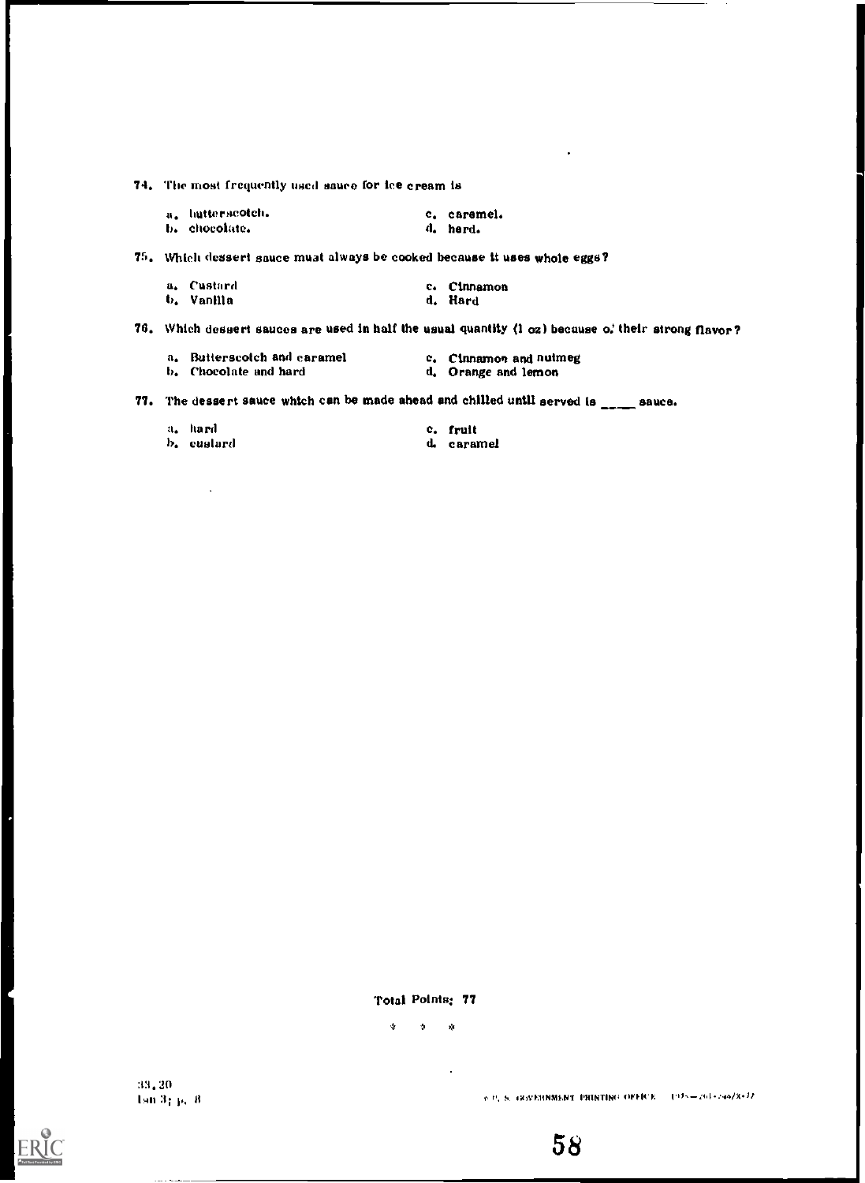74. The most frequently used sauce for ice cream is

a. butterscotch.
b. chocolate.
c. caramel.
d. hard.

75. Which dessert sauce must always be cooked because it uses whole eggs?

a. Custard
b. Vanilla
c. Cinnamon
d. Hard

76. Which dessert sauces are used in half the usual quantity (1 oz) because of their strong flavor?

a. Butterscotch and caramel
b. Chocolate and hard
c. Cinnamon and nutmeg
d. Orange and lemon

77. The dessert sauce which can be made ahead and chilled until served is ____ sauce.

a. hard
b. custard
c. fruit
d. caramel

Total Points: 77

\* \* \*

33.20
Lsn 3; p. 8

U.S. GOVERNMENT PRINTING OFFICE 1975—261-244/X-77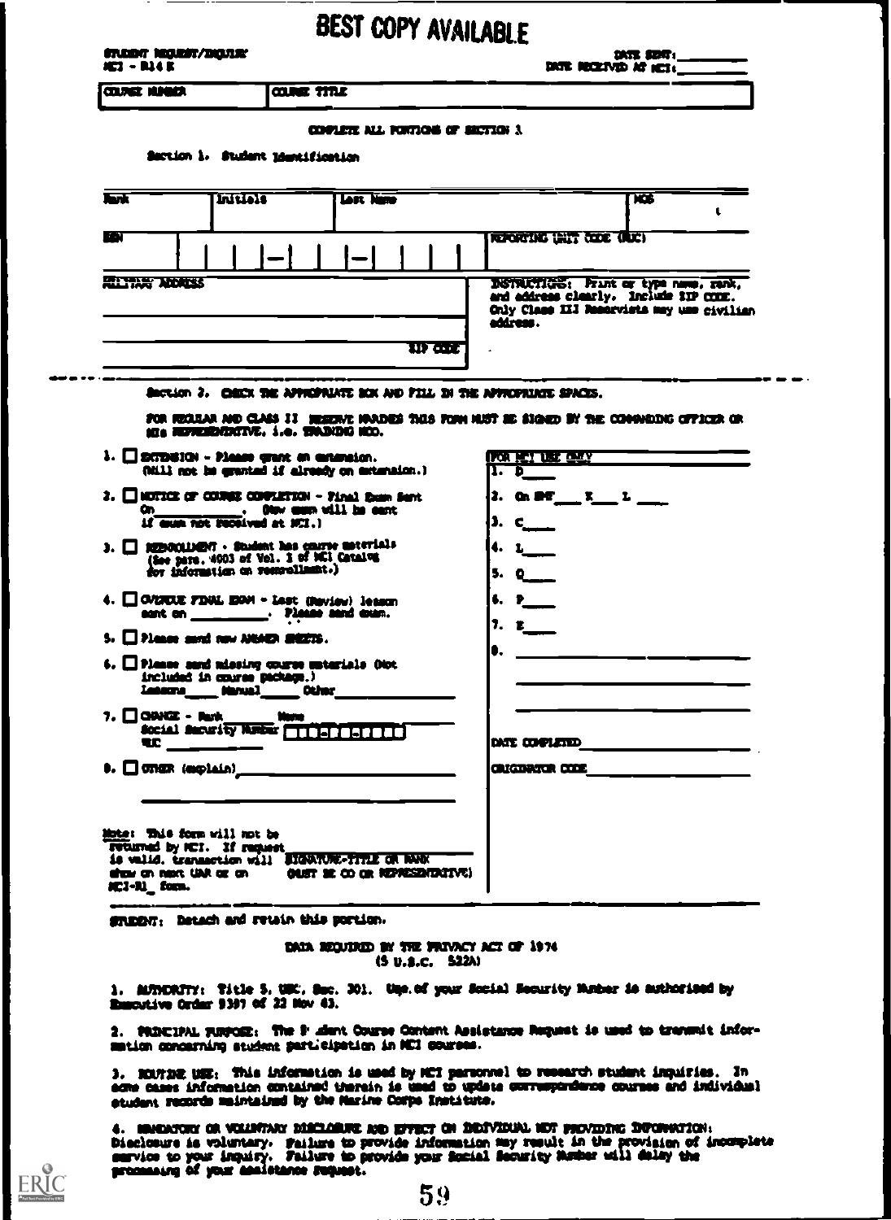BEST COPY AVAILABLE

STUDENT REQUEST/INQUIRY
MCI - R14 E

DATE SENT: ________
DATE RECEIVED AT MCI: ________

| COURSE NUMBER | COURSE TITLE |
|---|---|
| | |

COMPLETE ALL PORTIONS OF SECTION 1

Section 1. Student Identification

| Rank | Initials | Last Name | MOS |
|---|---|---|---|
| | | | |

| SSN | REPORTING UNIT CODE (RUC) |
|---|---|
| ___ ___ ___ - ___ ___ - ___ ___ ___ ___ | |

MILITARY ADDRESS

______________________________________

______________________________________ ZIP CODE

INSTRUCTIONS: Print or type name, rank, and address clearly. Include ZIP CODE. Only Class III Reservists may use civilian address.

---

Section 2. CHECK THE APPROPRIATE BOX AND FILL IN THE APPROPRIATE SPACES.

FOR REGULAR AND CLASS II RESERVE MARINES THIS FORM MUST BE SIGNED BY THE COMMANDING OFFICER OR HIS REPRESENTATIVE, i.e. TRAINING NCO.

1. ☐ EXTENSION - Please grant an extension. (Will not be granted if already on extension.)
2. ☐ NOTICE OF COURSE COMPLETION - Final Exam Sent On ________. (New exam will be sent if exam not received at MCI.)
3. ☐ REENROLLMENT - Student has course materials (See para. 4003 of Vol. I of MCI Catalog for information on reenrollment.)
4. ☐ OVERDUE FINAL EXAM - Last (Review) lesson sent on ________. Please send exam.
5. ☐ Please send new ANSWER SHEETS.
6. ☐ Please send missing course materials (Not included in course package.) Lessons ____ Manual ____ Other ________
7. ☐ CHANGE - Rank ____ Name ____ Social Security Number ☐☐☐-☐☐-☐☐☐☐ RUC ________
8. ☐ OTHER (explain) ________________________

FOR MCI USE ONLY

1. D ____
2. On SMF ____ X ____ L ____
3. C ____
4. L ____
5. Q ____
6. P ____
7. E ____
8. ________________

DATE COMPLETED ________

ORIGINATOR CODE ________

Note: This form will not be returned by MCI. If request is valid, transaction will show on next UAR or on MCI-R1_ form.

________________________
SIGNATURE-TITLE OR RANK
(MUST BE CO OR REPRESENTATIVE)

---

STUDENT: Detach and retain this portion.

DATA REQUIRED BY THE PRIVACY ACT OF 1974
(5 U.S.C. 522A)

1. AUTHORITY: Title 5, USC, Sec. 301. Use of your Social Security Number is authorized by Executive Order 9397 of 22 Nov 43.

2. PRINCIPAL PURPOSE: The Student Course Content Assistance Request is used to transmit information concerning student participation in MCI courses.

3. ROUTINE USE: This information is used by MCI personnel to research student inquiries. In some cases information contained therein is used to update correspondence courses and individual student records maintained by the Marine Corps Institute.

4. MANDATORY OR VOLUNTARY DISCLOSURE AND EFFECT ON INDIVIDUAL NOT PROVIDING INFORMATION: Disclosure is voluntary. Failure to provide information may result in the provision of incomplete service to your inquiry. Failure to provide your Social Security Number will delay the processing of your assistance request.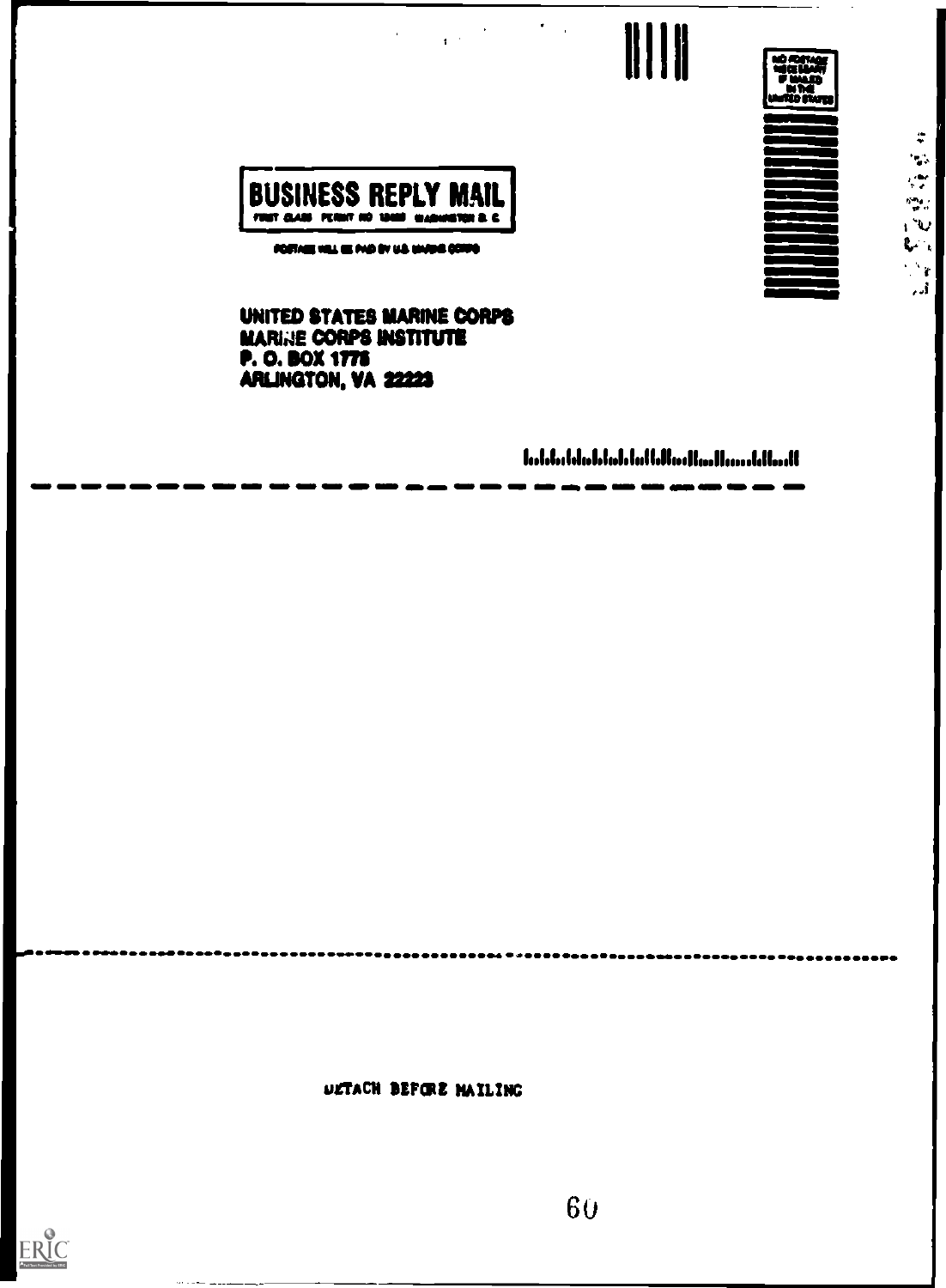NO POSTAGE NECESSARY IF MAILED IN THE UNITED STATES

**BUSINESS REPLY MAIL**

FIRST CLASS PERMIT NO. 12403 WASHINGTON D. C.

POSTAGE WILL BE PAID BY U.S. MARINE CORPS

**UNITED STATES MARINE CORPS**
**MARINE CORPS INSTITUTE**
**P. O. BOX 1775**
**ARLINGTON, VA 22223**

DETACH BEFORE MAILING